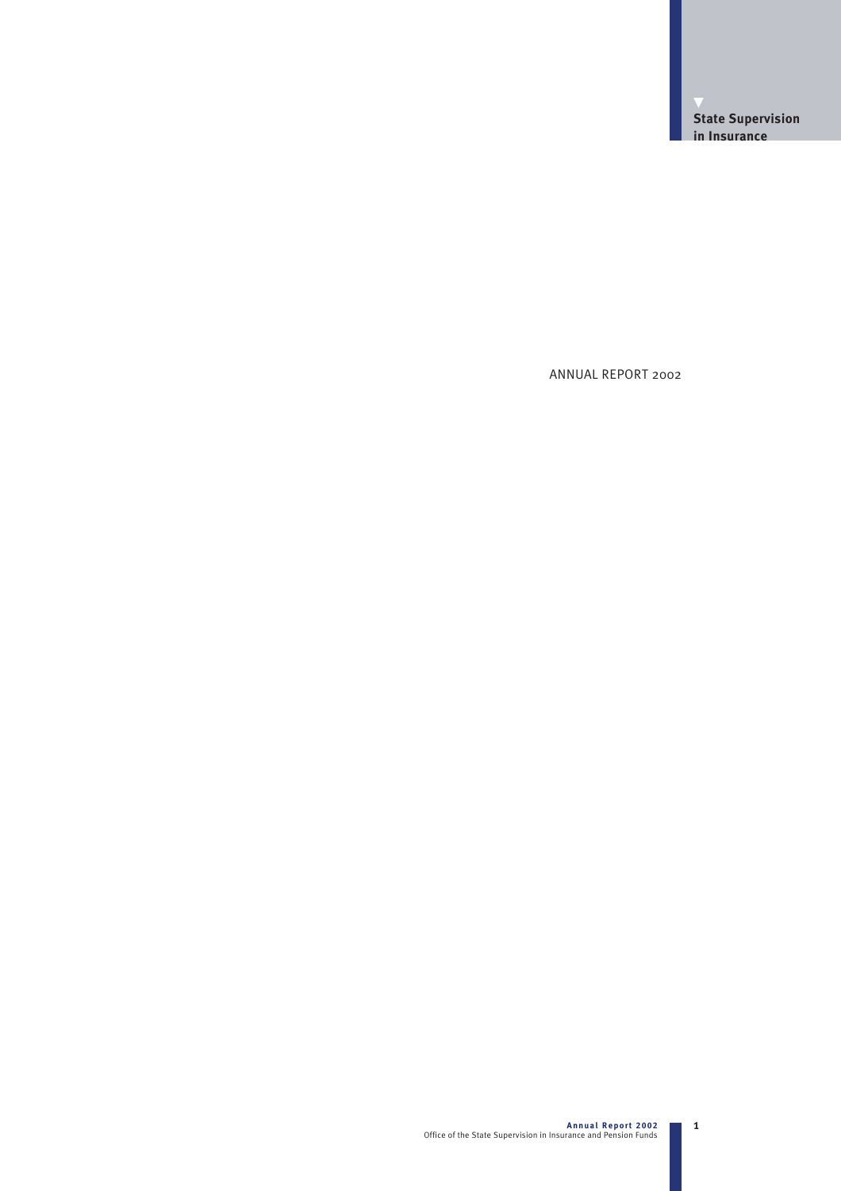**State Supervision in Insurance**

# ANNUAL REPORT 2002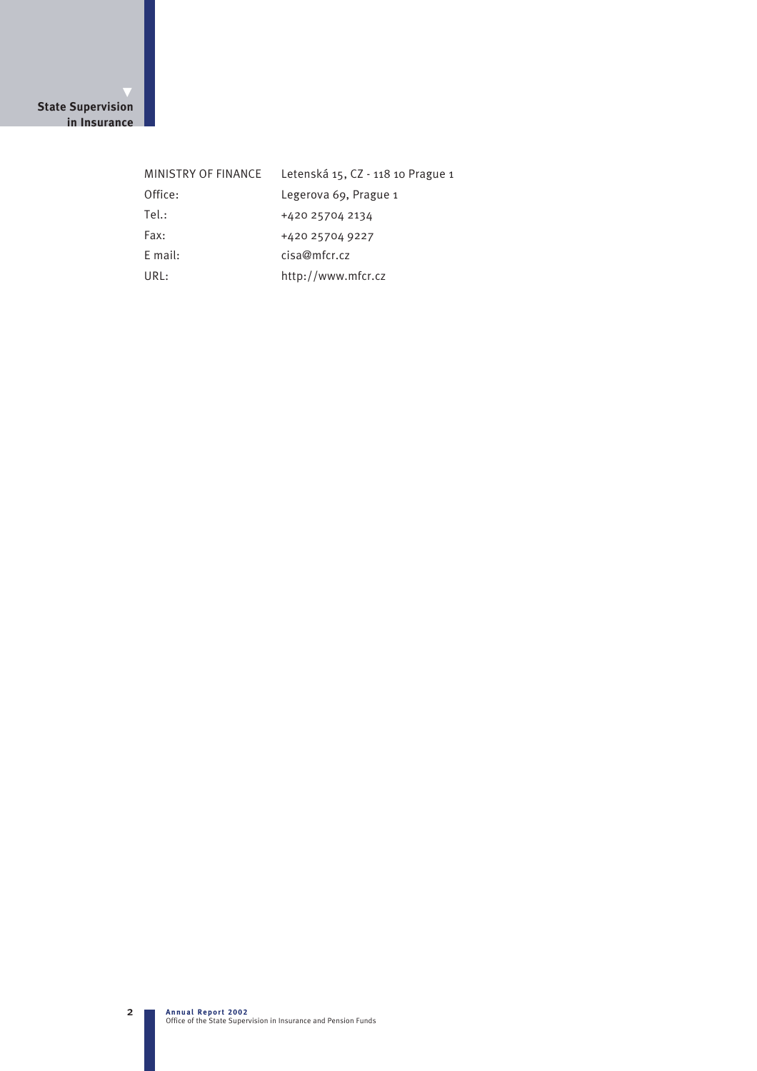| | |
|---|---|
| MINISTRY OF FINANCE | Letenská 15, CZ - 118 10 Prague 1 |
| Office: | Legerova 69, Prague 1 |
| Tel.: | +420 25704 2134 |
| Fax: | +420 25704 9227 |
| E mail: | cisa@mfcr.cz |
| URL: | http://www.mfcr.cz |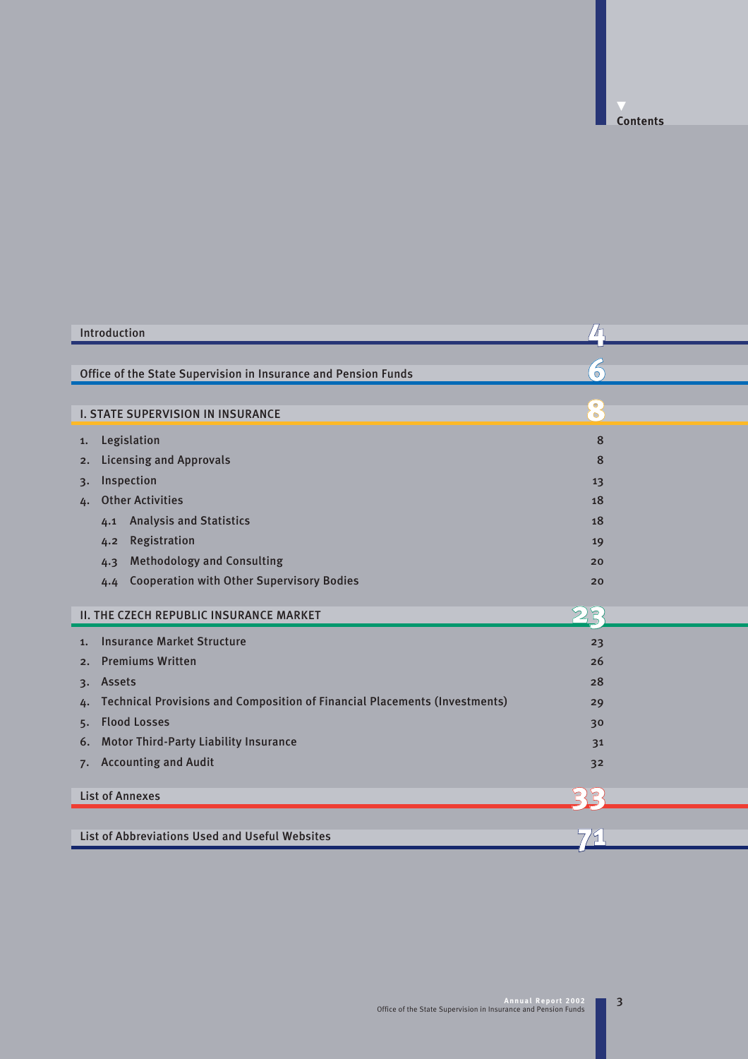# Contents

| | |
|---|---|
| Introduction | 4 |
| Office of the State Supervision in Insurance and Pension Funds | 6 |
| **I. STATE SUPERVISION IN INSURANCE** | **8** |
| 1. Legislation | 8 |
| 2. Licensing and Approvals | 8 |
| 3. Inspection | 13 |
| 4. Other Activities | 18 |
| 4.1 Analysis and Statistics | 18 |
| 4.2 Registration | 19 |
| 4.3 Methodology and Consulting | 20 |
| 4.4 Cooperation with Other Supervisory Bodies | 20 |
| **II. THE CZECH REPUBLIC INSURANCE MARKET** | **23** |
| 1. Insurance Market Structure | 23 |
| 2. Premiums Written | 26 |
| 3. Assets | 28 |
| 4. Technical Provisions and Composition of Financial Placements (Investments) | 29 |
| 5. Flood Losses | 30 |
| 6. Motor Third-Party Liability Insurance | 31 |
| 7. Accounting and Audit | 32 |
| List of Annexes | 33 |
| List of Abbreviations Used and Useful Websites | 71 |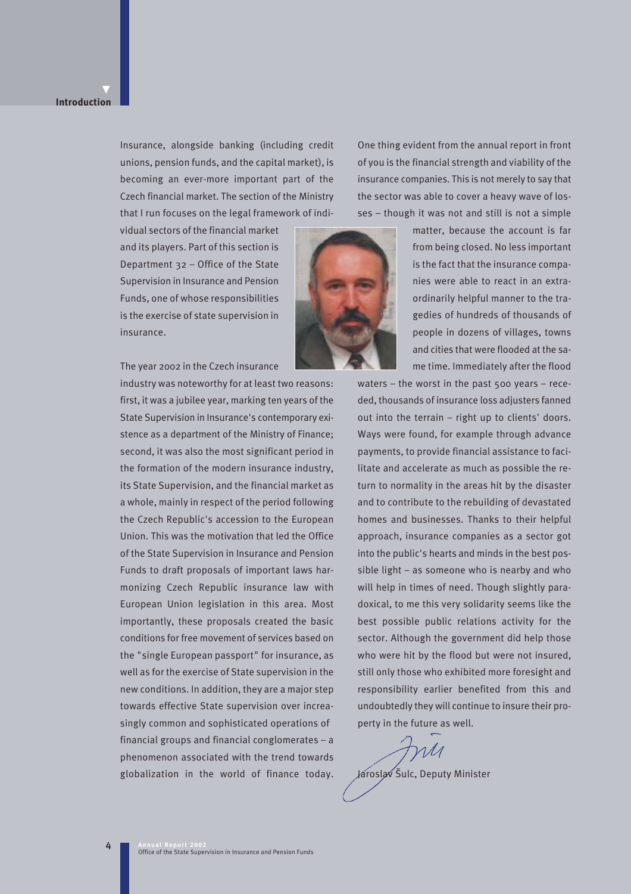# Introduction

Insurance, alongside banking (including credit unions, pension funds, and the capital market), is becoming an ever-more important part of the Czech financial market. The section of the Ministry that I run focuses on the legal framework of individual sectors of the financial market and its players. Part of this section is Department 32 – Office of the State Supervision in Insurance and Pension Funds, one of whose responsibilities is the exercise of state supervision in insurance.

The year 2002 in the Czech insurance industry was noteworthy for at least two reasons: first, it was a jubilee year, marking ten years of the State Supervision in Insurance's contemporary existence as a department of the Ministry of Finance; second, it was also the most significant period in the formation of the modern insurance industry, its State Supervision, and the financial market as a whole, mainly in respect of the period following the Czech Republic's accession to the European Union. This was the motivation that led the Office of the State Supervision in Insurance and Pension Funds to draft proposals of important laws harmonizing Czech Republic insurance law with European Union legislation in this area. Most importantly, these proposals created the basic conditions for free movement of services based on the "single European passport" for insurance, as well as for the exercise of State supervision in the new conditions. In addition, they are a major step towards effective State supervision over increasingly common and sophisticated operations of financial groups and financial conglomerates – a phenomenon associated with the trend towards globalization in the world of finance today.

One thing evident from the annual report in front of you is the financial strength and viability of the insurance companies. This is not merely to say that the sector was able to cover a heavy wave of losses – though it was not and still is not a simple matter, because the account is far from being closed. No less important is the fact that the insurance companies were able to react in an extraordinarily helpful manner to the tragedies of hundreds of thousands of people in dozens of villages, towns and cities that were flooded at the same time. Immediately after the flood waters – the worst in the past 500 years – receded, thousands of insurance loss adjusters fanned out into the terrain – right up to clients' doors. Ways were found, for example through advance payments, to provide financial assistance to facilitate and accelerate as much as possible the return to normality in the areas hit by the disaster and to contribute to the rebuilding of devastated homes and businesses. Thanks to their helpful approach, insurance companies as a sector got into the public's hearts and minds in the best possible light – as someone who is nearby and who will help in times of need. Though slightly paradoxical, to me this very solidarity seems like the best possible public relations activity for the sector. Although the government did help those who were hit by the flood but were not insured, still only those who exhibited more foresight and responsibility earlier benefited from this and undoubtedly they will continue to insure their property in the future as well.

Jaroslav Šulc, Deputy Minister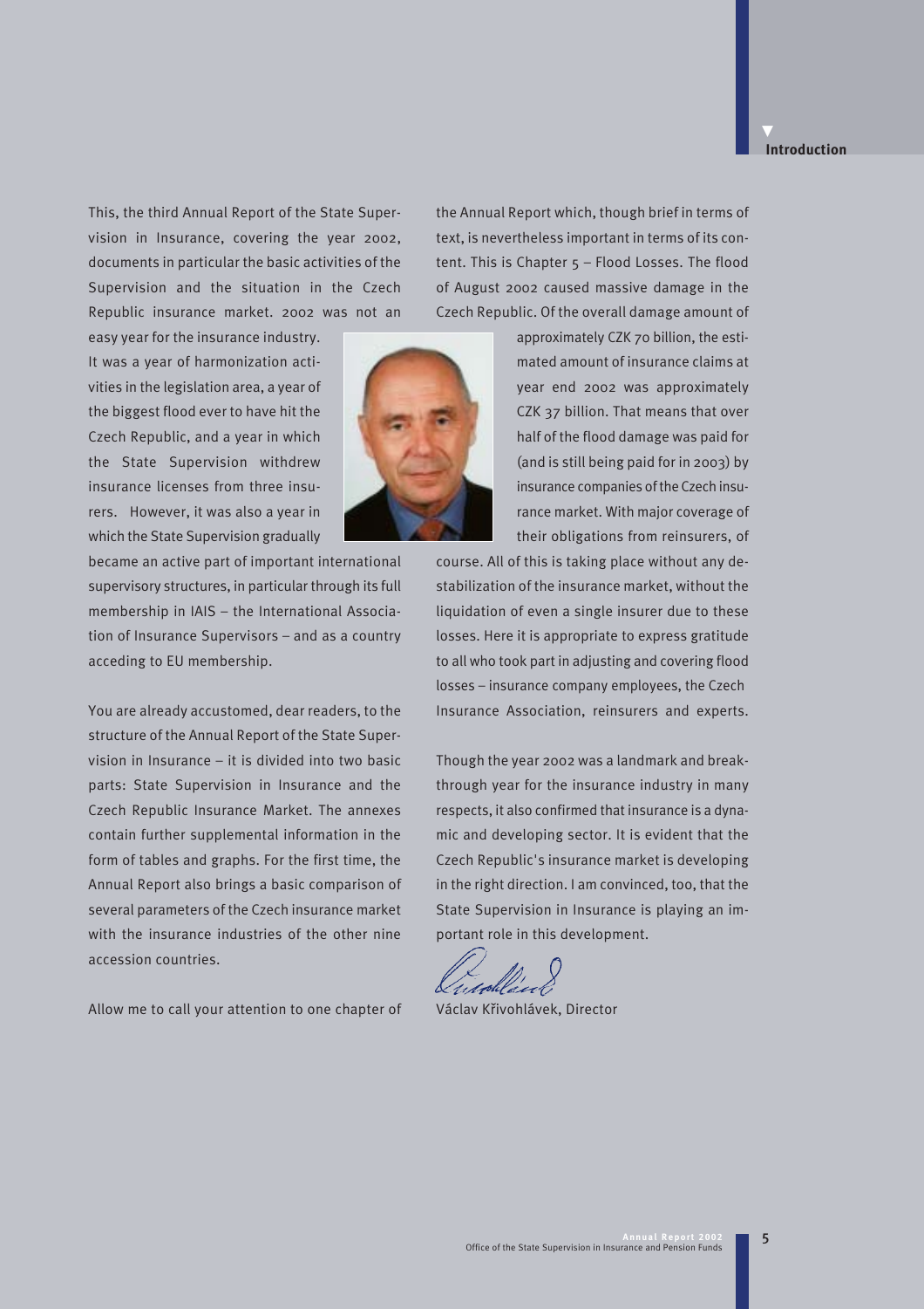# Introduction

This, the third Annual Report of the State Supervision in Insurance, covering the year 2002, documents in particular the basic activities of the Supervision and the situation in the Czech Republic insurance market. 2002 was not an easy year for the insurance industry. It was a year of harmonization activities in the legislation area, a year of the biggest flood ever to have hit the Czech Republic, and a year in which the State Supervision withdrew insurance licenses from three insurers. However, it was also a year in which the State Supervision gradually became an active part of important international supervisory structures, in particular through its full membership in IAIS – the International Association of Insurance Supervisors – and as a country acceding to EU membership.

You are already accustomed, dear readers, to the structure of the Annual Report of the State Supervision in Insurance – it is divided into two basic parts: State Supervision in Insurance and the Czech Republic Insurance Market. The annexes contain further supplemental information in the form of tables and graphs. For the first time, the Annual Report also brings a basic comparison of several parameters of the Czech insurance market with the insurance industries of the other nine accession countries.

Allow me to call your attention to one chapter of the Annual Report which, though brief in terms of text, is nevertheless important in terms of its content. This is Chapter 5 – Flood Losses. The flood of August 2002 caused massive damage in the Czech Republic. Of the overall damage amount of approximately CZK 70 billion, the estimated amount of insurance claims at year end 2002 was approximately CZK 37 billion. That means that over half of the flood damage was paid for (and is still being paid for in 2003) by insurance companies of the Czech insurance market. With major coverage of their obligations from reinsurers, of course. All of this is taking place without any destabilization of the insurance market, without the liquidation of even a single insurer due to these losses. Here it is appropriate to express gratitude to all who took part in adjusting and covering flood losses – insurance company employees, the Czech Insurance Association, reinsurers and experts.

Though the year 2002 was a landmark and breakthrough year for the insurance industry in many respects, it also confirmed that insurance is a dynamic and developing sector. It is evident that the Czech Republic's insurance market is developing in the right direction. I am convinced, too, that the State Supervision in Insurance is playing an important role in this development.

Václav Křivohlávek, Director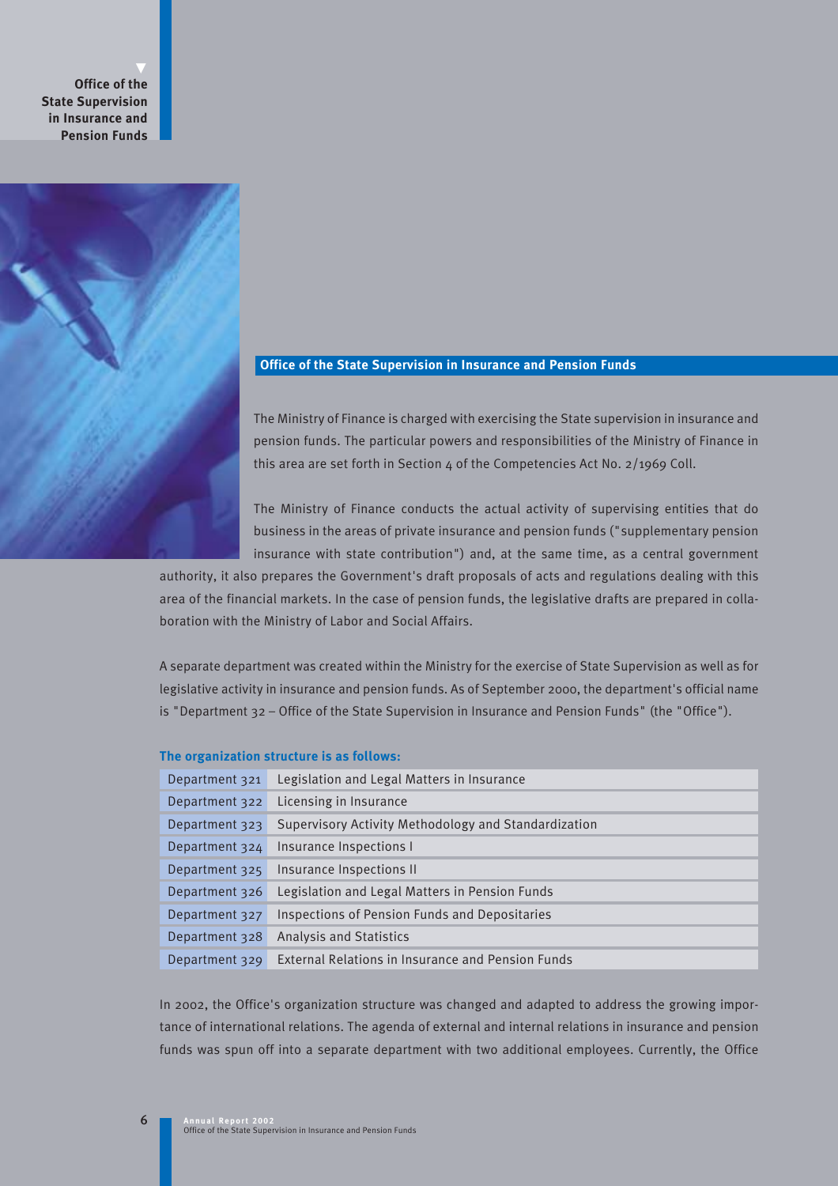## Office of the State Supervision in Insurance and Pension Funds

The Ministry of Finance is charged with exercising the State supervision in insurance and pension funds. The particular powers and responsibilities of the Ministry of Finance in this area are set forth in Section 4 of the Competencies Act No. 2/1969 Coll.

The Ministry of Finance conducts the actual activity of supervising entities that do business in the areas of private insurance and pension funds ("supplementary pension insurance with state contribution") and, at the same time, as a central government authority, it also prepares the Government's draft proposals of acts and regulations dealing with this area of the financial markets. In the case of pension funds, the legislative drafts are prepared in collaboration with the Ministry of Labor and Social Affairs.

A separate department was created within the Ministry for the exercise of State Supervision as well as for legislative activity in insurance and pension funds. As of September 2000, the department's official name is "Department 32 – Office of the State Supervision in Insurance and Pension Funds" (the "Office").

**The organization structure is as follows:**

| Department | Name |
|---|---|
| Department 321 | Legislation and Legal Matters in Insurance |
| Department 322 | Licensing in Insurance |
| Department 323 | Supervisory Activity Methodology and Standardization |
| Department 324 | Insurance Inspections I |
| Department 325 | Insurance Inspections II |
| Department 326 | Legislation and Legal Matters in Pension Funds |
| Department 327 | Inspections of Pension Funds and Depositaries |
| Department 328 | Analysis and Statistics |
| Department 329 | External Relations in Insurance and Pension Funds |

In 2002, the Office's organization structure was changed and adapted to address the growing importance of international relations. The agenda of external and internal relations in insurance and pension funds was spun off into a separate department with two additional employees. Currently, the Office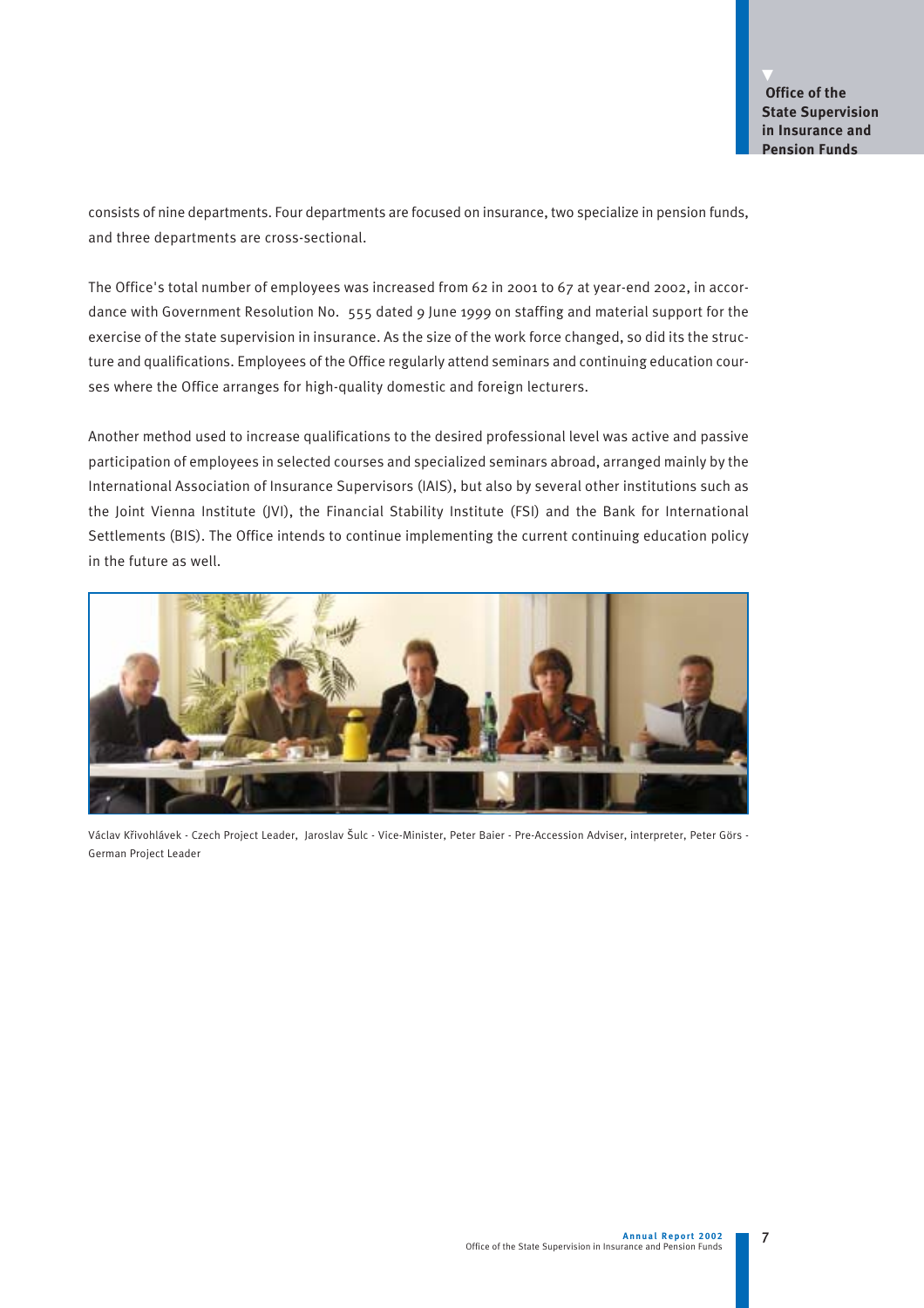consists of nine departments. Four departments are focused on insurance, two specialize in pension funds, and three departments are cross-sectional.

The Office's total number of employees was increased from 62 in 2001 to 67 at year-end 2002, in accordance with Government Resolution No. 555 dated 9 June 1999 on staffing and material support for the exercise of the state supervision in insurance. As the size of the work force changed, so did its the structure and qualifications. Employees of the Office regularly attend seminars and continuing education courses where the Office arranges for high-quality domestic and foreign lecturers.

Another method used to increase qualifications to the desired professional level was active and passive participation of employees in selected courses and specialized seminars abroad, arranged mainly by the International Association of Insurance Supervisors (IAIS), but also by several other institutions such as the Joint Vienna Institute (JVI), the Financial Stability Institute (FSI) and the Bank for International Settlements (BIS). The Office intends to continue implementing the current continuing education policy in the future as well.

Václav Křivohlávek - Czech Project Leader, Jaroslav Šulc - Vice-Minister, Peter Baier - Pre-Accession Adviser, interpreter, Peter Görs - German Project Leader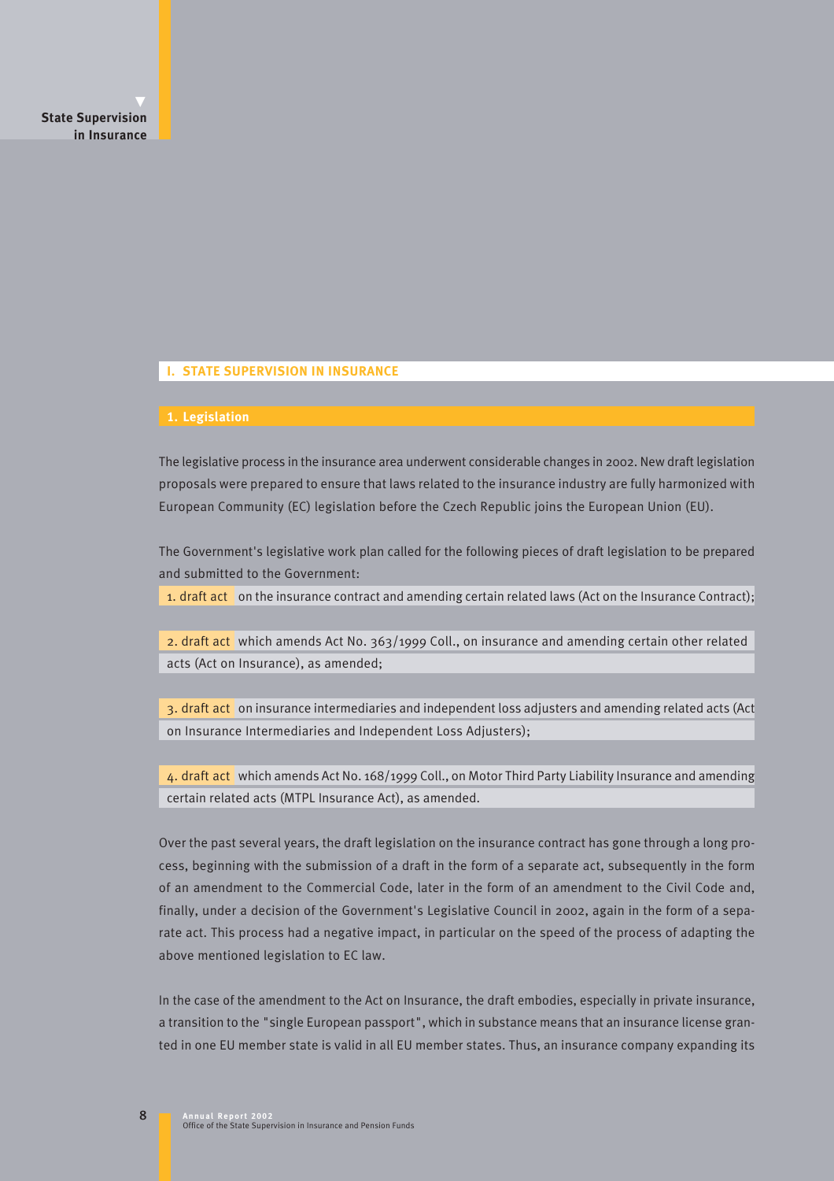# I. STATE SUPERVISION IN INSURANCE

## 1. Legislation

The legislative process in the insurance area underwent considerable changes in 2002. New draft legislation proposals were prepared to ensure that laws related to the insurance industry are fully harmonized with European Community (EC) legislation before the Czech Republic joins the European Union (EU).

The Government's legislative work plan called for the following pieces of draft legislation to be prepared and submitted to the Government:

1. draft act on the insurance contract and amending certain related laws (Act on the Insurance Contract);

2. draft act which amends Act No. 363/1999 Coll., on insurance and amending certain other related acts (Act on Insurance), as amended;

3. draft act on insurance intermediaries and independent loss adjusters and amending related acts (Act on Insurance Intermediaries and Independent Loss Adjusters);

4. draft act which amends Act No. 168/1999 Coll., on Motor Third Party Liability Insurance and amending certain related acts (MTPL Insurance Act), as amended.

Over the past several years, the draft legislation on the insurance contract has gone through a long process, beginning with the submission of a draft in the form of a separate act, subsequently in the form of an amendment to the Commercial Code, later in the form of an amendment to the Civil Code and, finally, under a decision of the Government's Legislative Council in 2002, again in the form of a separate act. This process had a negative impact, in particular on the speed of the process of adapting the above mentioned legislation to EC law.

In the case of the amendment to the Act on Insurance, the draft embodies, especially in private insurance, a transition to the "single European passport", which in substance means that an insurance license granted in one EU member state is valid in all EU member states. Thus, an insurance company expanding its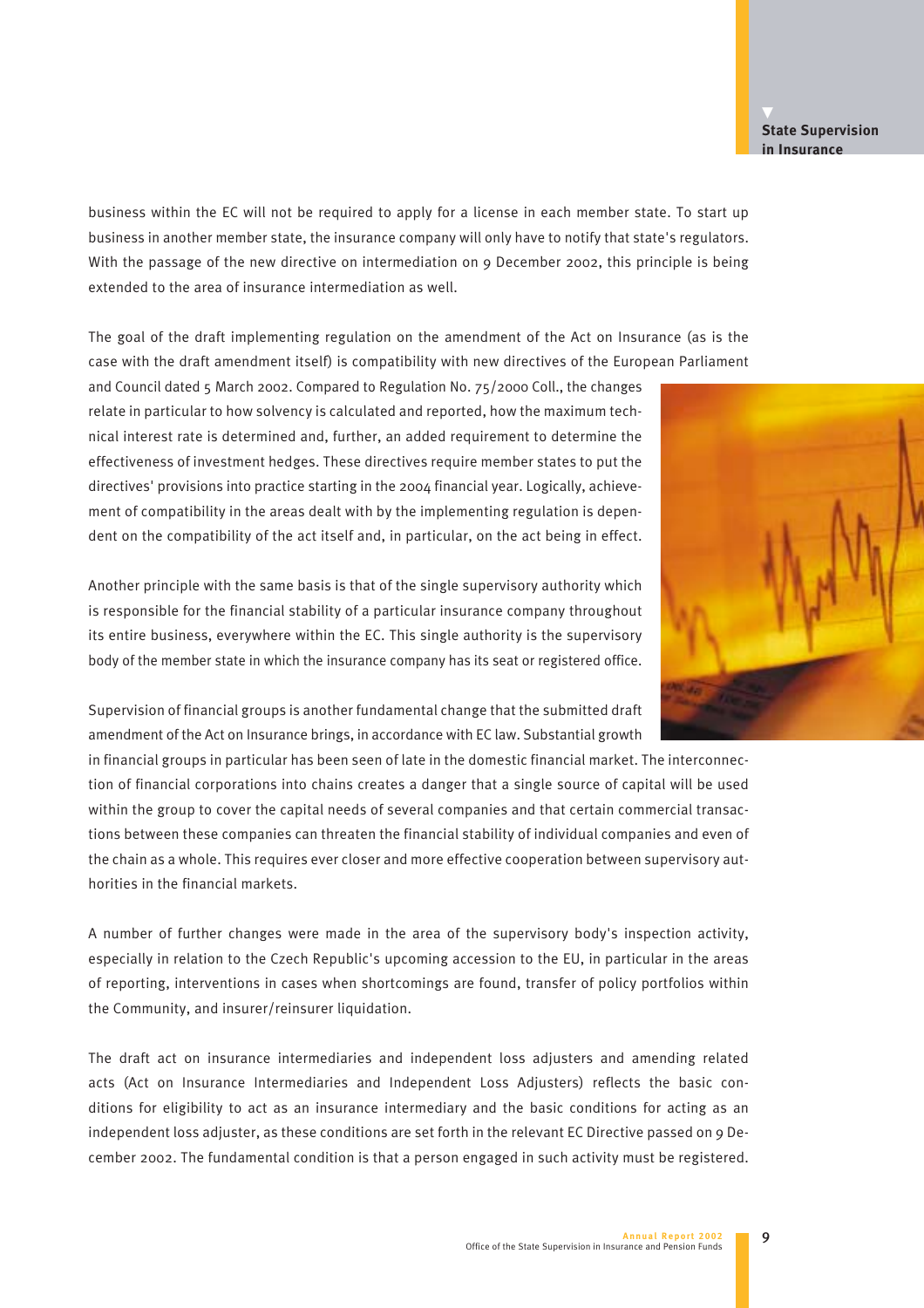business within the EC will not be required to apply for a license in each member state. To start up business in another member state, the insurance company will only have to notify that state's regulators. With the passage of the new directive on intermediation on 9 December 2002, this principle is being extended to the area of insurance intermediation as well.

The goal of the draft implementing regulation on the amendment of the Act on Insurance (as is the case with the draft amendment itself) is compatibility with new directives of the European Parliament and Council dated 5 March 2002. Compared to Regulation No. 75/2000 Coll., the changes relate in particular to how solvency is calculated and reported, how the maximum technical interest rate is determined and, further, an added requirement to determine the effectiveness of investment hedges. These directives require member states to put the directives' provisions into practice starting in the 2004 financial year. Logically, achievement of compatibility in the areas dealt with by the implementing regulation is dependent on the compatibility of the act itself and, in particular, on the act being in effect.

Another principle with the same basis is that of the single supervisory authority which is responsible for the financial stability of a particular insurance company throughout its entire business, everywhere within the EC. This single authority is the supervisory body of the member state in which the insurance company has its seat or registered office.

Supervision of financial groups is another fundamental change that the submitted draft amendment of the Act on Insurance brings, in accordance with EC law. Substantial growth in financial groups in particular has been seen of late in the domestic financial market. The interconnection of financial corporations into chains creates a danger that a single source of capital will be used within the group to cover the capital needs of several companies and that certain commercial transactions between these companies can threaten the financial stability of individual companies and even of the chain as a whole. This requires ever closer and more effective cooperation between supervisory authorities in the financial markets.

A number of further changes were made in the area of the supervisory body's inspection activity, especially in relation to the Czech Republic's upcoming accession to the EU, in particular in the areas of reporting, interventions in cases when shortcomings are found, transfer of policy portfolios within the Community, and insurer/reinsurer liquidation.

The draft act on insurance intermediaries and independent loss adjusters and amending related acts (Act on Insurance Intermediaries and Independent Loss Adjusters) reflects the basic conditions for eligibility to act as an insurance intermediary and the basic conditions for acting as an independent loss adjuster, as these conditions are set forth in the relevant EC Directive passed on 9 December 2002. The fundamental condition is that a person engaged in such activity must be registered.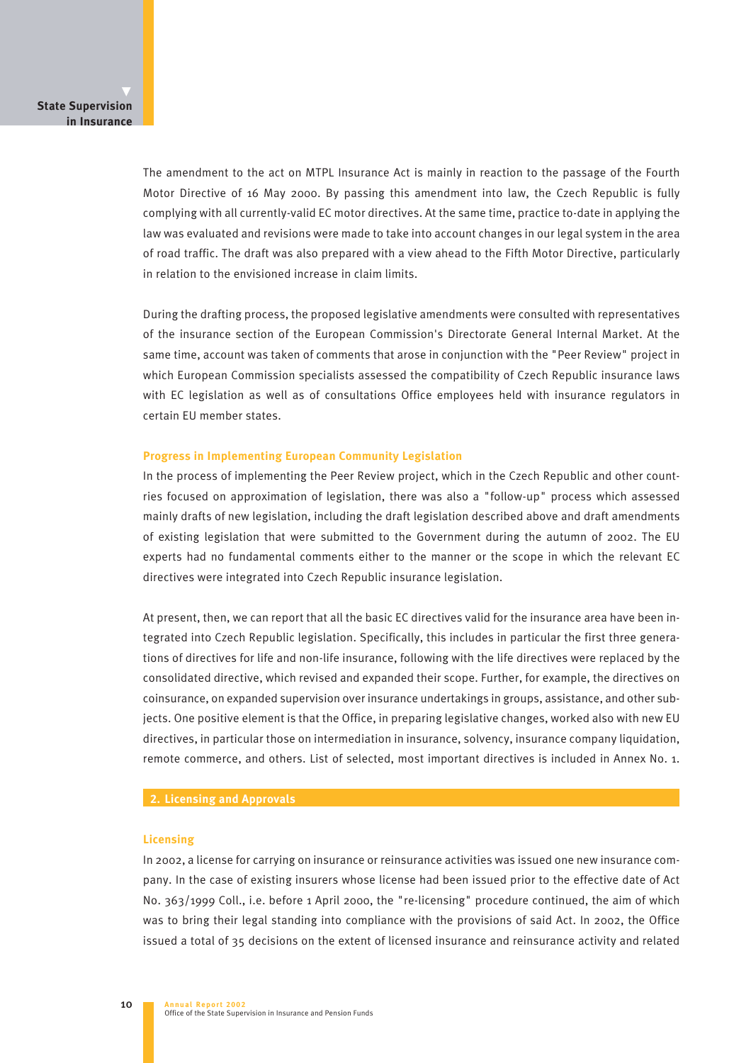The amendment to the act on MTPL Insurance Act is mainly in reaction to the passage of the Fourth Motor Directive of 16 May 2000. By passing this amendment into law, the Czech Republic is fully complying with all currently-valid EC motor directives. At the same time, practice to-date in applying the law was evaluated and revisions were made to take into account changes in our legal system in the area of road traffic. The draft was also prepared with a view ahead to the Fifth Motor Directive, particularly in relation to the envisioned increase in claim limits.

During the drafting process, the proposed legislative amendments were consulted with representatives of the insurance section of the European Commission's Directorate General Internal Market. At the same time, account was taken of comments that arose in conjunction with the "Peer Review" project in which European Commission specialists assessed the compatibility of Czech Republic insurance laws with EC legislation as well as of consultations Office employees held with insurance regulators in certain EU member states.

### Progress in Implementing European Community Legislation

In the process of implementing the Peer Review project, which in the Czech Republic and other countries focused on approximation of legislation, there was also a "follow-up" process which assessed mainly drafts of new legislation, including the draft legislation described above and draft amendments of existing legislation that were submitted to the Government during the autumn of 2002. The EU experts had no fundamental comments either to the manner or the scope in which the relevant EC directives were integrated into Czech Republic insurance legislation.

At present, then, we can report that all the basic EC directives valid for the insurance area have been integrated into Czech Republic legislation. Specifically, this includes in particular the first three generations of directives for life and non-life insurance, following with the life directives were replaced by the consolidated directive, which revised and expanded their scope. Further, for example, the directives on coinsurance, on expanded supervision over insurance undertakings in groups, assistance, and other subjects. One positive element is that the Office, in preparing legislative changes, worked also with new EU directives, in particular those on intermediation in insurance, solvency, insurance company liquidation, remote commerce, and others. List of selected, most important directives is included in Annex No. 1.

## 2. Licensing and Approvals

### Licensing

In 2002, a license for carrying on insurance or reinsurance activities was issued one new insurance company. In the case of existing insurers whose license had been issued prior to the effective date of Act No. 363/1999 Coll., i.e. before 1 April 2000, the "re-licensing" procedure continued, the aim of which was to bring their legal standing into compliance with the provisions of said Act. In 2002, the Office issued a total of 35 decisions on the extent of licensed insurance and reinsurance activity and related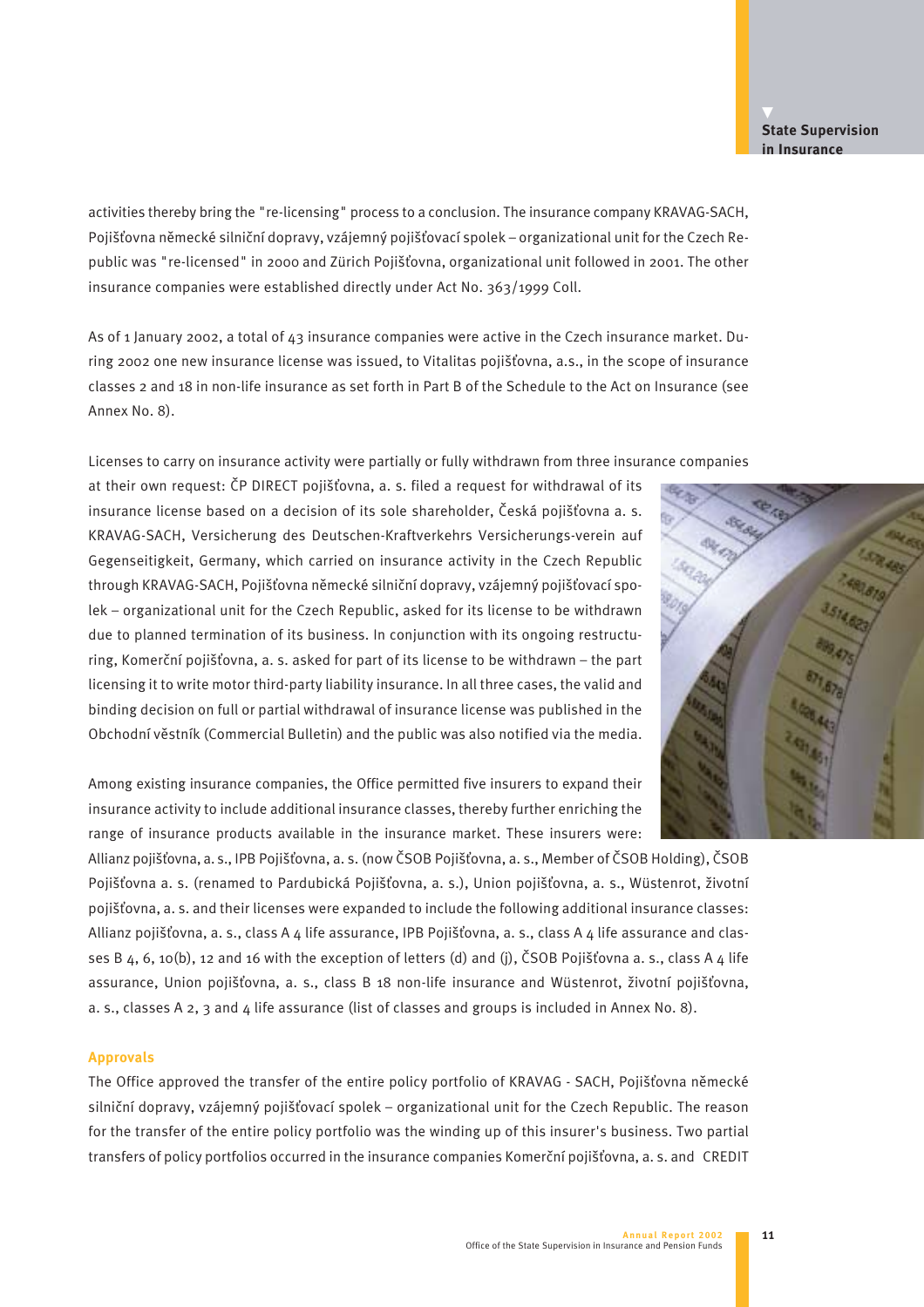activities thereby bring the "re-licensing" process to a conclusion. The insurance company KRAVAG-SACH, Pojišťovna německé silniční dopravy, vzájemný pojišťovací spolek – organizational unit for the Czech Republic was "re-licensed" in 2000 and Zürich Pojišťovna, organizational unit followed in 2001. The other insurance companies were established directly under Act No. 363/1999 Coll.

As of 1 January 2002, a total of 43 insurance companies were active in the Czech insurance market. During 2002 one new insurance license was issued, to Vitalitas pojišťovna, a.s., in the scope of insurance classes 2 and 18 in non-life insurance as set forth in Part B of the Schedule to the Act on Insurance (see Annex No. 8).

Licenses to carry on insurance activity were partially or fully withdrawn from three insurance companies at their own request: ČP DIRECT pojišťovna, a. s. filed a request for withdrawal of its insurance license based on a decision of its sole shareholder, Česká pojišťovna a. s. KRAVAG-SACH, Versicherung des Deutschen-Kraftverkehrs Versicherungs-verein auf Gegenseitigkeit, Germany, which carried on insurance activity in the Czech Republic through KRAVAG-SACH, Pojišťovna německé silniční dopravy, vzájemný pojišťovací spolek – organizational unit for the Czech Republic, asked for its license to be withdrawn due to planned termination of its business. In conjunction with its ongoing restructuring, Komerční pojišťovna, a. s. asked for part of its license to be withdrawn – the part licensing it to write motor third-party liability insurance. In all three cases, the valid and binding decision on full or partial withdrawal of insurance license was published in the Obchodní věstník (Commercial Bulletin) and the public was also notified via the media.

Among existing insurance companies, the Office permitted five insurers to expand their insurance activity to include additional insurance classes, thereby further enriching the range of insurance products available in the insurance market. These insurers were: Allianz pojišťovna, a. s., IPB Pojišťovna, a. s. (now ČSOB Pojišťovna, a. s., Member of ČSOB Holding), ČSOB Pojišťovna a. s. (renamed to Pardubická Pojišťovna, a. s.), Union pojišťovna, a. s., Wüstenrot, životní pojišťovna, a. s. and their licenses were expanded to include the following additional insurance classes: Allianz pojišťovna, a. s., class A 4 life assurance, IPB Pojišťovna, a. s., class A 4 life assurance and classes B 4, 6, 10(b), 12 and 16 with the exception of letters (d) and (j), ČSOB Pojišťovna a. s., class A 4 life assurance, Union pojišťovna, a. s., class B 18 non-life insurance and Wüstenrot, životní pojišťovna, a. s., classes A 2, 3 and 4 life assurance (list of classes and groups is included in Annex No. 8).

### Approvals

The Office approved the transfer of the entire policy portfolio of KRAVAG - SACH, Pojišťovna německé silniční dopravy, vzájemný pojišťovací spolek – organizational unit for the Czech Republic. The reason for the transfer of the entire policy portfolio was the winding up of this insurer's business. Two partial transfers of policy portfolios occurred in the insurance companies Komerční pojišťovna, a. s. and CREDIT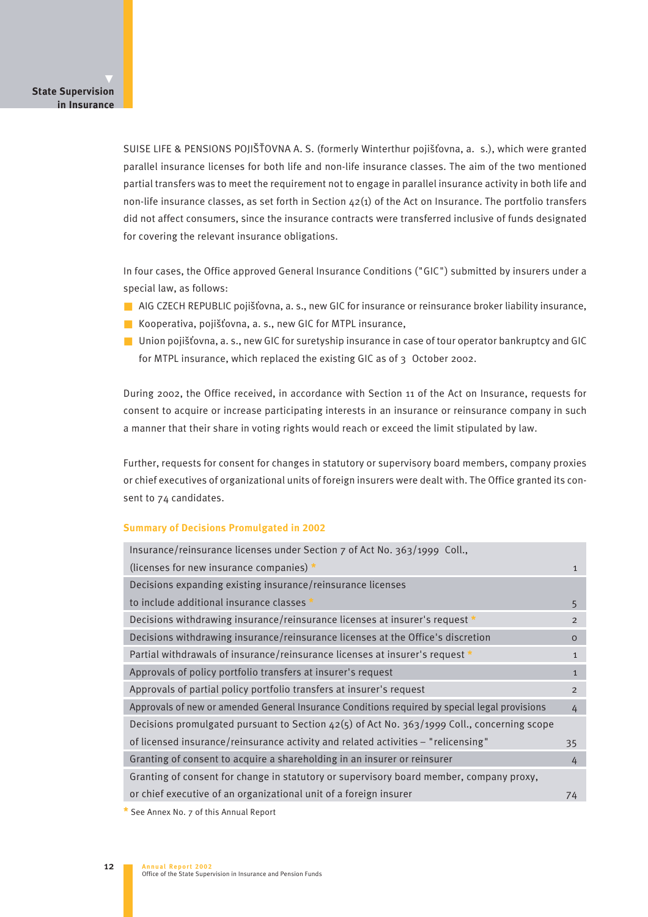SUISE LIFE & PENSIONS POJIŠŤOVNA A. S. (formerly Winterthur pojišťovna, a. s.), which were granted parallel insurance licenses for both life and non-life insurance classes. The aim of the two mentioned partial transfers was to meet the requirement not to engage in parallel insurance activity in both life and non-life insurance classes, as set forth in Section 42(1) of the Act on Insurance. The portfolio transfers did not affect consumers, since the insurance contracts were transferred inclusive of funds designated for covering the relevant insurance obligations.

In four cases, the Office approved General Insurance Conditions ("GIC") submitted by insurers under a special law, as follows:

- AIG CZECH REPUBLIC pojišťovna, a. s., new GIC for insurance or reinsurance broker liability insurance,
- Kooperativa, pojišťovna, a. s., new GIC for MTPL insurance,
- Union pojišťovna, a. s., new GIC for suretyship insurance in case of tour operator bankruptcy and GIC for MTPL insurance, which replaced the existing GIC as of 3 October 2002.

During 2002, the Office received, in accordance with Section 11 of the Act on Insurance, requests for consent to acquire or increase participating interests in an insurance or reinsurance company in such a manner that their share in voting rights would reach or exceed the limit stipulated by law.

Further, requests for consent for changes in statutory or supervisory board members, company proxies or chief executives of organizational units of foreign insurers were dealt with. The Office granted its consent to 74 candidates.

### Summary of Decisions Promulgated in 2002

| Decision | Number |
|---|---|
| Insurance/reinsurance licenses under Section 7 of Act No. 363/1999 Coll., (licenses for new insurance companies) * | 1 |
| Decisions expanding existing insurance/reinsurance licenses to include additional insurance classes * | 5 |
| Decisions withdrawing insurance/reinsurance licenses at insurer's request * | 2 |
| Decisions withdrawing insurance/reinsurance licenses at the Office's discretion | 0 |
| Partial withdrawals of insurance/reinsurance licenses at insurer's request * | 1 |
| Approvals of policy portfolio transfers at insurer's request | 1 |
| Approvals of partial policy portfolio transfers at insurer's request | 2 |
| Approvals of new or amended General Insurance Conditions required by special legal provisions | 4 |
| Decisions promulgated pursuant to Section 42(5) of Act No. 363/1999 Coll., concerning scope of licensed insurance/reinsurance activity and related activities – "relicensing" | 35 |
| Granting of consent to acquire a shareholding in an insurer or reinsurer | 4 |
| Granting of consent for change in statutory or supervisory board member, company proxy, or chief executive of an organizational unit of a foreign insurer | 74 |

* See Annex No. 7 of this Annual Report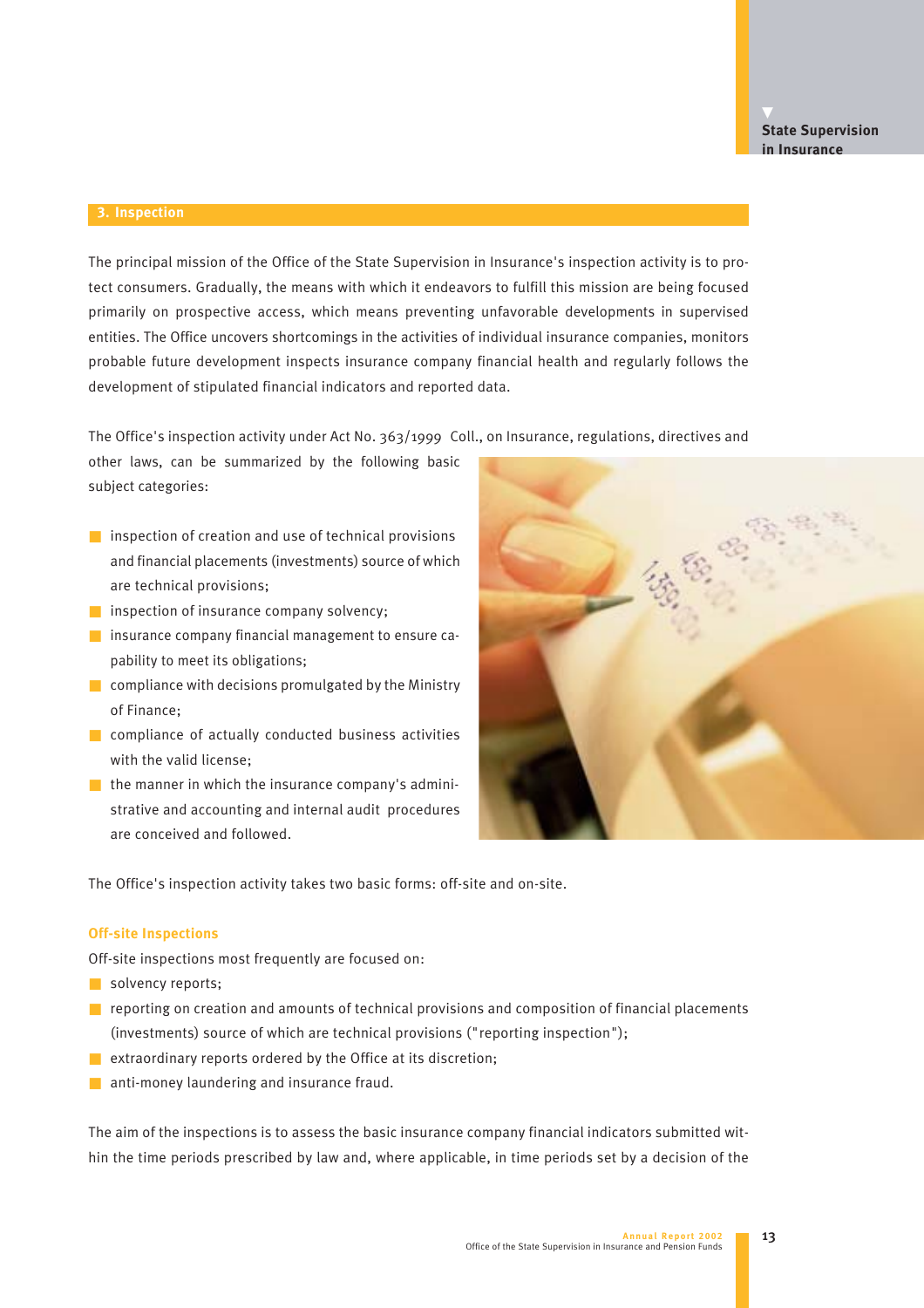## 3. Inspection

The principal mission of the Office of the State Supervision in Insurance's inspection activity is to protect consumers. Gradually, the means with which it endeavors to fulfill this mission are being focused primarily on prospective access, which means preventing unfavorable developments in supervised entities. The Office uncovers shortcomings in the activities of individual insurance companies, monitors probable future development inspects insurance company financial health and regularly follows the development of stipulated financial indicators and reported data.

The Office's inspection activity under Act No. 363/1999 Coll., on Insurance, regulations, directives and other laws, can be summarized by the following basic subject categories:

- inspection of creation and use of technical provisions and financial placements (investments) source of which are technical provisions;
- inspection of insurance company solvency;
- insurance company financial management to ensure capability to meet its obligations;
- compliance with decisions promulgated by the Ministry of Finance;
- compliance of actually conducted business activities with the valid license;
- the manner in which the insurance company's administrative and accounting and internal audit procedures are conceived and followed.

The Office's inspection activity takes two basic forms: off-site and on-site.

### Off-site Inspections

Off-site inspections most frequently are focused on:

- solvency reports;
- reporting on creation and amounts of technical provisions and composition of financial placements (investments) source of which are technical provisions ("reporting inspection");
- extraordinary reports ordered by the Office at its discretion;
- anti-money laundering and insurance fraud.

The aim of the inspections is to assess the basic insurance company financial indicators submitted within the time periods prescribed by law and, where applicable, in time periods set by a decision of the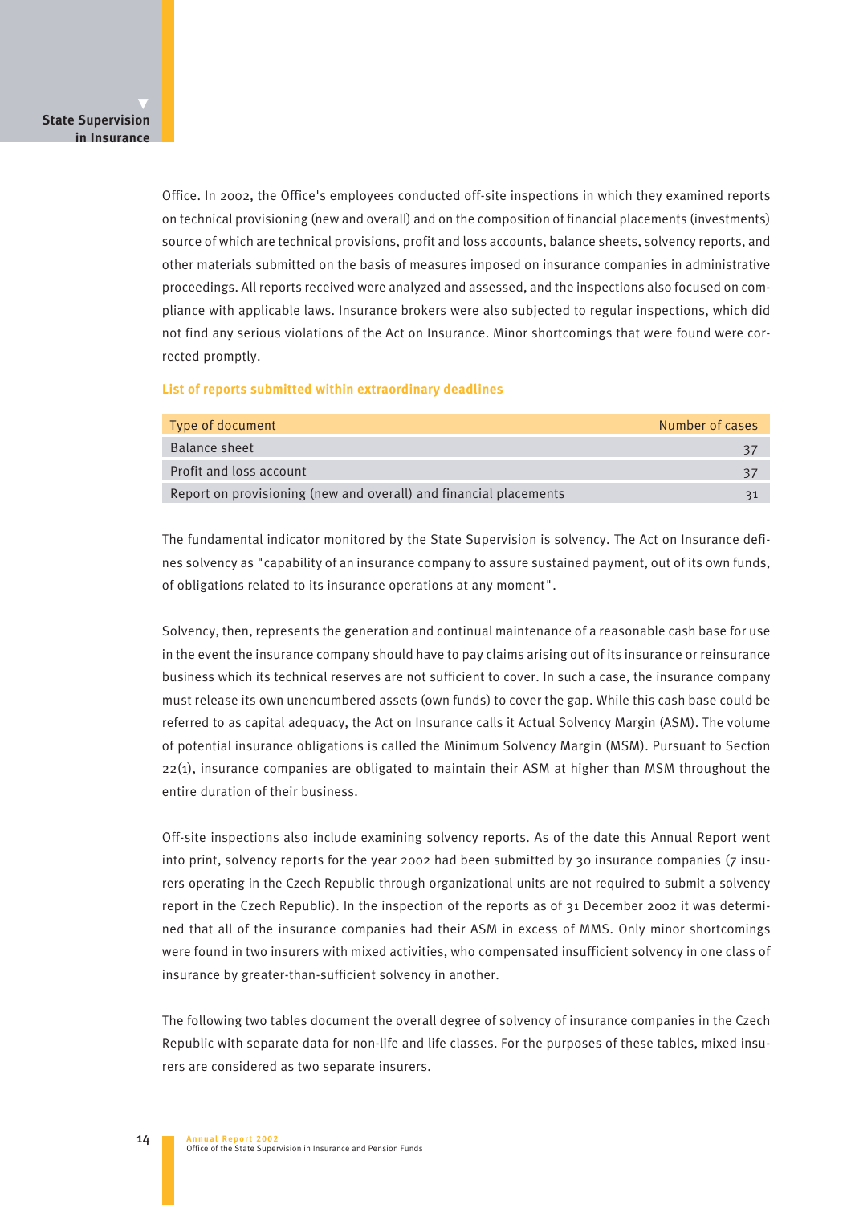Office. In 2002, the Office's employees conducted off-site inspections in which they examined reports on technical provisioning (new and overall) and on the composition of financial placements (investments) source of which are technical provisions, profit and loss accounts, balance sheets, solvency reports, and other materials submitted on the basis of measures imposed on insurance companies in administrative proceedings. All reports received were analyzed and assessed, and the inspections also focused on compliance with applicable laws. Insurance brokers were also subjected to regular inspections, which did not find any serious violations of the Act on Insurance. Minor shortcomings that were found were corrected promptly.

### List of reports submitted within extraordinary deadlines

| Type of document | Number of cases |
|---|---|
| Balance sheet | 37 |
| Profit and loss account | 37 |
| Report on provisioning (new and overall) and financial placements | 31 |

The fundamental indicator monitored by the State Supervision is solvency. The Act on Insurance defines solvency as "capability of an insurance company to assure sustained payment, out of its own funds, of obligations related to its insurance operations at any moment".

Solvency, then, represents the generation and continual maintenance of a reasonable cash base for use in the event the insurance company should have to pay claims arising out of its insurance or reinsurance business which its technical reserves are not sufficient to cover. In such a case, the insurance company must release its own unencumbered assets (own funds) to cover the gap. While this cash base could be referred to as capital adequacy, the Act on Insurance calls it Actual Solvency Margin (ASM). The volume of potential insurance obligations is called the Minimum Solvency Margin (MSM). Pursuant to Section 22(1), insurance companies are obligated to maintain their ASM at higher than MSM throughout the entire duration of their business.

Off-site inspections also include examining solvency reports. As of the date this Annual Report went into print, solvency reports for the year 2002 had been submitted by 30 insurance companies (7 insurers operating in the Czech Republic through organizational units are not required to submit a solvency report in the Czech Republic). In the inspection of the reports as of 31 December 2002 it was determined that all of the insurance companies had their ASM in excess of MMS. Only minor shortcomings were found in two insurers with mixed activities, who compensated insufficient solvency in one class of insurance by greater-than-sufficient solvency in another.

The following two tables document the overall degree of solvency of insurance companies in the Czech Republic with separate data for non-life and life classes. For the purposes of these tables, mixed insurers are considered as two separate insurers.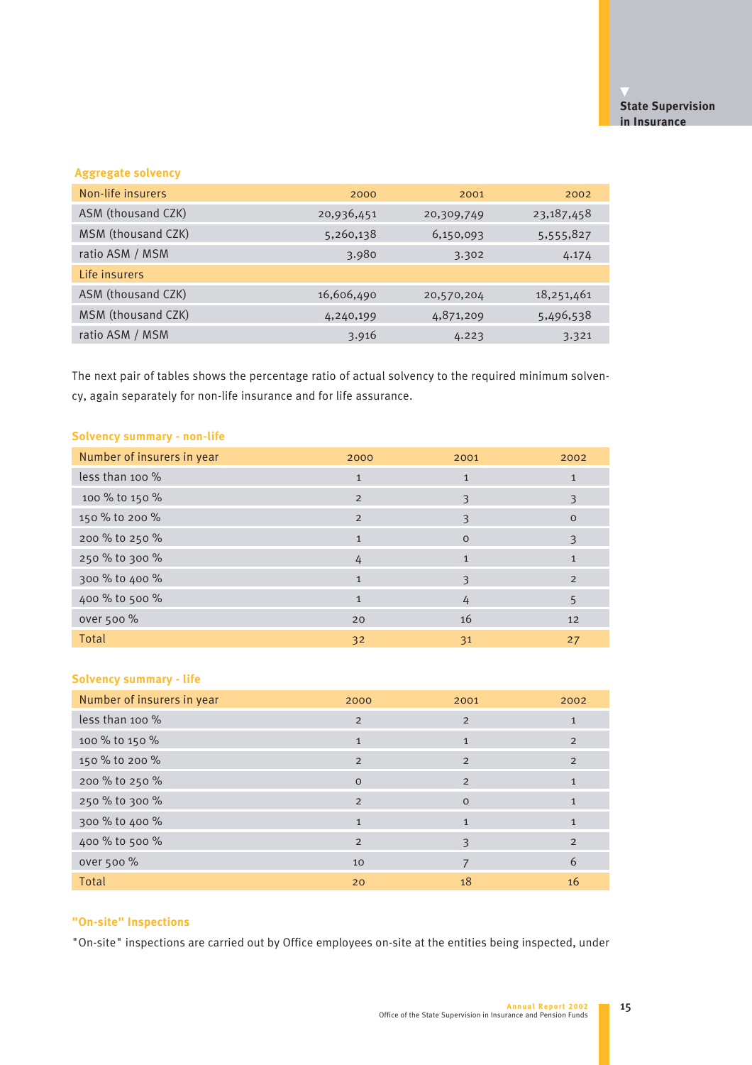### Aggregate solvency

| Non-life insurers | 2000 | 2001 | 2002 |
|---|---|---|---|
| ASM (thousand CZK) | 20,936,451 | 20,309,749 | 23,187,458 |
| MSM (thousand CZK) | 5,260,138 | 6,150,093 | 5,555,827 |
| ratio ASM / MSM | 3.980 | 3.302 | 4.174 |
| **Life insurers** | | | |
| ASM (thousand CZK) | 16,606,490 | 20,570,204 | 18,251,461 |
| MSM (thousand CZK) | 4,240,199 | 4,871,209 | 5,496,538 |
| ratio ASM / MSM | 3.916 | 4.223 | 3.321 |

The next pair of tables shows the percentage ratio of actual solvency to the required minimum solvency, again separately for non-life insurance and for life assurance.

### Solvency summary - non-life

| Number of insurers in year | 2000 | 2001 | 2002 |
|---|---|---|---|
| less than 100 % | 1 | 1 | 1 |
| 100 % to 150 % | 2 | 3 | 3 |
| 150 % to 200 % | 2 | 3 | 0 |
| 200 % to 250 % | 1 | 0 | 3 |
| 250 % to 300 % | 4 | 1 | 1 |
| 300 % to 400 % | 1 | 3 | 2 |
| 400 % to 500 % | 1 | 4 | 5 |
| over 500 % | 20 | 16 | 12 |
| Total | 32 | 31 | 27 |

### Solvency summary - life

| Number of insurers in year | 2000 | 2001 | 2002 |
|---|---|---|---|
| less than 100 % | 2 | 2 | 1 |
| 100 % to 150 % | 1 | 1 | 2 |
| 150 % to 200 % | 2 | 2 | 2 |
| 200 % to 250 % | 0 | 2 | 1 |
| 250 % to 300 % | 2 | 0 | 1 |
| 300 % to 400 % | 1 | 1 | 1 |
| 400 % to 500 % | 2 | 3 | 2 |
| over 500 % | 10 | 7 | 6 |
| Total | 20 | 18 | 16 |

### "On-site" Inspections

"On-site" inspections are carried out by Office employees on-site at the entities being inspected, under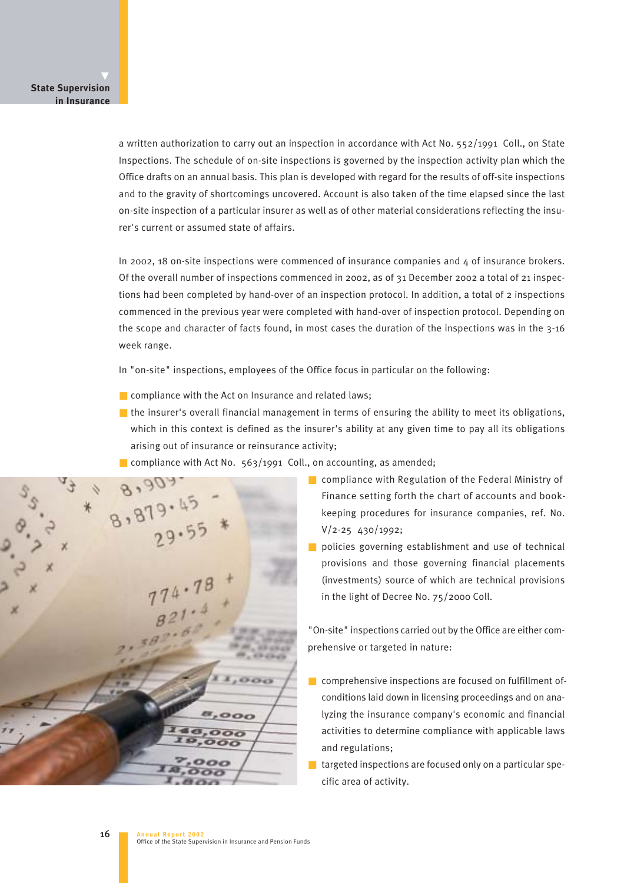a written authorization to carry out an inspection in accordance with Act No. 552/1991 Coll., on State Inspections. The schedule of on-site inspections is governed by the inspection activity plan which the Office drafts on an annual basis. This plan is developed with regard for the results of off-site inspections and to the gravity of shortcomings uncovered. Account is also taken of the time elapsed since the last on-site inspection of a particular insurer as well as of other material considerations reflecting the insurer's current or assumed state of affairs.

In 2002, 18 on-site inspections were commenced of insurance companies and 4 of insurance brokers. Of the overall number of inspections commenced in 2002, as of 31 December 2002 a total of 21 inspections had been completed by hand-over of an inspection protocol. In addition, a total of 2 inspections commenced in the previous year were completed with hand-over of inspection protocol. Depending on the scope and character of facts found, in most cases the duration of the inspections was in the 3-16 week range.

In "on-site" inspections, employees of the Office focus in particular on the following:

- compliance with the Act on Insurance and related laws;
- the insurer's overall financial management in terms of ensuring the ability to meet its obligations, which in this context is defined as the insurer's ability at any given time to pay all its obligations arising out of insurance or reinsurance activity;
- compliance with Act No. 563/1991 Coll., on accounting, as amended;
- compliance with Regulation of the Federal Ministry of Finance setting forth the chart of accounts and bookkeeping procedures for insurance companies, ref. No. V/2-25 430/1992;
- policies governing establishment and use of technical provisions and those governing financial placements (investments) source of which are technical provisions in the light of Decree No. 75/2000 Coll.

"On-site" inspections carried out by the Office are either comprehensive or targeted in nature:

- comprehensive inspections are focused on fulfillment of conditions laid down in licensing proceedings and on analyzing the insurance company's economic and financial activities to determine compliance with applicable laws and regulations;
- targeted inspections are focused only on a particular specific area of activity.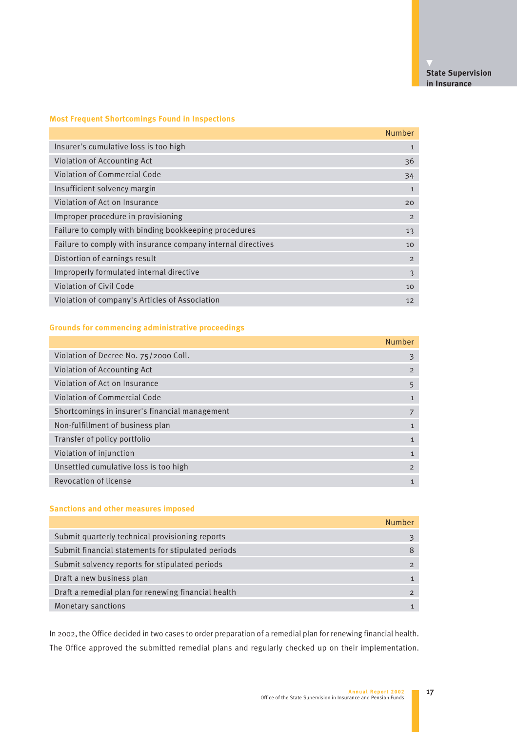### Most Frequent Shortcomings Found in Inspections

| | Number |
|---|---|
| Insurer's cumulative loss is too high | 1 |
| Violation of Accounting Act | 36 |
| Violation of Commercial Code | 34 |
| Insufficient solvency margin | 1 |
| Violation of Act on Insurance | 20 |
| Improper procedure in provisioning | 2 |
| Failure to comply with binding bookkeeping procedures | 13 |
| Failure to comply with insurance company internal directives | 10 |
| Distortion of earnings result | 2 |
| Improperly formulated internal directive | 3 |
| Violation of Civil Code | 10 |
| Violation of company's Articles of Association | 12 |

### Grounds for commencing administrative proceedings

| | Number |
|---|---|
| Violation of Decree No. 75/2000 Coll. | 3 |
| Violation of Accounting Act | 2 |
| Violation of Act on Insurance | 5 |
| Violation of Commercial Code | 1 |
| Shortcomings in insurer's financial management | 7 |
| Non-fulfillment of business plan | 1 |
| Transfer of policy portfolio | 1 |
| Violation of injunction | 1 |
| Unsettled cumulative loss is too high | 2 |
| Revocation of license | 1 |

### Sanctions and other measures imposed

| | Number |
|---|---|
| Submit quarterly technical provisioning reports | 3 |
| Submit financial statements for stipulated periods | 8 |
| Submit solvency reports for stipulated periods | 2 |
| Draft a new business plan | 1 |
| Draft a remedial plan for renewing financial health | 2 |
| Monetary sanctions | 1 |

In 2002, the Office decided in two cases to order preparation of a remedial plan for renewing financial health. The Office approved the submitted remedial plans and regularly checked up on their implementation.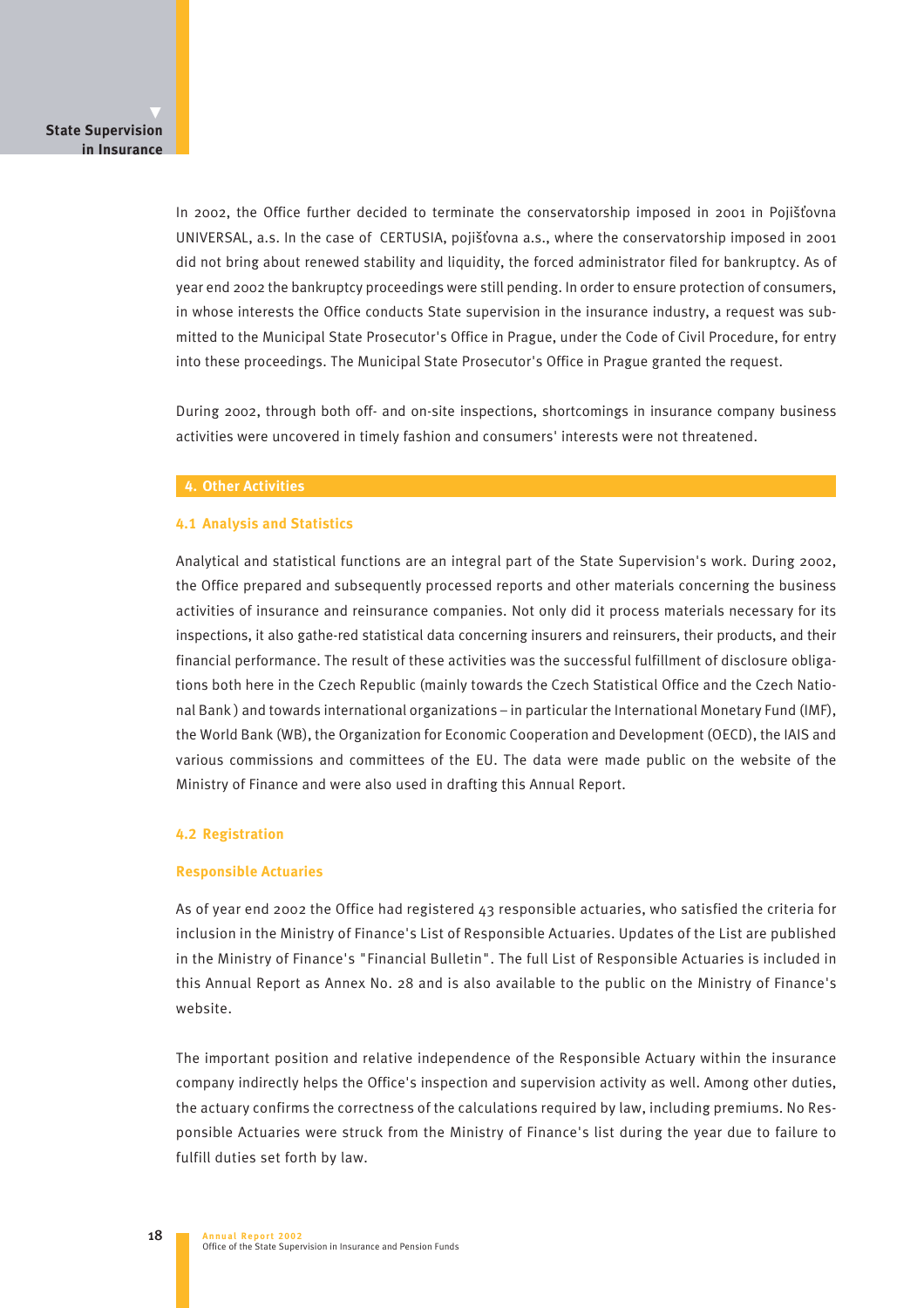In 2002, the Office further decided to terminate the conservatorship imposed in 2001 in Pojišťovna UNIVERSAL, a.s. In the case of CERTUSIA, pojišťovna a.s., where the conservatorship imposed in 2001 did not bring about renewed stability and liquidity, the forced administrator filed for bankruptcy. As of year end 2002 the bankruptcy proceedings were still pending. In order to ensure protection of consumers, in whose interests the Office conducts State supervision in the insurance industry, a request was submitted to the Municipal State Prosecutor's Office in Prague, under the Code of Civil Procedure, for entry into these proceedings. The Municipal State Prosecutor's Office in Prague granted the request.

During 2002, through both off- and on-site inspections, shortcomings in insurance company business activities were uncovered in timely fashion and consumers' interests were not threatened.

## 4. Other Activities

### 4.1 Analysis and Statistics

Analytical and statistical functions are an integral part of the State Supervision's work. During 2002, the Office prepared and subsequently processed reports and other materials concerning the business activities of insurance and reinsurance companies. Not only did it process materials necessary for its inspections, it also gathe-red statistical data concerning insurers and reinsurers, their products, and their financial performance. The result of these activities was the successful fulfillment of disclosure obligations both here in the Czech Republic (mainly towards the Czech Statistical Office and the Czech National Bank ) and towards international organizations – in particular the International Monetary Fund (IMF), the World Bank (WB), the Organization for Economic Cooperation and Development (OECD), the IAIS and various commissions and committees of the EU. The data were made public on the website of the Ministry of Finance and were also used in drafting this Annual Report.

### 4.2 Registration

#### Responsible Actuaries

As of year end 2002 the Office had registered 43 responsible actuaries, who satisfied the criteria for inclusion in the Ministry of Finance's List of Responsible Actuaries. Updates of the List are published in the Ministry of Finance's "Financial Bulletin". The full List of Responsible Actuaries is included in this Annual Report as Annex No. 28 and is also available to the public on the Ministry of Finance's website.

The important position and relative independence of the Responsible Actuary within the insurance company indirectly helps the Office's inspection and supervision activity as well. Among other duties, the actuary confirms the correctness of the calculations required by law, including premiums. No Responsible Actuaries were struck from the Ministry of Finance's list during the year due to failure to fulfill duties set forth by law.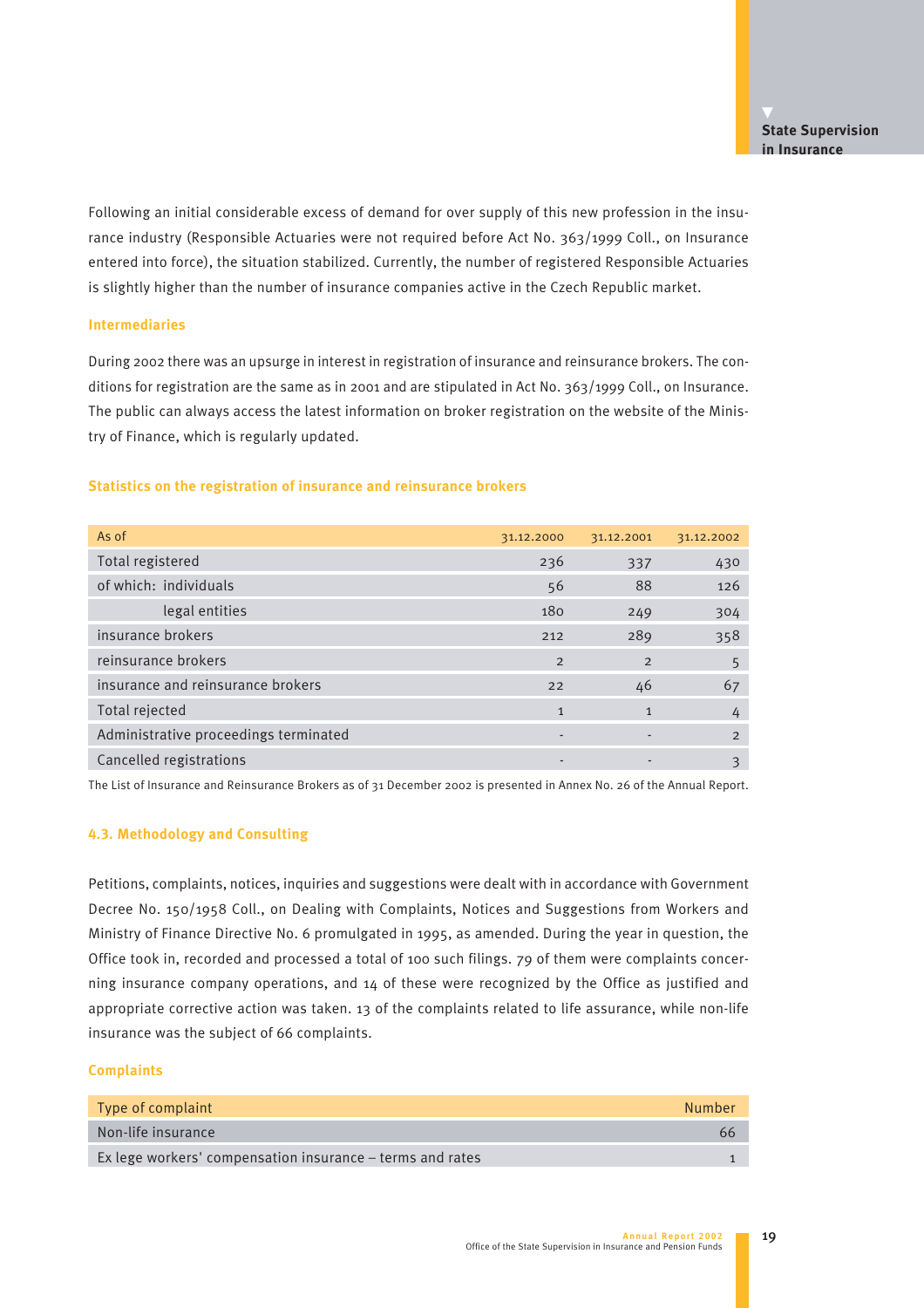Following an initial considerable excess of demand for over supply of this new profession in the insurance industry (Responsible Actuaries were not required before Act No. 363/1999 Coll., on Insurance entered into force), the situation stabilized. Currently, the number of registered Responsible Actuaries is slightly higher than the number of insurance companies active in the Czech Republic market.

### Intermediaries

During 2002 there was an upsurge in interest in registration of insurance and reinsurance brokers. The conditions for registration are the same as in 2001 and are stipulated in Act No. 363/1999 Coll., on Insurance. The public can always access the latest information on broker registration on the website of the Ministry of Finance, which is regularly updated.

### Statistics on the registration of insurance and reinsurance brokers

| As of | 31.12.2000 | 31.12.2001 | 31.12.2002 |
|---|---|---|---|
| Total registered | 236 | 337 | 430 |
| of which: individuals | 56 | 88 | 126 |
| legal entities | 180 | 249 | 304 |
| insurance brokers | 212 | 289 | 358 |
| reinsurance brokers | 2 | 2 | 5 |
| insurance and reinsurance brokers | 22 | 46 | 67 |
| Total rejected | 1 | 1 | 4 |
| Administrative proceedings terminated | - | - | 2 |
| Cancelled registrations | - | - | 3 |

The List of Insurance and Reinsurance Brokers as of 31 December 2002 is presented in Annex No. 26 of the Annual Report.

## 4.3. Methodology and Consulting

Petitions, complaints, notices, inquiries and suggestions were dealt with in accordance with Government Decree No. 150/1958 Coll., on Dealing with Complaints, Notices and Suggestions from Workers and Ministry of Finance Directive No. 6 promulgated in 1995, as amended. During the year in question, the Office took in, recorded and processed a total of 100 such filings. 79 of them were complaints concerning insurance company operations, and 14 of these were recognized by the Office as justified and appropriate corrective action was taken. 13 of the complaints related to life assurance, while non-life insurance was the subject of 66 complaints.

### Complaints

| Type of complaint | Number |
|---|---|
| Non-life insurance | 66 |
| Ex lege workers' compensation insurance – terms and rates | 1 |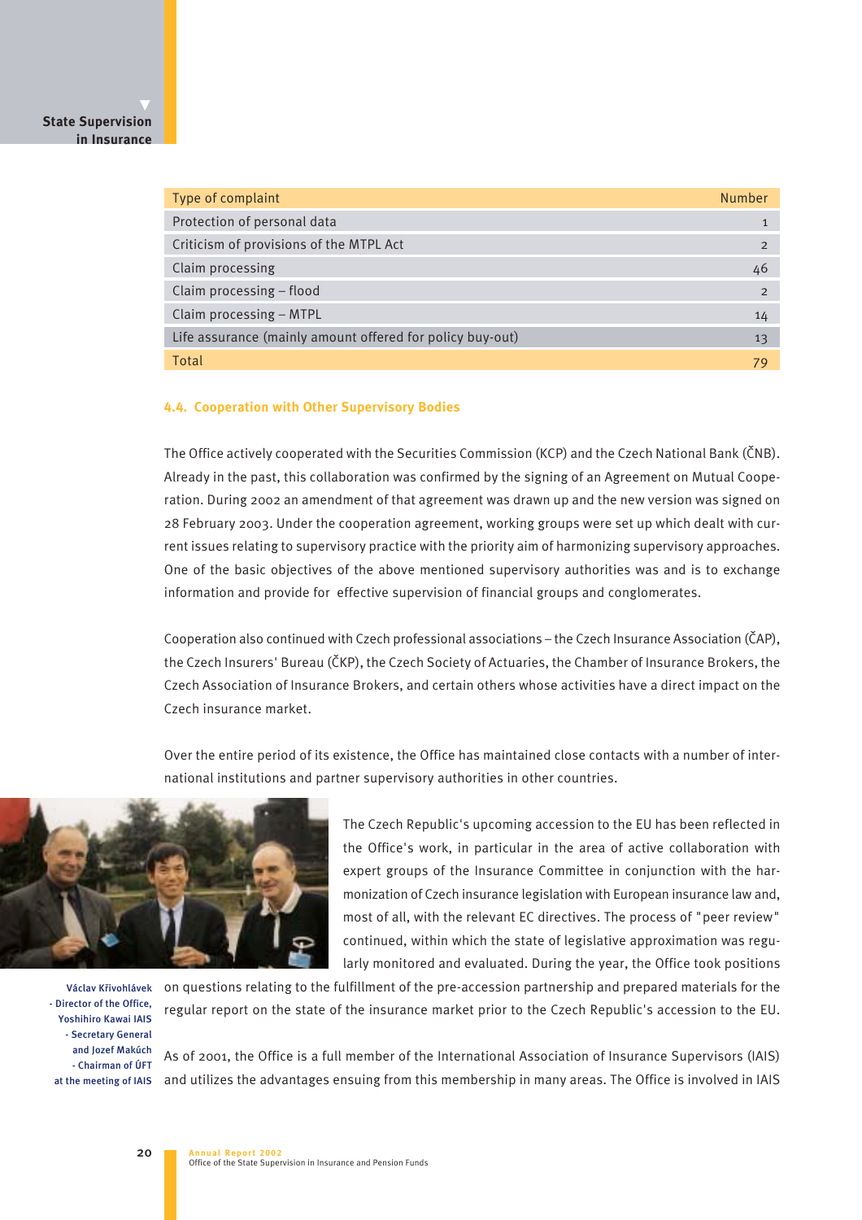| Type of complaint | Number |
|---|---|
| Protection of personal data | 1 |
| Criticism of provisions of the MTPL Act | 2 |
| Claim processing | 46 |
| Claim processing – flood | 2 |
| Claim processing – MTPL | 14 |
| Life assurance (mainly amount offered for policy buy-out) | 13 |
| Total | 79 |

### 4.4. Cooperation with Other Supervisory Bodies

The Office actively cooperated with the Securities Commission (KCP) and the Czech National Bank (ČNB). Already in the past, this collaboration was confirmed by the signing of an Agreement on Mutual Cooperation. During 2002 an amendment of that agreement was drawn up and the new version was signed on 28 February 2003. Under the cooperation agreement, working groups were set up which dealt with current issues relating to supervisory practice with the priority aim of harmonizing supervisory approaches. One of the basic objectives of the above mentioned supervisory authorities was and is to exchange information and provide for effective supervision of financial groups and conglomerates.

Cooperation also continued with Czech professional associations – the Czech Insurance Association (ČAP), the Czech Insurers' Bureau (ČKP), the Czech Society of Actuaries, the Chamber of Insurance Brokers, the Czech Association of Insurance Brokers, and certain others whose activities have a direct impact on the Czech insurance market.

Over the entire period of its existence, the Office has maintained close contacts with a number of international institutions and partner supervisory authorities in other countries.

Václav Křivohlávek - Director of the Office, Yoshihiro Kawai IAIS - Secretary General and Jozef Makúch - Chairman of ÚFT at the meeting of IAIS

The Czech Republic's upcoming accession to the EU has been reflected in the Office's work, in particular in the area of active collaboration with expert groups of the Insurance Committee in conjunction with the harmonization of Czech insurance legislation with European insurance law and, most of all, with the relevant EC directives. The process of "peer review" continued, within which the state of legislative approximation was regularly monitored and evaluated. During the year, the Office took positions on questions relating to the fulfillment of the pre-accession partnership and prepared materials for the regular report on the state of the insurance market prior to the Czech Republic's accession to the EU.

As of 2001, the Office is a full member of the International Association of Insurance Supervisors (IAIS) and utilizes the advantages ensuing from this membership in many areas. The Office is involved in IAIS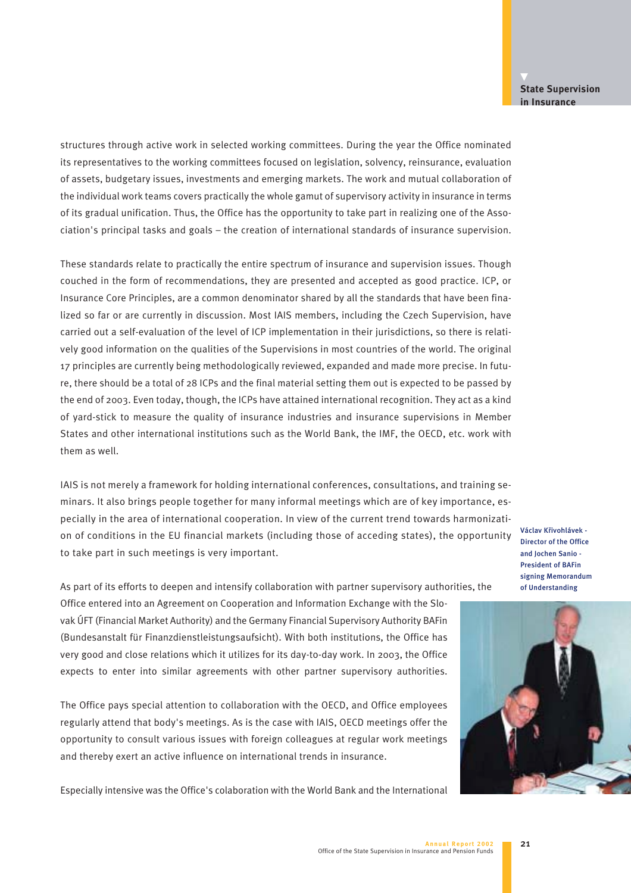structures through active work in selected working committees. During the year the Office nominated its representatives to the working committees focused on legislation, solvency, reinsurance, evaluation of assets, budgetary issues, investments and emerging markets. The work and mutual collaboration of the individual work teams covers practically the whole gamut of supervisory activity in insurance in terms of its gradual unification. Thus, the Office has the opportunity to take part in realizing one of the Association's principal tasks and goals – the creation of international standards of insurance supervision.

These standards relate to practically the entire spectrum of insurance and supervision issues. Though couched in the form of recommendations, they are presented and accepted as good practice. ICP, or Insurance Core Principles, are a common denominator shared by all the standards that have been finalized so far or are currently in discussion. Most IAIS members, including the Czech Supervision, have carried out a self-evaluation of the level of ICP implementation in their jurisdictions, so there is relatively good information on the qualities of the Supervisions in most countries of the world. The original 17 principles are currently being methodologically reviewed, expanded and made more precise. In future, there should be a total of 28 ICPs and the final material setting them out is expected to be passed by the end of 2003. Even today, though, the ICPs have attained international recognition. They act as a kind of yard-stick to measure the quality of insurance industries and insurance supervisions in Member States and other international institutions such as the World Bank, the IMF, the OECD, etc. work with them as well.

IAIS is not merely a framework for holding international conferences, consultations, and training seminars. It also brings people together for many informal meetings which are of key importance, especially in the area of international cooperation. In view of the current trend towards harmonization of conditions in the EU financial markets (including those of acceding states), the opportunity to take part in such meetings is very important.

Václav Křivohlávek - Director of the Office and Jochen Sanio - President of BAFin signing Memorandum of Understanding

As part of its efforts to deepen and intensify collaboration with partner supervisory authorities, the Office entered into an Agreement on Cooperation and Information Exchange with the Slovak ÚFT (Financial Market Authority) and the Germany Financial Supervisory Authority BAFin (Bundesanstalt für Finanzdienstleistungsaufsicht). With both institutions, the Office has very good and close relations which it utilizes for its day-to-day work. In 2003, the Office expects to enter into similar agreements with other partner supervisory authorities.

The Office pays special attention to collaboration with the OECD, and Office employees regularly attend that body's meetings. As is the case with IAIS, OECD meetings offer the opportunity to consult various issues with foreign colleagues at regular work meetings and thereby exert an active influence on international trends in insurance.

Especially intensive was the Office's colaboration with the World Bank and the International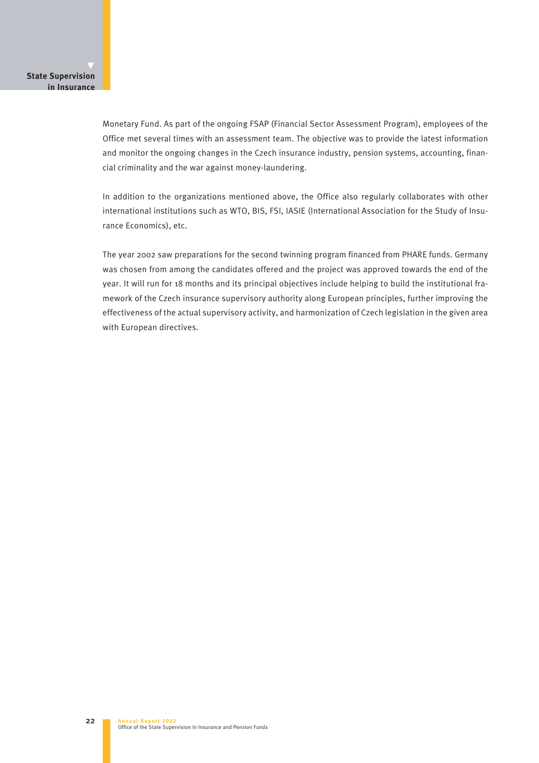Monetary Fund. As part of the ongoing FSAP (Financial Sector Assessment Program), employees of the Office met several times with an assessment team. The objective was to provide the latest information and monitor the ongoing changes in the Czech insurance industry, pension systems, accounting, financial criminality and the war against money-laundering.

In addition to the organizations mentioned above, the Office also regularly collaborates with other international institutions such as WTO, BIS, FSI, IASIE (International Association for the Study of Insurance Economics), etc.

The year 2002 saw preparations for the second twinning program financed from PHARE funds. Germany was chosen from among the candidates offered and the project was approved towards the end of the year. It will run for 18 months and its principal objectives include helping to build the institutional framework of the Czech insurance supervisory authority along European principles, further improving the effectiveness of the actual supervisory activity, and harmonization of Czech legislation in the given area with European directives.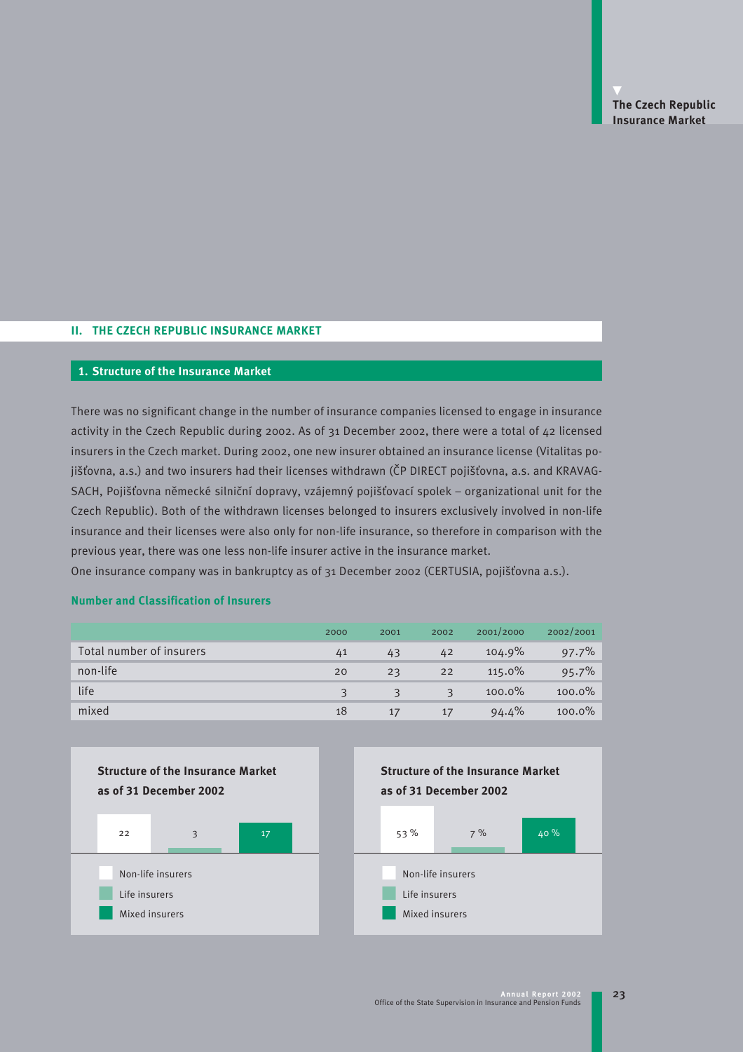## II. THE CZECH REPUBLIC INSURANCE MARKET

### 1. Structure of the Insurance Market

There was no significant change in the number of insurance companies licensed to engage in insurance activity in the Czech Republic during 2002. As of 31 December 2002, there were a total of 42 licensed insurers in the Czech market. During 2002, one new insurer obtained an insurance license (Vitalitas pojišťovna, a.s.) and two insurers had their licenses withdrawn (ČP DIRECT pojišťovna, a.s. and KRAVAG-SACH, Pojišťovna německé silniční dopravy, vzájemný pojišťovací spolek – organizational unit for the Czech Republic). Both of the withdrawn licenses belonged to insurers exclusively involved in non-life insurance and their licenses were also only for non-life insurance, so therefore in comparison with the previous year, there was one less non-life insurer active in the insurance market.
One insurance company was in bankruptcy as of 31 December 2002 (CERTUSIA, pojišťovna a.s.).

**Number and Classification of Insurers**

| | 2000 | 2001 | 2002 | 2001/2000 | 2002/2001 |
|---|---|---|---|---|---|
| Total number of insurers | 41 | 43 | 42 | 104.9% | 97.7% |
| non-life | 20 | 23 | 22 | 115.0% | 95.7% |
| life | 3 | 3 | 3 | 100.0% | 100.0% |
| mixed | 18 | 17 | 17 | 94.4% | 100.0% |

**Structure of the Insurance Market as of 31 December 2002**

| Non-life insurers | Life insurers | Mixed insurers |
|---|---|---|
| 22 | 3 | 17 |

**Structure of the Insurance Market as of 31 December 2002**

| Non-life insurers | Life insurers | Mixed insurers |
|---|---|---|
| 53 % | 7 % | 40 % |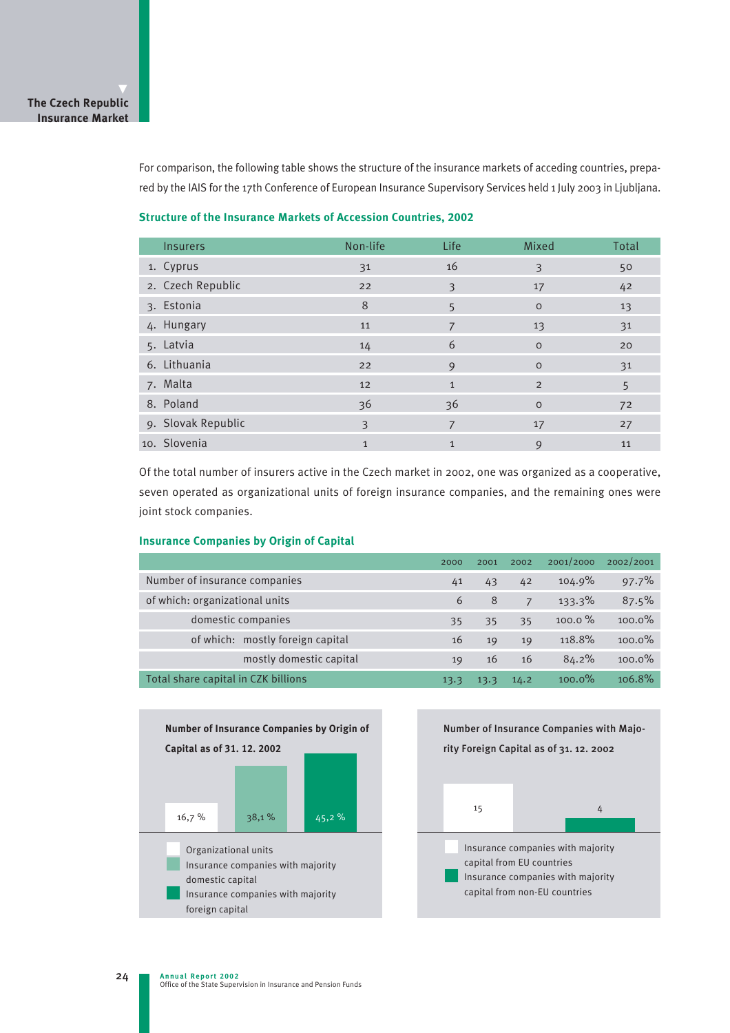For comparison, the following table shows the structure of the insurance markets of acceding countries, prepared by the IAIS for the 17th Conference of European Insurance Supervisory Services held 1 July 2003 in Ljubljana.

### Structure of the Insurance Markets of Accession Countries, 2002

| Insurers | Non-life | Life | Mixed | Total |
|---|---|---|---|---|
| 1. Cyprus | 31 | 16 | 3 | 50 |
| 2. Czech Republic | 22 | 3 | 17 | 42 |
| 3. Estonia | 8 | 5 | 0 | 13 |
| 4. Hungary | 11 | 7 | 13 | 31 |
| 5. Latvia | 14 | 6 | 0 | 20 |
| 6. Lithuania | 22 | 9 | 0 | 31 |
| 7. Malta | 12 | 1 | 2 | 5 |
| 8. Poland | 36 | 36 | 0 | 72 |
| 9. Slovak Republic | 3 | 7 | 17 | 27 |
| 10. Slovenia | 1 | 1 | 9 | 11 |

Of the total number of insurers active in the Czech market in 2002, one was organized as a cooperative, seven operated as organizational units of foreign insurance companies, and the remaining ones were joint stock companies.

### Insurance Companies by Origin of Capital

| | 2000 | 2001 | 2002 | 2001/2000 | 2002/2001 |
|---|---|---|---|---|---|
| Number of insurance companies | 41 | 43 | 42 | 104.9% | 97.7% |
| of which: organizational units | 6 | 8 | 7 | 133.3% | 87.5% |
| domestic companies | 35 | 35 | 35 | 100.0 % | 100.0% |
| of which: mostly foreign capital | 16 | 19 | 19 | 118.8% | 100.0% |
| mostly domestic capital | 19 | 16 | 16 | 84.2% | 100.0% |
| Total share capital in CZK billions | 13.3 | 13.3 | 14.2 | 100.0% | 106.8% |

**Number of Insurance Companies by Origin of Capital as of 31. 12. 2002**

16,7 % — 38,1 % — 45,2 %

- Organizational units
- Insurance companies with majority domestic capital
- Insurance companies with majority foreign capital

**Number of Insurance Companies with Majority Foreign Capital as of 31. 12. 2002**

15 — 4

- Insurance companies with majority capital from EU countries
- Insurance companies with majority capital from non-EU countries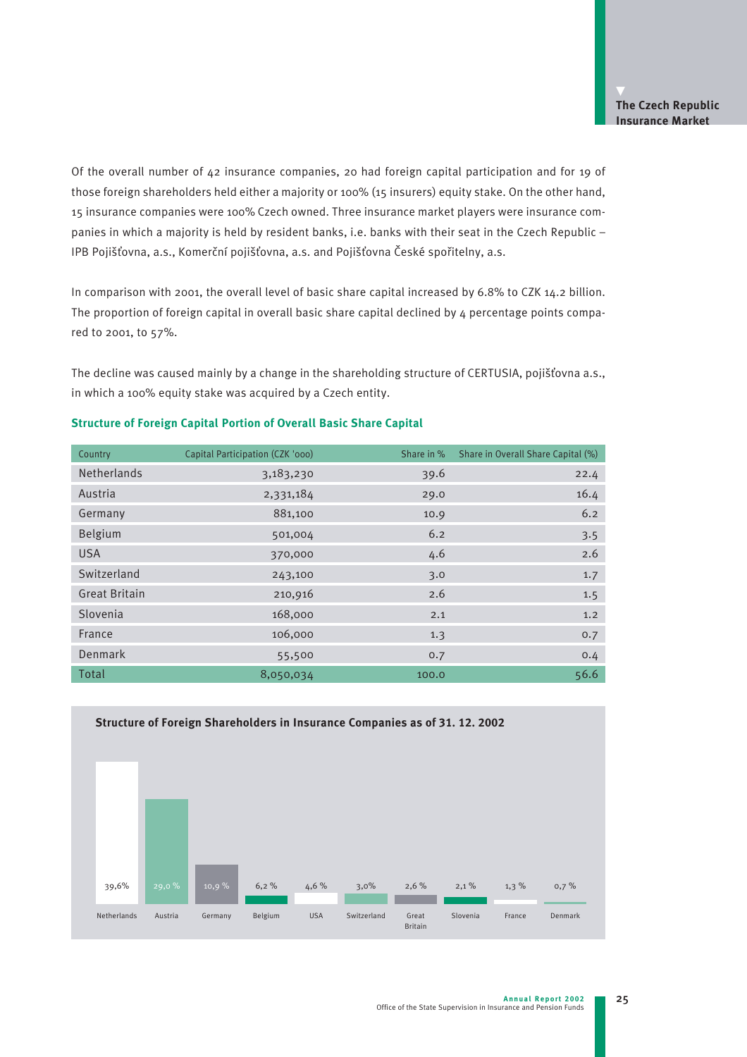Of the overall number of 42 insurance companies, 20 had foreign capital participation and for 19 of those foreign shareholders held either a majority or 100% (15 insurers) equity stake. On the other hand, 15 insurance companies were 100% Czech owned. Three insurance market players were insurance companies in which a majority is held by resident banks, i.e. banks with their seat in the Czech Republic – IPB Pojišťovna, a.s., Komerční pojišťovna, a.s. and Pojišťovna České spořitelny, a.s.

In comparison with 2001, the overall level of basic share capital increased by 6.8% to CZK 14.2 billion. The proportion of foreign capital in overall basic share capital declined by 4 percentage points compared to 2001, to 57%.

The decline was caused mainly by a change in the shareholding structure of CERTUSIA, pojišťovna a.s., in which a 100% equity stake was acquired by a Czech entity.

### Structure of Foreign Capital Portion of Overall Basic Share Capital

| Country | Capital Participation (CZK '000) | Share in % | Share in Overall Share Capital (%) |
|---|---|---|---|
| Netherlands | 3,183,230 | 39.6 | 22.4 |
| Austria | 2,331,184 | 29.0 | 16.4 |
| Germany | 881,100 | 10.9 | 6.2 |
| Belgium | 501,004 | 6.2 | 3.5 |
| USA | 370,000 | 4.6 | 2.6 |
| Switzerland | 243,100 | 3.0 | 1.7 |
| Great Britain | 210,916 | 2.6 | 1.5 |
| Slovenia | 168,000 | 2.1 | 1.2 |
| France | 106,000 | 1.3 | 0.7 |
| Denmark | 55,500 | 0.7 | 0.4 |
| Total | 8,050,034 | 100.0 | 56.6 |

### Structure of Foreign Shareholders in Insurance Companies as of 31. 12. 2002

| Netherlands | Austria | Germany | Belgium | USA | Switzerland | Great Britain | Slovenia | France | Denmark |
|---|---|---|---|---|---|---|---|---|---|
| 39,6% | 29,0 % | 10,9 % | 6,2 % | 4,6 % | 3,0% | 2,6 % | 2,1 % | 1,3 % | 0,7 % |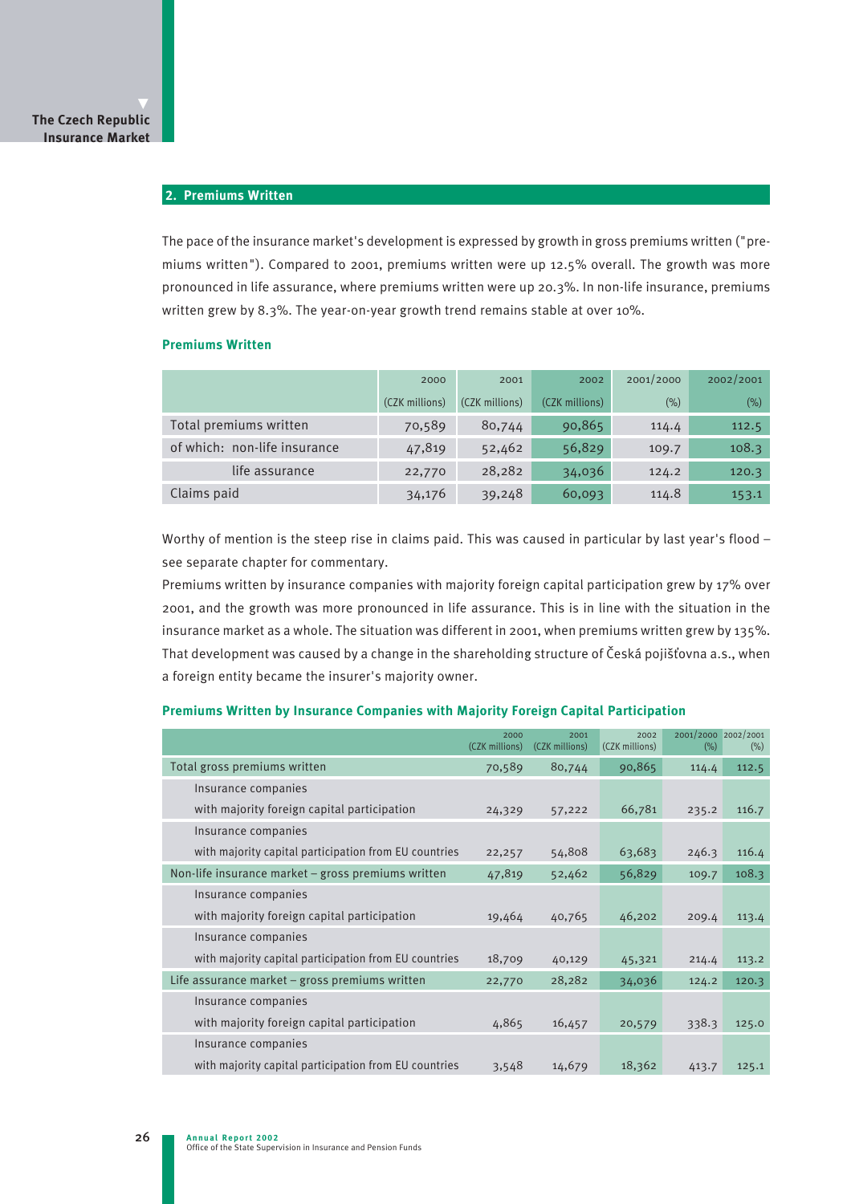## 2. Premiums Written

The pace of the insurance market's development is expressed by growth in gross premiums written ("premiums written"). Compared to 2001, premiums written were up 12.5% overall. The growth was more pronounced in life assurance, where premiums written were up 20.3%. In non-life insurance, premiums written grew by 8.3%. The year-on-year growth trend remains stable at over 10%.

### Premiums Written

| | 2000 (CZK millions) | 2001 (CZK millions) | 2002 (CZK millions) | 2001/2000 (%) | 2002/2001 (%) |
|---|---|---|---|---|---|
| Total premiums written | 70,589 | 80,744 | 90,865 | 114.4 | 112.5 |
| of which: non-life insurance | 47,819 | 52,462 | 56,829 | 109.7 | 108.3 |
| life assurance | 22,770 | 28,282 | 34,036 | 124.2 | 120.3 |
| Claims paid | 34,176 | 39,248 | 60,093 | 114.8 | 153.1 |

Worthy of mention is the steep rise in claims paid. This was caused in particular by last year's flood – see separate chapter for commentary.

Premiums written by insurance companies with majority foreign capital participation grew by 17% over 2001, and the growth was more pronounced in life assurance. This is in line with the situation in the insurance market as a whole. The situation was different in 2001, when premiums written grew by 135%. That development was caused by a change in the shareholding structure of Česká pojišťovna a.s., when a foreign entity became the insurer's majority owner.

### Premiums Written by Insurance Companies with Majority Foreign Capital Participation

| | 2000 (CZK millions) | 2001 (CZK millions) | 2002 (CZK millions) | 2001/2000 (%) | 2002/2001 (%) |
|---|---|---|---|---|---|
| Total gross premiums written | 70,589 | 80,744 | 90,865 | 114.4 | 112.5 |
| Insurance companies with majority foreign capital participation | 24,329 | 57,222 | 66,781 | 235.2 | 116.7 |
| Insurance companies with majority capital participation from EU countries | 22,257 | 54,808 | 63,683 | 246.3 | 116.4 |
| Non-life insurance market – gross premiums written | 47,819 | 52,462 | 56,829 | 109.7 | 108.3 |
| Insurance companies with majority foreign capital participation | 19,464 | 40,765 | 46,202 | 209.4 | 113.4 |
| Insurance companies with majority capital participation from EU countries | 18,709 | 40,129 | 45,321 | 214.4 | 113.2 |
| Life assurance market – gross premiums written | 22,770 | 28,282 | 34,036 | 124.2 | 120.3 |
| Insurance companies with majority foreign capital participation | 4,865 | 16,457 | 20,579 | 338.3 | 125.0 |
| Insurance companies with majority capital participation from EU countries | 3,548 | 14,679 | 18,362 | 413.7 | 125.1 |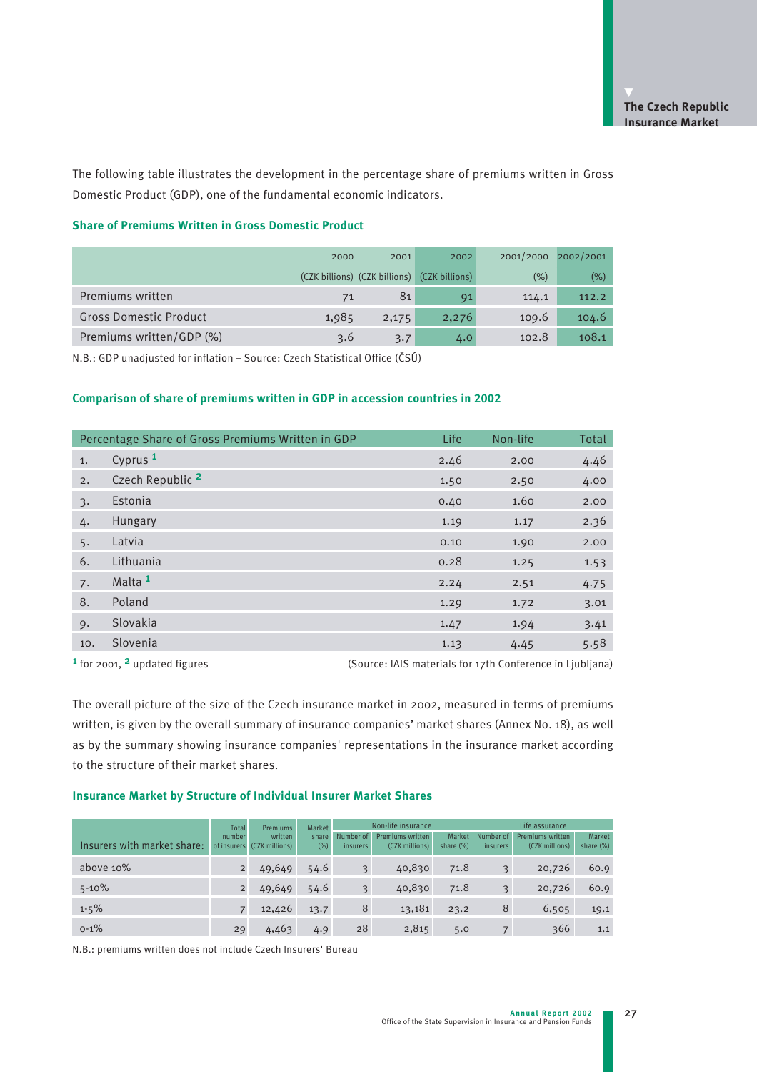The following table illustrates the development in the percentage share of premiums written in Gross Domestic Product (GDP), one of the fundamental economic indicators.

### Share of Premiums Written in Gross Domestic Product

| | 2000 (CZK billions) | 2001 (CZK billions) | 2002 (CZK billions) | 2001/2000 (%) | 2002/2001 (%) |
|---|---|---|---|---|---|
| Premiums written | 71 | 81 | 91 | 114.1 | 112.2 |
| Gross Domestic Product | 1,985 | 2,175 | 2,276 | 109.6 | 104.6 |
| Premiums written/GDP (%) | 3.6 | 3.7 | 4.0 | 102.8 | 108.1 |

N.B.: GDP unadjusted for inflation – Source: Czech Statistical Office (ČSÚ)

### Comparison of share of premiums written in GDP in accession countries in 2002

| | Percentage Share of Gross Premiums Written in GDP | Life | Non-life | Total |
|---|---|---|---|---|
| 1. | Cyprus [1] | 2.46 | 2.00 | 4.46 |
| 2. | Czech Republic [2] | 1.50 | 2.50 | 4.00 |
| 3. | Estonia | 0.40 | 1.60 | 2.00 |
| 4. | Hungary | 1.19 | 1.17 | 2.36 |
| 5. | Latvia | 0.10 | 1.90 | 2.00 |
| 6. | Lithuania | 0.28 | 1.25 | 1.53 |
| 7. | Malta [1] | 2.24 | 2.51 | 4.75 |
| 8. | Poland | 1.29 | 1.72 | 3.01 |
| 9. | Slovakia | 1.47 | 1.94 | 3.41 |
| 10. | Slovenia | 1.13 | 4.45 | 5.58 |

[1] for 2001, [2] updated figures (Source: IAIS materials for 17th Conference in Ljubljana)

The overall picture of the size of the Czech insurance market in 2002, measured in terms of premiums written, is given by the overall summary of insurance companies' market shares (Annex No. 18), as well as by the summary showing insurance companies' representations in the insurance market according to the structure of their market shares.

### Insurance Market by Structure of Individual Insurer Market Shares

| Insurers with market share: | Total number of insurers | Premiums written (CZK millions) | Market share (%) | Non-life insurance | | | Life assurance | | |
|---|---|---|---|---|---|---|---|---|---|
| | | | | Number of insurers | Premiums written (CZK millions) | Market share (%) | Number of insurers | Premiums written (CZK millions) | Market share (%) |
| above 10% | 2 | 49,649 | 54.6 | 3 | 40,830 | 71.8 | 3 | 20,726 | 60.9 |
| 5-10% | 2 | 49,649 | 54.6 | 3 | 40,830 | 71.8 | 3 | 20,726 | 60.9 |
| 1-5% | 7 | 12,426 | 13.7 | 8 | 13,181 | 23.2 | 8 | 6,505 | 19.1 |
| 0-1% | 29 | 4,463 | 4.9 | 28 | 2,815 | 5.0 | 7 | 366 | 1.1 |

N.B.: premiums written does not include Czech Insurers' Bureau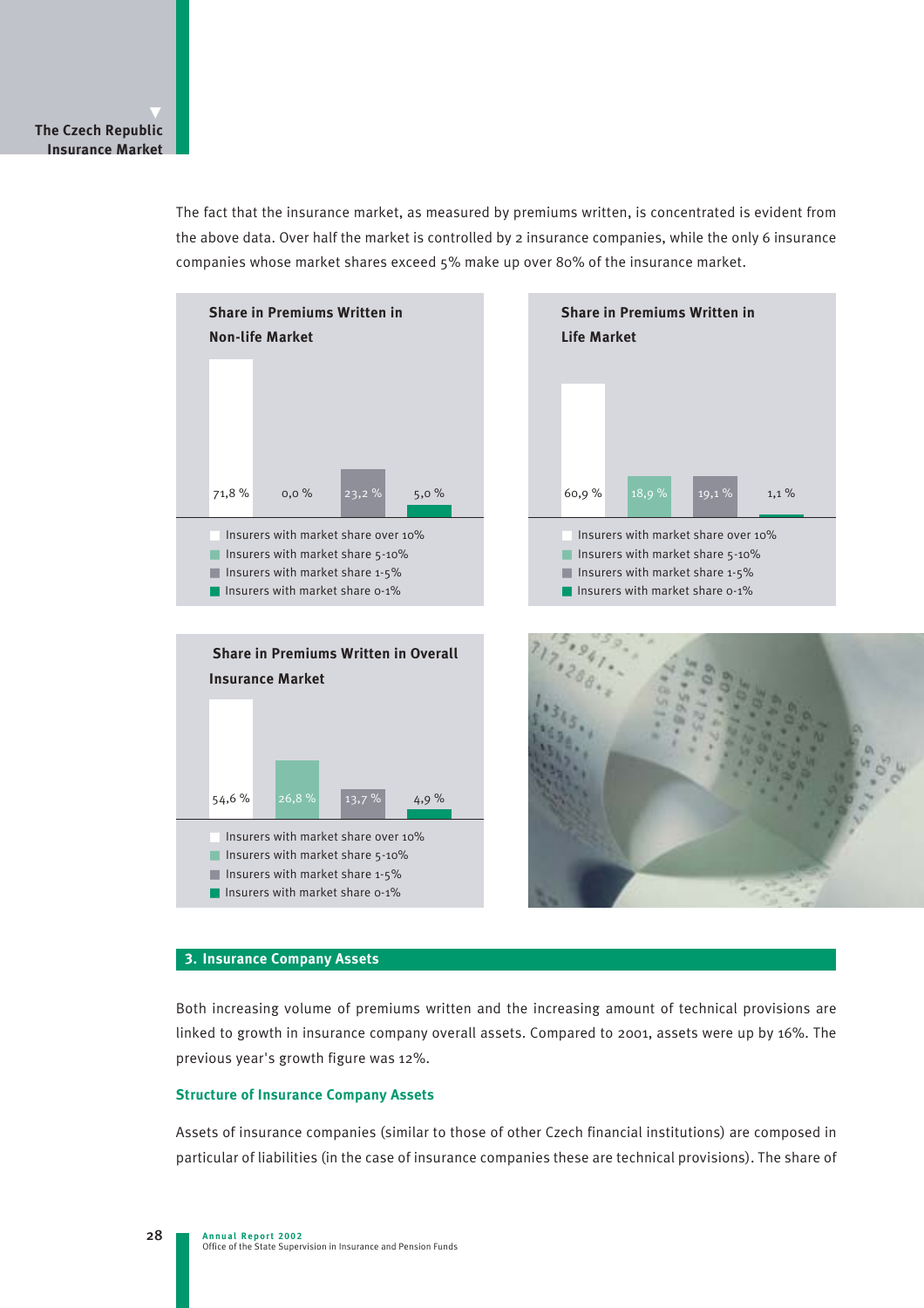The fact that the insurance market, as measured by premiums written, is concentrated is evident from the above data. Over half the market is controlled by 2 insurance companies, while the only 6 insurance companies whose market shares exceed 5% make up over 80% of the insurance market.

**Share in Premiums Written in Non-life Market**

| Category | Share |
|---|---|
| Insurers with market share over 10% | 71,8 % |
| Insurers with market share 5-10% | 0,0 % |
| Insurers with market share 1-5% | 23,2 % |
| Insurers with market share 0-1% | 5,0 % |

**Share in Premiums Written in Life Market**

| Category | Share |
|---|---|
| Insurers with market share over 10% | 60,9 % |
| Insurers with market share 5-10% | 18,9 % |
| Insurers with market share 1-5% | 19,1 % |
| Insurers with market share 0-1% | 1,1 % |

**Share in Premiums Written in Overall Insurance Market**

| Category | Share |
|---|---|
| Insurers with market share over 10% | 54,6 % |
| Insurers with market share 5-10% | 26,8 % |
| Insurers with market share 1-5% | 13,7 % |
| Insurers with market share 0-1% | 4,9 % |

## 3. Insurance Company Assets

Both increasing volume of premiums written and the increasing amount of technical provisions are linked to growth in insurance company overall assets. Compared to 2001, assets were up by 16%. The previous year's growth figure was 12%.

### Structure of Insurance Company Assets

Assets of insurance companies (similar to those of other Czech financial institutions) are composed in particular of liabilities (in the case of insurance companies these are technical provisions). The share of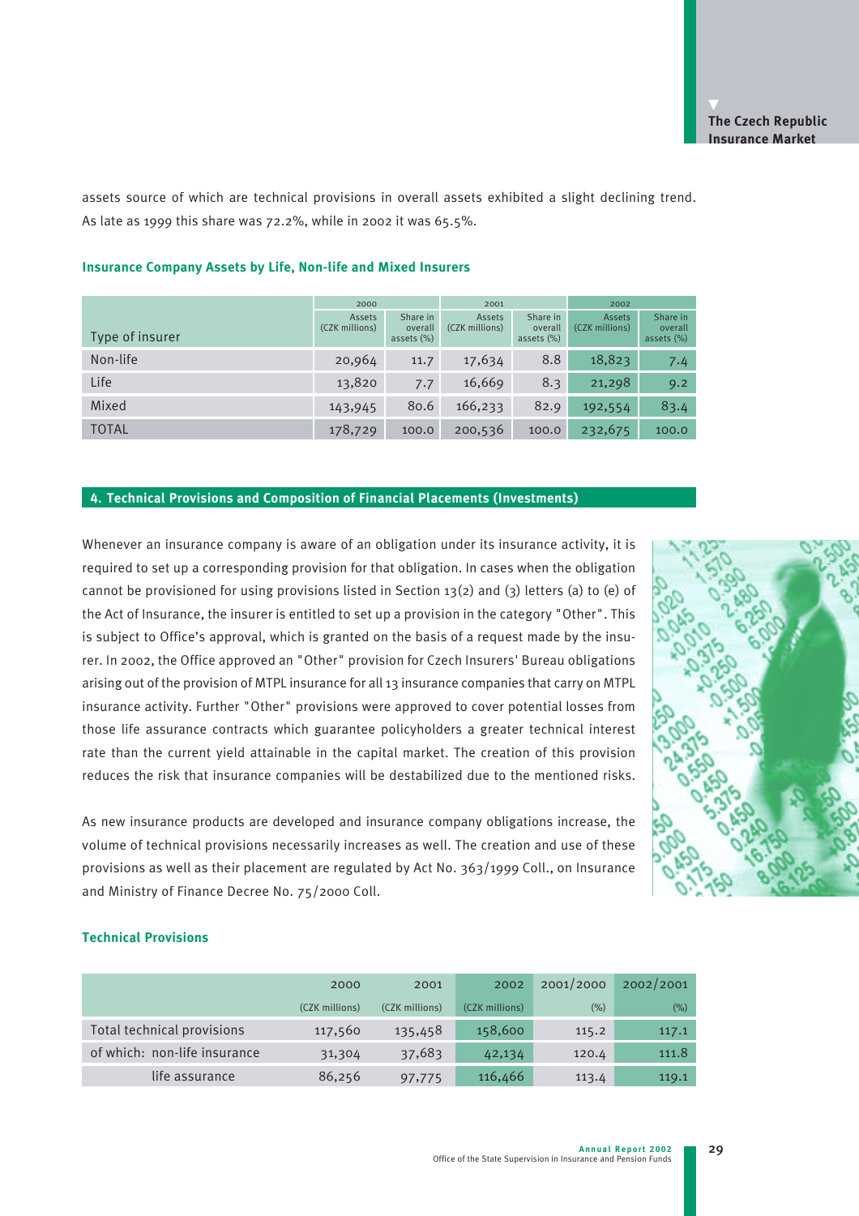assets source of which are technical provisions in overall assets exhibited a slight declining trend. As late as 1999 this share was 72.2%, while in 2002 it was 65.5%.

### Insurance Company Assets by Life, Non-life and Mixed Insurers

| Type of insurer | 2000 | | 2001 | | 2002 | |
|---|---|---|---|---|---|---|
| | Assets (CZK millions) | Share in overall assets (%) | Assets (CZK millions) | Share in overall assets (%) | Assets (CZK millions) | Share in overall assets (%) |
| Non-life | 20,964 | 11.7 | 17,634 | 8.8 | 18,823 | 7.4 |
| Life | 13,820 | 7.7 | 16,669 | 8.3 | 21,298 | 9.2 |
| Mixed | 143,945 | 80.6 | 166,233 | 82.9 | 192,554 | 83.4 |
| TOTAL | 178,729 | 100.0 | 200,536 | 100.0 | 232,675 | 100.0 |

## 4. Technical Provisions and Composition of Financial Placements (Investments)

Whenever an insurance company is aware of an obligation under its insurance activity, it is required to set up a corresponding provision for that obligation. In cases when the obligation cannot be provisioned for using provisions listed in Section 13(2) and (3) letters (a) to (e) of the Act of Insurance, the insurer is entitled to set up a provision in the category "Other". This is subject to Office's approval, which is granted on the basis of a request made by the insurer. In 2002, the Office approved an "Other" provision for Czech Insurers' Bureau obligations arising out of the provision of MTPL insurance for all 13 insurance companies that carry on MTPL insurance activity. Further "Other" provisions were approved to cover potential losses from those life assurance contracts which guarantee policyholders a greater technical interest rate than the current yield attainable in the capital market. The creation of this provision reduces the risk that insurance companies will be destabilized due to the mentioned risks.

As new insurance products are developed and insurance company obligations increase, the volume of technical provisions necessarily increases as well. The creation and use of these provisions as well as their placement are regulated by Act No. 363/1999 Coll., on Insurance and Ministry of Finance Decree No. 75/2000 Coll.

### Technical Provisions

| | 2000 | 2001 | 2002 | 2001/2000 | 2002/2001 |
|---|---|---|---|---|---|
| | (CZK millions) | (CZK millions) | (CZK millions) | (%) | (%) |
| Total technical provisions | 117,560 | 135,458 | 158,600 | 115.2 | 117.1 |
| of which: non-life insurance | 31,304 | 37,683 | 42,134 | 120.4 | 111.8 |
| life assurance | 86,256 | 97,775 | 116,466 | 113.4 | 119.1 |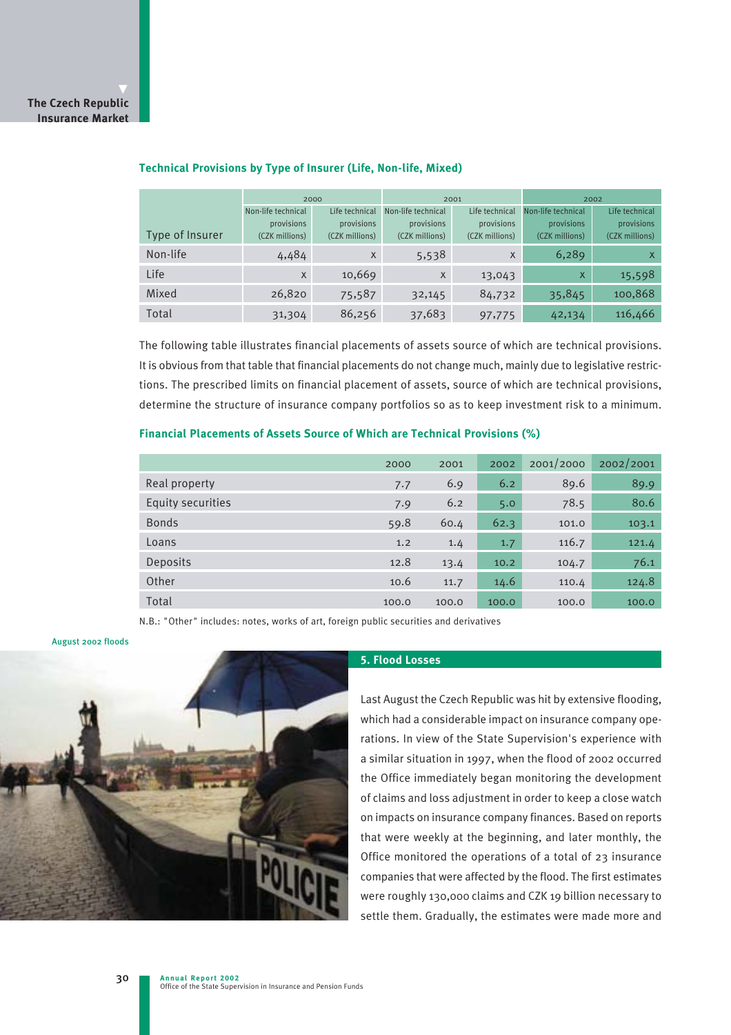### Technical Provisions by Type of Insurer (Life, Non-life, Mixed)

| Type of Insurer | 2000 | | 2001 | | 2002 | |
|---|---|---|---|---|---|---|
| | Non-life technical provisions (CZK millions) | Life technical provisions (CZK millions) | Non-life technical provisions (CZK millions) | Life technical provisions (CZK millions) | Non-life technical provisions (CZK millions) | Life technical provisions (CZK millions) |
| Non-life | 4,484 | x | 5,538 | x | 6,289 | x |
| Life | x | 10,669 | x | 13,043 | x | 15,598 |
| Mixed | 26,820 | 75,587 | 32,145 | 84,732 | 35,845 | 100,868 |
| Total | 31,304 | 86,256 | 37,683 | 97,775 | 42,134 | 116,466 |

The following table illustrates financial placements of assets source of which are technical provisions. It is obvious from that table that financial placements do not change much, mainly due to legislative restrictions. The prescribed limits on financial placement of assets, source of which are technical provisions, determine the structure of insurance company portfolios so as to keep investment risk to a minimum.

### Financial Placements of Assets Source of Which are Technical Provisions (%)

| | 2000 | 2001 | 2002 | 2001/2000 | 2002/2001 |
|---|---|---|---|---|---|
| Real property | 7.7 | 6.9 | 6.2 | 89.6 | 89.9 |
| Equity securities | 7.9 | 6.2 | 5.0 | 78.5 | 80.6 |
| Bonds | 59.8 | 60.4 | 62.3 | 101.0 | 103.1 |
| Loans | 1.2 | 1.4 | 1.7 | 116.7 | 121.4 |
| Deposits | 12.8 | 13.4 | 10.2 | 104.7 | 76.1 |
| Other | 10.6 | 11.7 | 14.6 | 110.4 | 124.8 |
| Total | 100.0 | 100.0 | 100.0 | 100.0 | 100.0 |

N.B.: "Other" includes: notes, works of art, foreign public securities and derivatives

August 2002 floods

## 5. Flood Losses

Last August the Czech Republic was hit by extensive flooding, which had a considerable impact on insurance company operations. In view of the State Supervision's experience with a similar situation in 1997, when the flood of 2002 occurred the Office immediately began monitoring the development of claims and loss adjustment in order to keep a close watch on impacts on insurance company finances. Based on reports that were weekly at the beginning, and later monthly, the Office monitored the operations of a total of 23 insurance companies that were affected by the flood. The first estimates were roughly 130,000 claims and CZK 19 billion necessary to settle them. Gradually, the estimates were made more and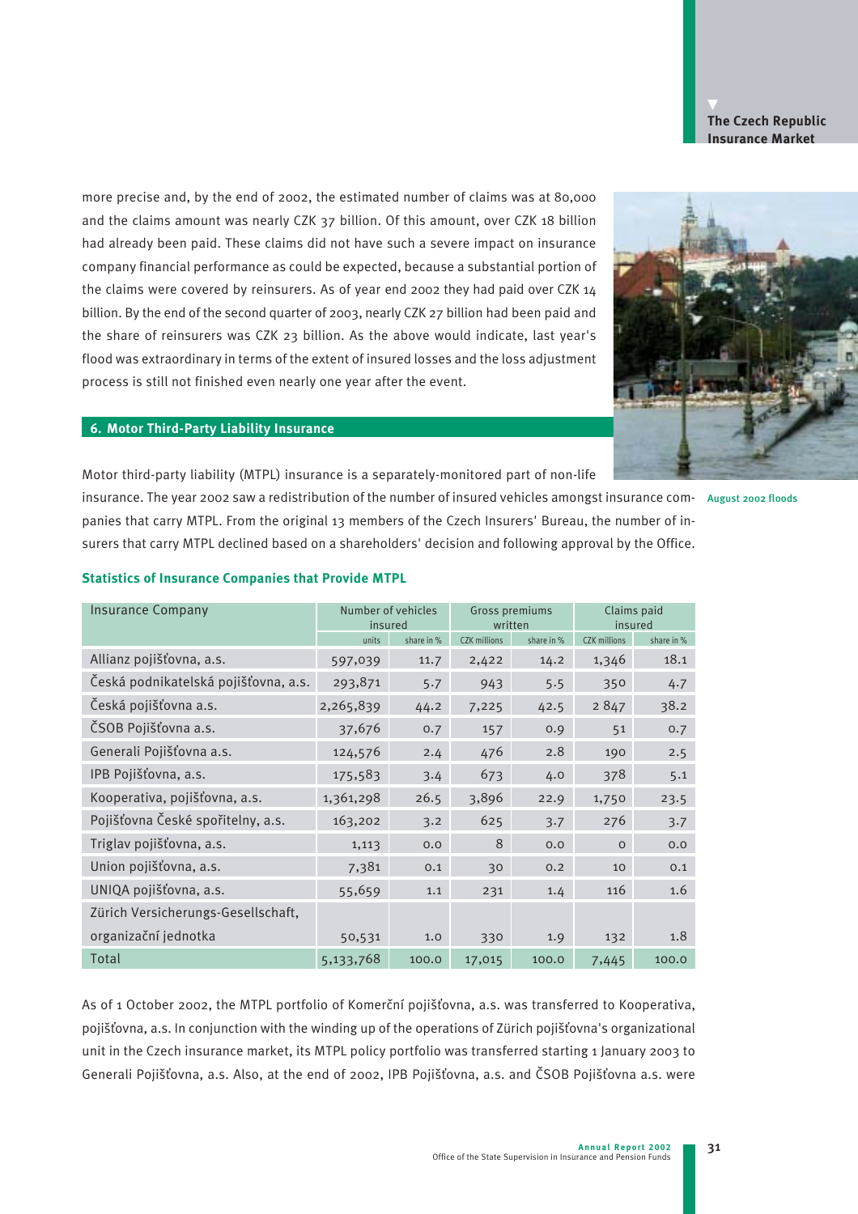more precise and, by the end of 2002, the estimated number of claims was at 80,000 and the claims amount was nearly CZK 37 billion. Of this amount, over CZK 18 billion had already been paid. These claims did not have such a severe impact on insurance company financial performance as could be expected, because a substantial portion of the claims were covered by reinsurers. As of year end 2002 they had paid over CZK 14 billion. By the end of the second quarter of 2003, nearly CZK 27 billion had been paid and the share of reinsurers was CZK 23 billion. As the above would indicate, last year's flood was extraordinary in terms of the extent of insured losses and the loss adjustment process is still not finished even nearly one year after the event.

August 2002 floods

## 6. Motor Third-Party Liability Insurance

Motor third-party liability (MTPL) insurance is a separately-monitored part of non-life insurance. The year 2002 saw a redistribution of the number of insured vehicles amongst insurance companies that carry MTPL. From the original 13 members of the Czech Insurers' Bureau, the number of insurers that carry MTPL declined based on a shareholders' decision and following approval by the Office.

### Statistics of Insurance Companies that Provide MTPL

| Insurance Company | Number of vehicles insured | | Gross premiums written | | Claims paid insured | |
|---|---|---|---|---|---|---|
| | units | share in % | CZK millions | share in % | CZK millions | share in % |
| Allianz pojišťovna, a.s. | 597,039 | 11.7 | 2,422 | 14.2 | 1,346 | 18.1 |
| Česká podnikatelská pojišťovna, a.s. | 293,871 | 5.7 | 943 | 5.5 | 350 | 4.7 |
| Česká pojišťovna a.s. | 2,265,839 | 44.2 | 7,225 | 42.5 | 2 847 | 38.2 |
| ČSOB Pojišťovna a.s. | 37,676 | 0.7 | 157 | 0.9 | 51 | 0.7 |
| Generali Pojišťovna a.s. | 124,576 | 2.4 | 476 | 2.8 | 190 | 2.5 |
| IPB Pojišťovna, a.s. | 175,583 | 3.4 | 673 | 4.0 | 378 | 5.1 |
| Kooperativa, pojišťovna, a.s. | 1,361,298 | 26.5 | 3,896 | 22.9 | 1,750 | 23.5 |
| Pojišťovna České spořitelny, a.s. | 163,202 | 3.2 | 625 | 3.7 | 276 | 3.7 |
| Triglav pojišťovna, a.s. | 1,113 | 0.0 | 8 | 0.0 | 0 | 0.0 |
| Union pojišťovna, a.s. | 7,381 | 0.1 | 30 | 0.2 | 10 | 0.1 |
| UNIQA pojišťovna, a.s. | 55,659 | 1.1 | 231 | 1.4 | 116 | 1.6 |
| Zürich Versicherungs-Gesellschaft, organizační jednotka | 50,531 | 1.0 | 330 | 1.9 | 132 | 1.8 |
| Total | 5,133,768 | 100.0 | 17,015 | 100.0 | 7,445 | 100.0 |

As of 1 October 2002, the MTPL portfolio of Komerční pojišťovna, a.s. was transferred to Kooperativa, pojišťovna, a.s. In conjunction with the winding up of the operations of Zürich pojišťovna's organizational unit in the Czech insurance market, its MTPL policy portfolio was transferred starting 1 January 2003 to Generali Pojišťovna, a.s. Also, at the end of 2002, IPB Pojišťovna, a.s. and ČSOB Pojišťovna a.s. were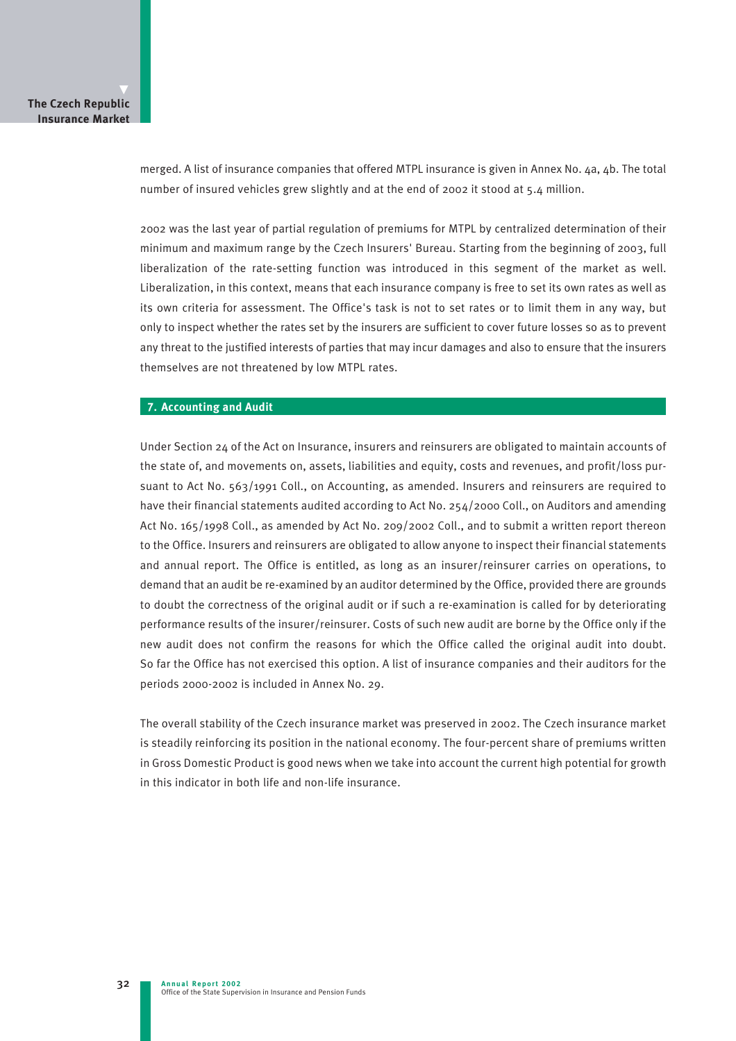merged. A list of insurance companies that offered MTPL insurance is given in Annex No. 4a, 4b. The total number of insured vehicles grew slightly and at the end of 2002 it stood at 5.4 million.

2002 was the last year of partial regulation of premiums for MTPL by centralized determination of their minimum and maximum range by the Czech Insurers' Bureau. Starting from the beginning of 2003, full liberalization of the rate-setting function was introduced in this segment of the market as well. Liberalization, in this context, means that each insurance company is free to set its own rates as well as its own criteria for assessment. The Office's task is not to set rates or to limit them in any way, but only to inspect whether the rates set by the insurers are sufficient to cover future losses so as to prevent any threat to the justified interests of parties that may incur damages and also to ensure that the insurers themselves are not threatened by low MTPL rates.

## 7. Accounting and Audit

Under Section 24 of the Act on Insurance, insurers and reinsurers are obligated to maintain accounts of the state of, and movements on, assets, liabilities and equity, costs and revenues, and profit/loss pursuant to Act No. 563/1991 Coll., on Accounting, as amended. Insurers and reinsurers are required to have their financial statements audited according to Act No. 254/2000 Coll., on Auditors and amending Act No. 165/1998 Coll., as amended by Act No. 209/2002 Coll., and to submit a written report thereon to the Office. Insurers and reinsurers are obligated to allow anyone to inspect their financial statements and annual report. The Office is entitled, as long as an insurer/reinsurer carries on operations, to demand that an audit be re-examined by an auditor determined by the Office, provided there are grounds to doubt the correctness of the original audit or if such a re-examination is called for by deteriorating performance results of the insurer/reinsurer. Costs of such new audit are borne by the Office only if the new audit does not confirm the reasons for which the Office called the original audit into doubt. So far the Office has not exercised this option. A list of insurance companies and their auditors for the periods 2000-2002 is included in Annex No. 29.

The overall stability of the Czech insurance market was preserved in 2002. The Czech insurance market is steadily reinforcing its position in the national economy. The four-percent share of premiums written in Gross Domestic Product is good news when we take into account the current high potential for growth in this indicator in both life and non-life insurance.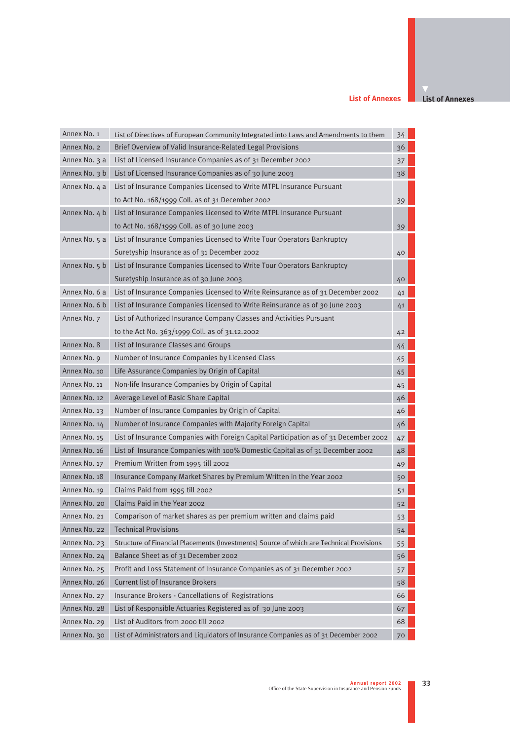# List of Annexes

| | | |
|---|---|---|
| Annex No. 1 | List of Directives of European Community Integrated into Laws and Amendments to them | 34 |
| Annex No. 2 | Brief Overview of Valid Insurance-Related Legal Provisions | 36 |
| Annex No. 3 a | List of Licensed Insurance Companies as of 31 December 2002 | 37 |
| Annex No. 3 b | List of Licensed Insurance Companies as of 30 June 2003 | 38 |
| Annex No. 4 a | List of Insurance Companies Licensed to Write MTPL Insurance Pursuant to Act No. 168/1999 Coll. as of 31 December 2002 | 39 |
| Annex No. 4 b | List of Insurance Companies Licensed to Write MTPL Insurance Pursuant to Act No. 168/1999 Coll. as of 30 June 2003 | 39 |
| Annex No. 5 a | List of Insurance Companies Licensed to Write Tour Operators Bankruptcy Suretyship Insurance as of 31 December 2002 | 40 |
| Annex No. 5 b | List of Insurance Companies Licensed to Write Tour Operators Bankruptcy Suretyship Insurance as of 30 June 2003 | 40 |
| Annex No. 6 a | List of Insurance Companies Licensed to Write Reinsurance as of 31 December 2002 | 41 |
| Annex No. 6 b | List of Insurance Companies Licensed to Write Reinsurance as of 30 June 2003 | 41 |
| Annex No. 7 | List of Authorized Insurance Company Classes and Activities Pursuant to the Act No. 363/1999 Coll. as of 31.12.2002 | 42 |
| Annex No. 8 | List of Insurance Classes and Groups | 44 |
| Annex No. 9 | Number of Insurance Companies by Licensed Class | 45 |
| Annex No. 10 | Life Assurance Companies by Origin of Capital | 45 |
| Annex No. 11 | Non-life Insurance Companies by Origin of Capital | 45 |
| Annex No. 12 | Average Level of Basic Share Capital | 46 |
| Annex No. 13 | Number of Insurance Companies by Origin of Capital | 46 |
| Annex No. 14 | Number of Insurance Companies with Majority Foreign Capital | 46 |
| Annex No. 15 | List of Insurance Companies with Foreign Capital Participation as of 31 December 2002 | 47 |
| Annex No. 16 | List of Insurance Companies with 100% Domestic Capital as of 31 December 2002 | 48 |
| Annex No. 17 | Premium Written from 1995 till 2002 | 49 |
| Annex No. 18 | Insurance Company Market Shares by Premium Written in the Year 2002 | 50 |
| Annex No. 19 | Claims Paid from 1995 till 2002 | 51 |
| Annex No. 20 | Claims Paid in the Year 2002 | 52 |
| Annex No. 21 | Comparison of market shares as per premium written and claims paid | 53 |
| Annex No. 22 | Technical Provisions | 54 |
| Annex No. 23 | Structure of Financial Placements (Investments) Source of which are Technical Provisions | 55 |
| Annex No. 24 | Balance Sheet as of 31 December 2002 | 56 |
| Annex No. 25 | Profit and Loss Statement of Insurance Companies as of 31 December 2002 | 57 |
| Annex No. 26 | Current list of Insurance Brokers | 58 |
| Annex No. 27 | Insurance Brokers - Cancellations of Registrations | 66 |
| Annex No. 28 | List of Responsible Actuaries Registered as of 30 June 2003 | 67 |
| Annex No. 29 | List of Auditors from 2000 till 2002 | 68 |
| Annex No. 30 | List of Administrators and Liquidators of Insurance Companies as of 31 December 2002 | 70 |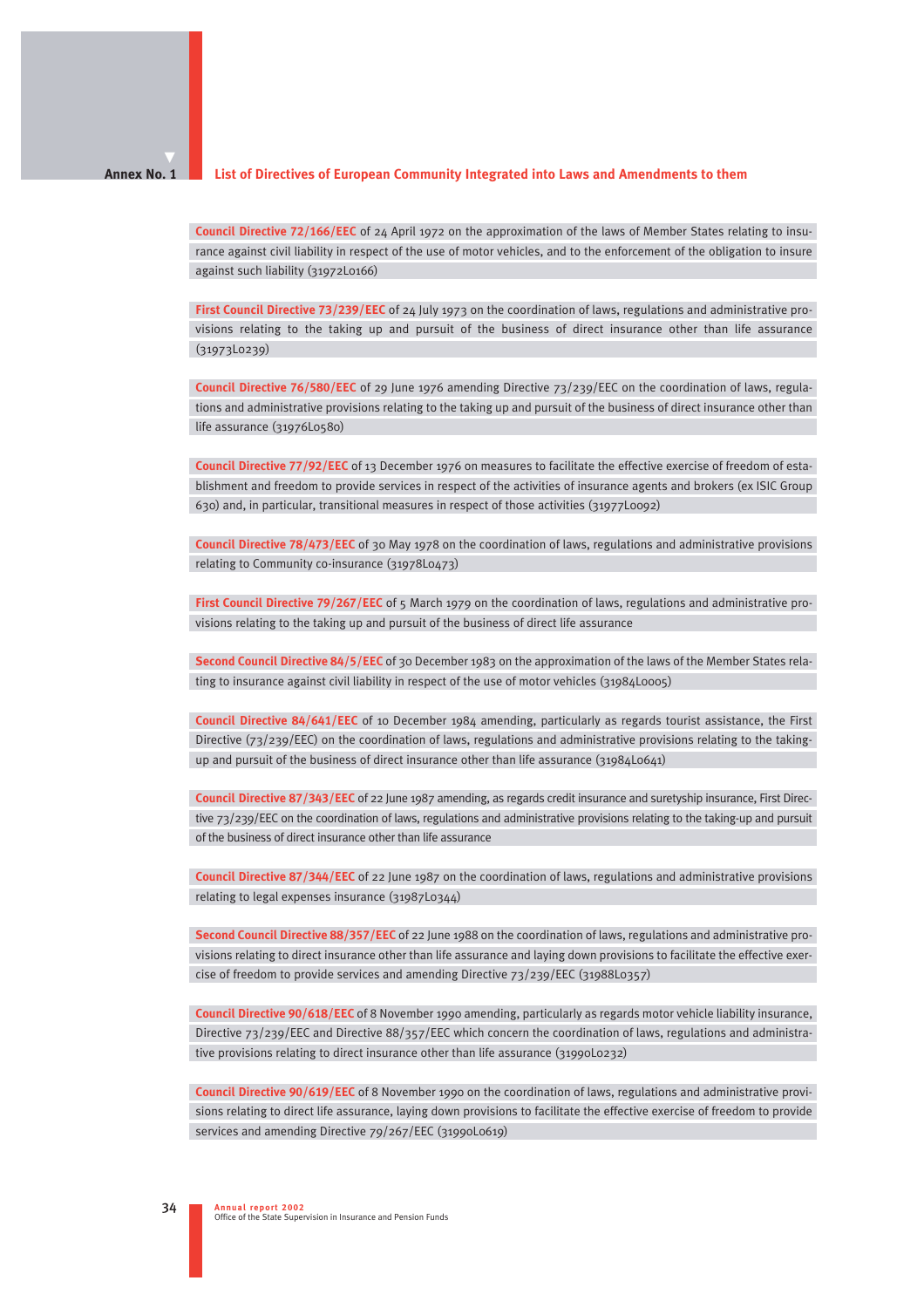**Annex No. 1**

## List of Directives of European Community Integrated into Laws and Amendments to them

**Council Directive 72/166/EEC** of 24 April 1972 on the approximation of the laws of Member States relating to insurance against civil liability in respect of the use of motor vehicles, and to the enforcement of the obligation to insure against such liability (31972L0166)

**First Council Directive 73/239/EEC** of 24 July 1973 on the coordination of laws, regulations and administrative provisions relating to the taking up and pursuit of the business of direct insurance other than life assurance (31973L0239)

**Council Directive 76/580/EEC** of 29 June 1976 amending Directive 73/239/EEC on the coordination of laws, regulations and administrative provisions relating to the taking up and pursuit of the business of direct insurance other than life assurance (31976L0580)

**Council Directive 77/92/EEC** of 13 December 1976 on measures to facilitate the effective exercise of freedom of establishment and freedom to provide services in respect of the activities of insurance agents and brokers (ex ISIC Group 630) and, in particular, transitional measures in respect of those activities (31977L0092)

**Council Directive 78/473/EEC** of 30 May 1978 on the coordination of laws, regulations and administrative provisions relating to Community co-insurance (31978L0473)

**First Council Directive 79/267/EEC** of 5 March 1979 on the coordination of laws, regulations and administrative provisions relating to the taking up and pursuit of the business of direct life assurance

**Second Council Directive 84/5/EEC** of 30 December 1983 on the approximation of the laws of the Member States relating to insurance against civil liability in respect of the use of motor vehicles (31984L0005)

**Council Directive 84/641/EEC** of 10 December 1984 amending, particularly as regards tourist assistance, the First Directive (73/239/EEC) on the coordination of laws, regulations and administrative provisions relating to the taking-up and pursuit of the business of direct insurance other than life assurance (31984L0641)

**Council Directive 87/343/EEC** of 22 June 1987 amending, as regards credit insurance and suretyship insurance, First Directive 73/239/EEC on the coordination of laws, regulations and administrative provisions relating to the taking-up and pursuit of the business of direct insurance other than life assurance

**Council Directive 87/344/EEC** of 22 June 1987 on the coordination of laws, regulations and administrative provisions relating to legal expenses insurance (31987L0344)

**Second Council Directive 88/357/EEC** of 22 June 1988 on the coordination of laws, regulations and administrative provisions relating to direct insurance other than life assurance and laying down provisions to facilitate the effective exercise of freedom to provide services and amending Directive 73/239/EEC (31988L0357)

**Council Directive 90/618/EEC** of 8 November 1990 amending, particularly as regards motor vehicle liability insurance, Directive 73/239/EEC and Directive 88/357/EEC which concern the coordination of laws, regulations and administrative provisions relating to direct insurance other than life assurance (31990L0232)

**Council Directive 90/619/EEC** of 8 November 1990 on the coordination of laws, regulations and administrative provisions relating to direct life assurance, laying down provisions to facilitate the effective exercise of freedom to provide services and amending Directive 79/267/EEC (31990L0619)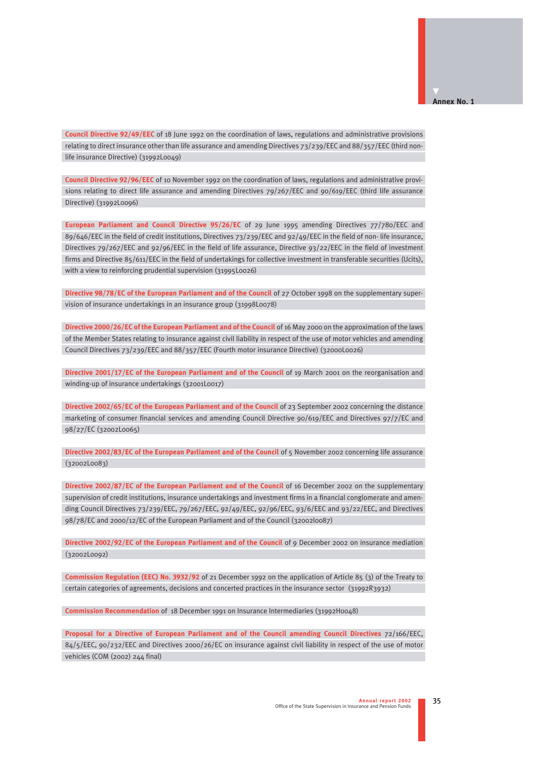**Annex No. 1**

**Council Directive 92/49/EEC** of 18 June 1992 on the coordination of laws, regulations and administrative provisions relating to direct insurance other than life assurance and amending Directives 73/239/EEC and 88/357/EEC (third non-life insurance Directive) (31992L0049)

**Council Directive 92/96/EEC** of 10 November 1992 on the coordination of laws, regulations and administrative provisions relating to direct life assurance and amending Directives 79/267/EEC and 90/619/EEC (third life assurance Directive) (31992L0096)

**European Parliament and Council Directive 95/26/EC** of 29 June 1995 amending Directives 77/780/EEC and 89/646/EEC in the field of credit institutions, Directives 73/239/EEC and 92/49/EEC in the field of non- life insurance, Directives 79/267/EEC and 92/96/EEC in the field of life assurance, Directive 93/22/EEC in the field of investment firms and Directive 85/611/EEC in the field of undertakings for collective investment in transferable securities (Ucits), with a view to reinforcing prudential supervision (31995L0026)

**Directive 98/78/EC of the European Parliament and of the Council** of 27 October 1998 on the supplementary supervision of insurance undertakings in an insurance group (31998L0078)

**Directive 2000/26/EC of the European Parliament and of the Council** of 16 May 2000 on the approximation of the laws of the Member States relating to insurance against civil liability in respect of the use of motor vehicles and amending Council Directives 73/239/EEC and 88/357/EEC (Fourth motor insurance Directive) (32000L0026)

**Directive 2001/17/EC of the European Parliament and of the Council** of 19 March 2001 on the reorganisation and winding-up of insurance undertakings (32001L0017)

**Directive 2002/65/EC of the European Parliament and of the Council** of 23 September 2002 concerning the distance marketing of consumer financial services and amending Council Directive 90/619/EEC and Directives 97/7/EC and 98/27/EC (32002L0065)

**Directive 2002/83/EC of the European Parliament and of the Council** of 5 November 2002 concerning life assurance (32002L0083)

**Directive 2002/87/EC of the European Parliament and of the Council** of 16 December 2002 on the supplementary supervision of credit institutions, insurance undertakings and investment firms in a financial conglomerate and amending Council Directives 73/239/EEC, 79/267/EEC, 92/49/EEC, 92/96/EEC, 93/6/EEC and 93/22/EEC, and Directives 98/78/EC and 2000/12/EC of the European Parliament and of the Council (32002l0087)

**Directive 2002/92/EC of the European Parliament and of the Council** of 9 December 2002 on insurance mediation (32002L0092)

**Commission Regulation (EEC) No. 3932/92** of 21 December 1992 on the application of Article 85 (3) of the Treaty to certain categories of agreements, decisions and concerted practices in the insurance sector (31992R3932)

**Commission Recommendation** of 18 December 1991 on Insurance Intermediaries (31992H0048)

**Proposal for a Directive of European Parliament and of the Council amending Council Directives** 72/166/EEC, 84/5/EEC, 90/232/EEC and Directives 2000/26/EC on insurance against civil liability in respect of the use of motor vehicles (COM (2002) 244 final)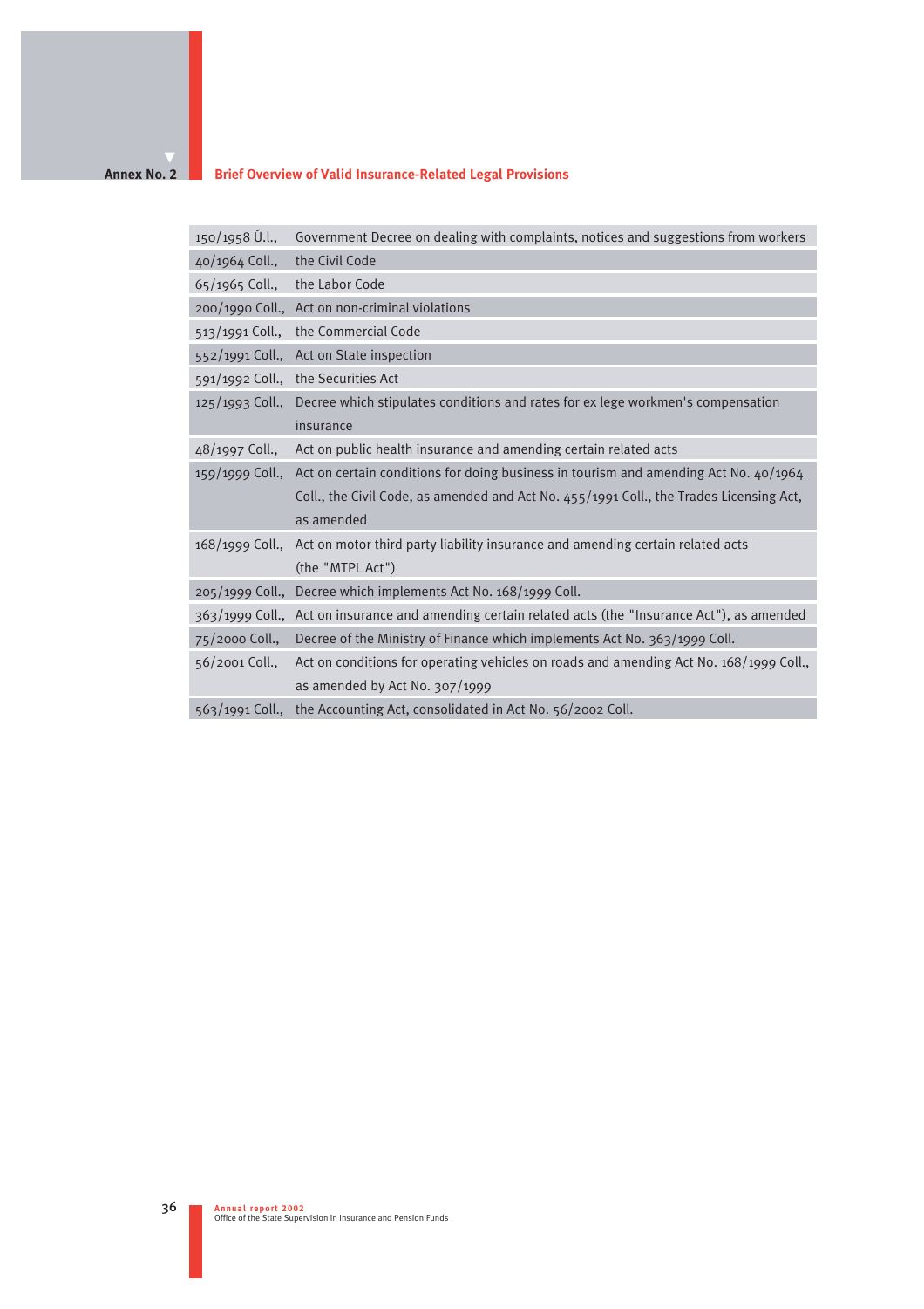## Annex No. 2

## Brief Overview of Valid Insurance-Related Legal Provisions

| | |
|---|---|
| 150/1958 Ú.l., | Government Decree on dealing with complaints, notices and suggestions from workers |
| 40/1964 Coll., | the Civil Code |
| 65/1965 Coll., | the Labor Code |
| 200/1990 Coll., | Act on non-criminal violations |
| 513/1991 Coll., | the Commercial Code |
| 552/1991 Coll., | Act on State inspection |
| 591/1992 Coll., | the Securities Act |
| 125/1993 Coll., | Decree which stipulates conditions and rates for ex lege workmen's compensation insurance |
| 48/1997 Coll., | Act on public health insurance and amending certain related acts |
| 159/1999 Coll., | Act on certain conditions for doing business in tourism and amending Act No. 40/1964 Coll., the Civil Code, as amended and Act No. 455/1991 Coll., the Trades Licensing Act, as amended |
| 168/1999 Coll., | Act on motor third party liability insurance and amending certain related acts (the "MTPL Act") |
| 205/1999 Coll., | Decree which implements Act No. 168/1999 Coll. |
| 363/1999 Coll., | Act on insurance and amending certain related acts (the "Insurance Act"), as amended |
| 75/2000 Coll., | Decree of the Ministry of Finance which implements Act No. 363/1999 Coll. |
| 56/2001 Coll., | Act on conditions for operating vehicles on roads and amending Act No. 168/1999 Coll., as amended by Act No. 307/1999 |
| 563/1991 Coll., | the Accounting Act, consolidated in Act No. 56/2002 Coll. |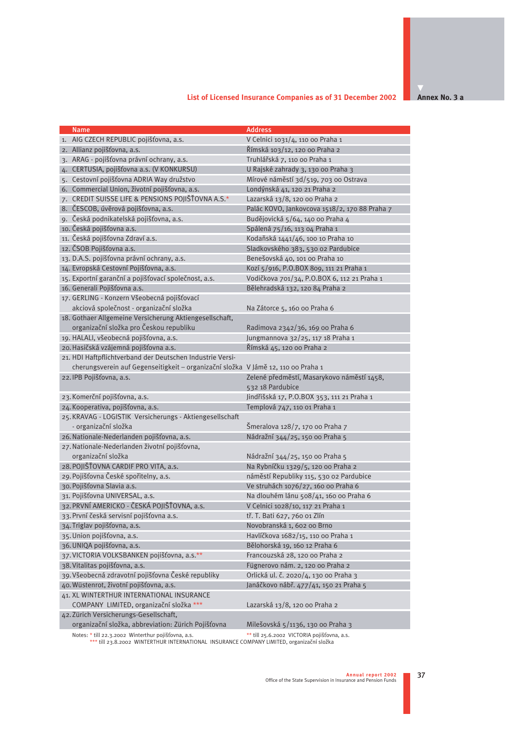# List of Licensed Insurance Companies as of 31 December 2002

**Annex No. 3 a**

| | Name | Address |
|---|---|---|
| 1. | AIG CZECH REPUBLIC pojišťovna, a.s. | V Celnici 1031/4, 110 00 Praha 1 |
| 2. | Allianz pojišťovna, a.s. | Římská 103/12, 120 00 Praha 2 |
| 3. | ARAG - pojišťovna právní ochrany, a.s. | Truhlářská 7, 110 00 Praha 1 |
| 4. | CERTUSIA, pojišťovna a.s. (V KONKURSU) | U Rajské zahrady 3, 130 00 Praha 3 |
| 5. | Cestovní pojišťovna ADRIA Way družstvo | Mírové náměstí 3d/519, 703 00 Ostrava |
| 6. | Commercial Union, životní pojišťovna, a.s. | Londýnská 41, 120 21 Praha 2 |
| 7. | CREDIT SUISSE LIFE & PENSIONS POJIŠŤOVNA A.S.* | Lazarská 13/8, 120 00 Praha 2 |
| 8. | ČESCOB, úvěrová pojišťovna, a.s. | Palác KOVO, Jankovcova 1518/2, 170 88 Praha 7 |
| 9. | Česká podnikatelská pojišťovna, a.s. | Budějovická 5/64, 140 00 Praha 4 |
| 10. | Česká pojišťovna a.s. | Spálená 75/16, 113 04 Praha 1 |
| 11. | Česká pojišťovna Zdraví a.s. | Kodaňská 1441/46, 100 10 Praha 10 |
| 12. | ČSOB Pojišťovna a.s. | Sladkovského 383, 530 02 Pardubice |
| 13. | D.A.S. pojišťovna právní ochrany, a.s. | Benešovská 40, 101 00 Praha 10 |
| 14. | Evropská Cestovní Pojišťovna, a.s. | Kozí 5/916, P.O.BOX 809, 111 21 Praha 1 |
| 15. | Exportní garanční a pojišťovací společnost, a.s. | Vodičkova 701/34, P.O.BOX 6, 112 21 Praha 1 |
| 16. | Generali Pojišťovna a.s. | Bělehradská 132, 120 84 Praha 2 |
| 17. | GERLING - Konzern Všeobecná pojišťovací akciová společnost - organizační složka | Na Zátorce 5, 160 00 Praha 6 |
| 18. | Gothaer Allgemeine Versicherung Aktiengesellschaft, organizační složka pro Českou republiku | Radimova 2342/36, 169 00 Praha 6 |
| 19. | HALALI, všeobecná pojišťovna, a.s. | Jungmannova 32/25, 117 18 Praha 1 |
| 20. | Hasičská vzájemná pojišťovna a.s. | Římská 45, 120 00 Praha 2 |
| 21. | HDI Haftpflichtverband der Deutschen Industrie Versicherungsverein auf Gegenseitigkeit – organizační složka | V Jámě 12, 110 00 Praha 1 |
| 22. | IPB Pojišťovna, a.s. | Zelené předměstí, Masarykovo náměstí 1458, 532 18 Pardubice |
| 23. | Komerční pojišťovna, a.s. | Jindřišská 17, P.O.BOX 353, 111 21 Praha 1 |
| 24. | Kooperativa, pojišťovna, a.s. | Templová 747, 110 01 Praha 1 |
| 25. | KRAVAG - LOGISTIK Versicherungs - Aktiengesellschaft - organizační složka | Šmeralova 128/7, 170 00 Praha 7 |
| 26. | Nationale-Nederlanden pojišťovna, a.s. | Nádražní 344/25, 150 00 Praha 5 |
| 27. | Nationale-Nederlanden životní pojišťovna, organizační složka | Nádražní 344/25, 150 00 Praha 5 |
| 28. | POJIŠŤOVNA CARDIF PRO VITA, a.s. | Na Rybníčku 1329/5, 120 00 Praha 2 |
| 29. | Pojišťovna České spořitelny, a.s. | náměstí Republiky 115, 530 02 Pardubice |
| 30. | Pojišťovna Slavia a.s. | Ve struhách 1076/27, 160 00 Praha 6 |
| 31. | Pojišťovna UNIVERSAL, a.s. | Na dlouhém lánu 508/41, 160 00 Praha 6 |
| 32. | PRVNÍ AMERICKO - ČESKÁ POJIŠŤOVNA, a.s. | V Celnici 1028/10, 117 21 Praha 1 |
| 33. | První česká servisní pojišťovna a.s. | tř. T. Bati 627, 760 01 Zlín |
| 34. | Triglav pojišťovna, a.s. | Novobranská 1, 602 00 Brno |
| 35. | Union pojišťovna, a.s. | Havlíčkova 1682/15, 110 00 Praha 1 |
| 36. | UNIQA pojišťovna, a.s. | Bělohorská 19, 160 12 Praha 6 |
| 37. | VICTORIA VOLKSBANKEN pojišťovna, a.s.** | Francouzská 28, 120 00 Praha 2 |
| 38. | Vitalitas pojišťovna, a.s. | Fügnerovo nám. 2, 120 00 Praha 2 |
| 39. | Všeobecná zdravotní pojišťovna České republiky | Orlická ul. č. 2020/4, 130 00 Praha 3 |
| 40. | Wüstenrot, životní pojišťovna, a.s. | Janáčkovo nábř. 477/41, 150 21 Praha 5 |
| 41. | XL WINTERTHUR INTERNATIONAL INSURANCE COMPANY LIMITED, organizační složka *** | Lazarská 13/8, 120 00 Praha 2 |
| 42. | Zürich Versicherungs-Gesellschaft, organizační složka, abbreviation: Zürich Pojišťovna | Milešovská 5/1136, 130 00 Praha 3 |

Notes: * till 22.3.2002 Winterthur pojišťovna, a.s. ** till 25.6.2002 VICTORIA pojišťovna, a.s.
*** till 23.8.2002 WINTERTHUR INTERNATIONAL INSURANCE COMPANY LIMITED, organizační složka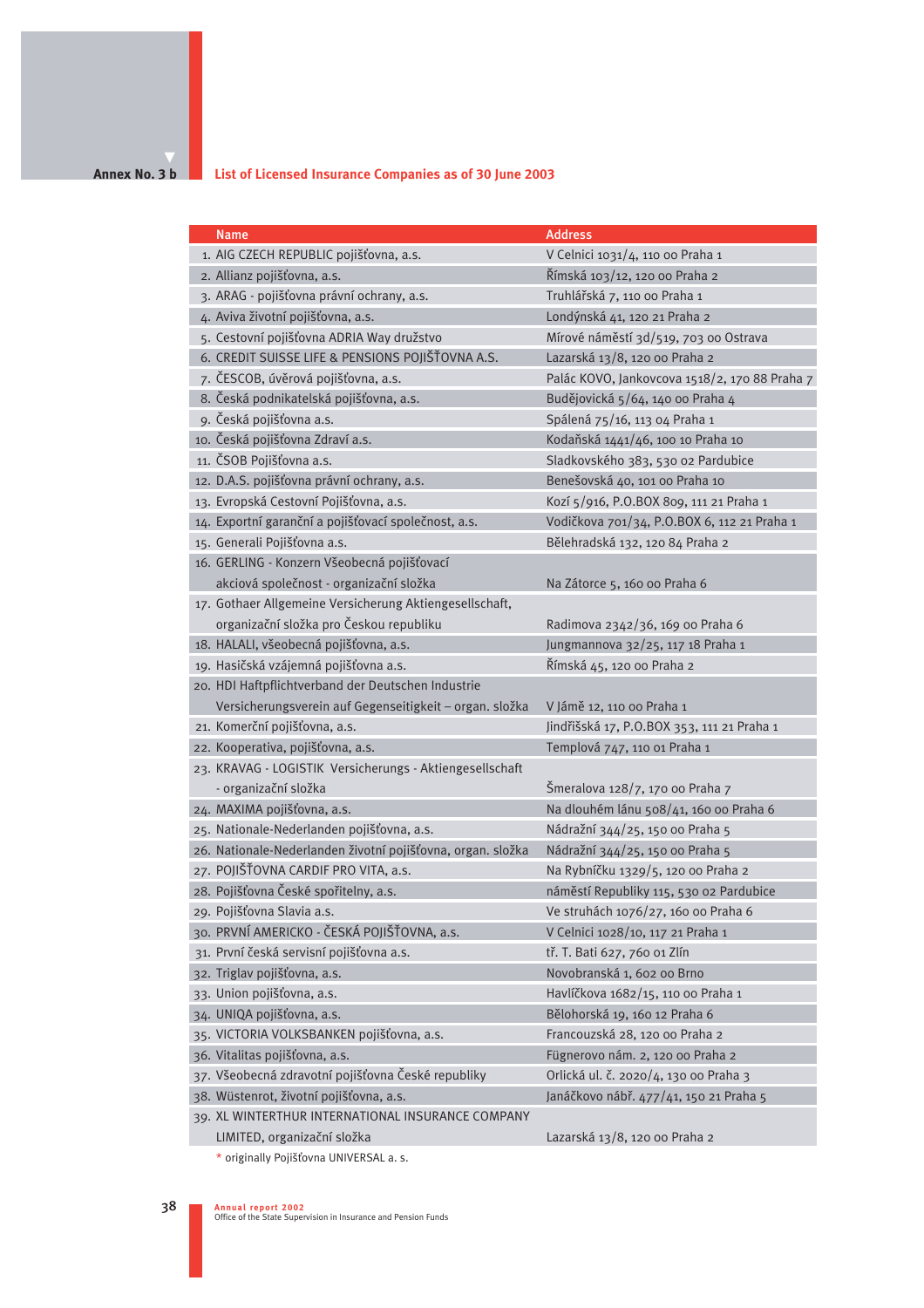Annex No. 3 b

## List of Licensed Insurance Companies as of 30 June 2003

| Name | Address |
|---|---|
| 1. AIG CZECH REPUBLIC pojišťovna, a.s. | V Celnici 1031/4, 110 00 Praha 1 |
| 2. Allianz pojišťovna, a.s. | Římská 103/12, 120 00 Praha 2 |
| 3. ARAG - pojišťovna právní ochrany, a.s. | Truhlářská 7, 110 00 Praha 1 |
| 4. Aviva životní pojišťovna, a.s. | Londýnská 41, 120 21 Praha 2 |
| 5. Cestovní pojišťovna ADRIA Way družstvo | Mírové náměstí 3d/519, 703 00 Ostrava |
| 6. CREDIT SUISSE LIFE & PENSIONS POJIŠŤOVNA A.S. | Lazarská 13/8, 120 00 Praha 2 |
| 7. ČESCOB, úvěrová pojišťovna, a.s. | Palác KOVO, Jankovcova 1518/2, 170 88 Praha 7 |
| 8. Česká podnikatelská pojišťovna, a.s. | Budějovická 5/64, 140 00 Praha 4 |
| 9. Česká pojišťovna a.s. | Spálená 75/16, 113 04 Praha 1 |
| 10. Česká pojišťovna Zdraví a.s. | Kodaňská 1441/46, 100 10 Praha 10 |
| 11. ČSOB Pojišťovna a.s. | Sladkovského 383, 530 02 Pardubice |
| 12. D.A.S. pojišťovna právní ochrany, a.s. | Benešovská 40, 101 00 Praha 10 |
| 13. Evropská Cestovní Pojišťovna, a.s. | Kozí 5/916, P.O.BOX 809, 111 21 Praha 1 |
| 14. Exportní garanční a pojišťovací společnost, a.s. | Vodičkova 701/34, P.O.BOX 6, 112 21 Praha 1 |
| 15. Generali Pojišťovna a.s. | Bělehradská 132, 120 84 Praha 2 |
| 16. GERLING - Konzern Všeobecná pojišťovací akciová společnost - organizační složka | Na Zátorce 5, 160 00 Praha 6 |
| 17. Gothaer Allgemeine Versicherung Aktiengesellschaft, organizační složka pro Českou republiku | Radimova 2342/36, 169 00 Praha 6 |
| 18. HALALI, všeobecná pojišťovna, a.s. | Jungmannova 32/25, 117 18 Praha 1 |
| 19. Hasičská vzájemná pojišťovna a.s. | Římská 45, 120 00 Praha 2 |
| 20. HDI Haftpflichtverband der Deutschen Industrie Versicherungsverein auf Gegenseitigkeit – organ. složka | V Jámě 12, 110 00 Praha 1 |
| 21. Komerční pojišťovna, a.s. | Jindřišská 17, P.O.BOX 353, 111 21 Praha 1 |
| 22. Kooperativa, pojišťovna, a.s. | Templová 747, 110 01 Praha 1 |
| 23. KRAVAG - LOGISTIK Versicherungs - Aktiengesellschaft - organizační složka | Šmeralova 128/7, 170 00 Praha 7 |
| 24. MAXIMA pojišťovna, a.s. | Na dlouhém lánu 508/41, 160 00 Praha 6 |
| 25. Nationale-Nederlanden pojišťovna, a.s. | Nádražní 344/25, 150 00 Praha 5 |
| 26. Nationale-Nederlanden životní pojišťovna, organ. složka | Nádražní 344/25, 150 00 Praha 5 |
| 27. POJIŠŤOVNA CARDIF PRO VITA, a.s. | Na Rybníčku 1329/5, 120 00 Praha 2 |
| 28. Pojišťovna České spořitelny, a.s. | náměstí Republiky 115, 530 02 Pardubice |
| 29. Pojišťovna Slavia a.s. | Ve struhách 1076/27, 160 00 Praha 6 |
| 30. PRVNÍ AMERICKO - ČESKÁ POJIŠŤOVNA, a.s. | V Celnici 1028/10, 117 21 Praha 1 |
| 31. První česká servisní pojišťovna a.s. | tř. T. Bati 627, 760 01 Zlín |
| 32. Triglav pojišťovna, a.s. | Novobranská 1, 602 00 Brno |
| 33. Union pojišťovna, a.s. | Havlíčkova 1682/15, 110 00 Praha 1 |
| 34. UNIQA pojišťovna, a.s. | Bělohorská 19, 160 12 Praha 6 |
| 35. VICTORIA VOLKSBANKEN pojišťovna, a.s. | Francouzská 28, 120 00 Praha 2 |
| 36. Vitalitas pojišťovna, a.s. | Fügnerovo nám. 2, 120 00 Praha 2 |
| 37. Všeobecná zdravotní pojišťovna České republiky | Orlická ul. č. 2020/4, 130 00 Praha 3 |
| 38. Wüstenrot, životní pojišťovna, a.s. | Janáčkovo nábř. 477/41, 150 21 Praha 5 |
| 39. XL WINTERTHUR INTERNATIONAL INSURANCE COMPANY LIMITED, organizační složka | Lazarská 13/8, 120 00 Praha 2 |

* originally Pojišťovna UNIVERSAL a. s.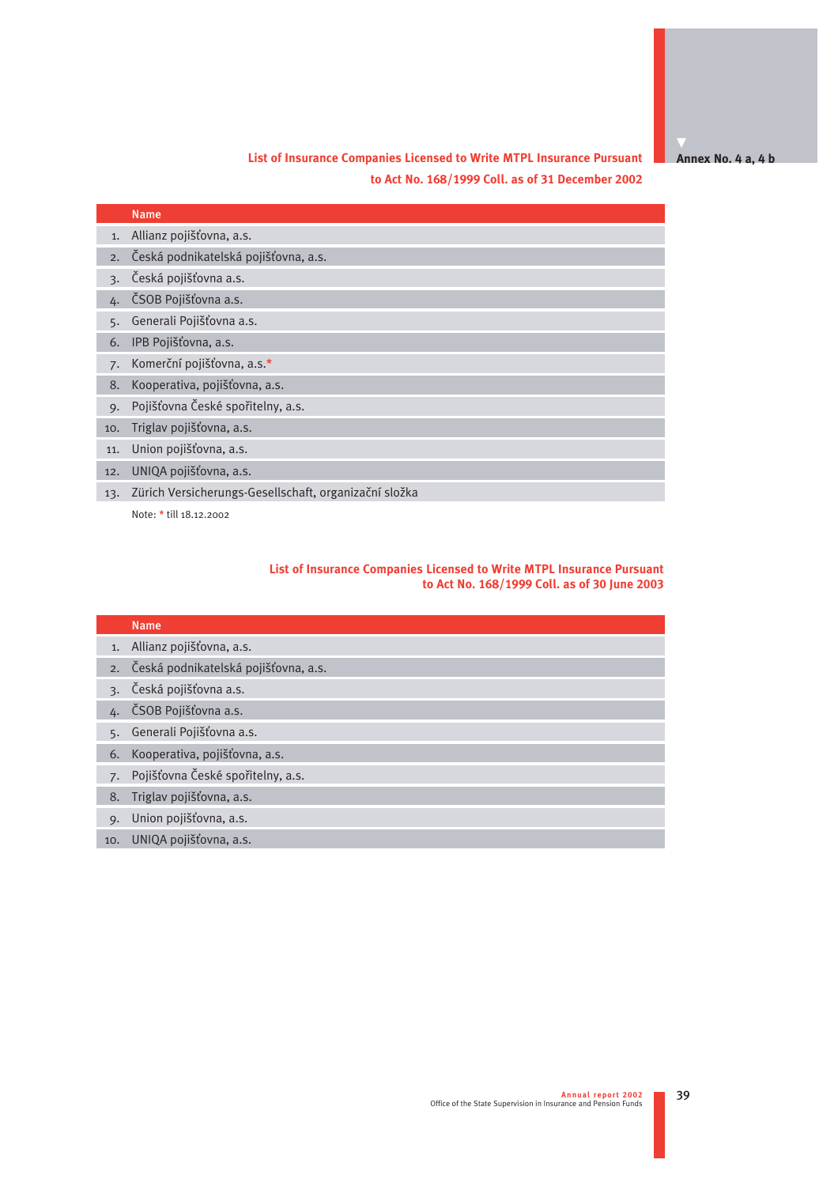Annex No. 4 a, 4 b

## List of Insurance Companies Licensed to Write MTPL Insurance Pursuant to Act No. 168/1999 Coll. as of 31 December 2002

| | Name |
|---|---|
| 1. | Allianz pojišťovna, a.s. |
| 2. | Česká podnikatelská pojišťovna, a.s. |
| 3. | Česká pojišťovna a.s. |
| 4. | ČSOB Pojišťovna a.s. |
| 5. | Generali Pojišťovna a.s. |
| 6. | IPB Pojišťovna, a.s. |
| 7. | Komerční pojišťovna, a.s.* |
| 8. | Kooperativa, pojišťovna, a.s. |
| 9. | Pojišťovna České spořitelny, a.s. |
| 10. | Triglav pojišťovna, a.s. |
| 11. | Union pojišťovna, a.s. |
| 12. | UNIQA pojišťovna, a.s. |
| 13. | Zürich Versicherungs-Gesellschaft, organizační složka |

Note: * till 18.12.2002

## List of Insurance Companies Licensed to Write MTPL Insurance Pursuant to Act No. 168/1999 Coll. as of 30 June 2003

| | Name |
|---|---|
| 1. | Allianz pojišťovna, a.s. |
| 2. | Česká podnikatelská pojišťovna, a.s. |
| 3. | Česká pojišťovna a.s. |
| 4. | ČSOB Pojišťovna a.s. |
| 5. | Generali Pojišťovna a.s. |
| 6. | Kooperativa, pojišťovna, a.s. |
| 7. | Pojišťovna České spořitelny, a.s. |
| 8. | Triglav pojišťovna, a.s. |
| 9. | Union pojišťovna, a.s. |
| 10. | UNIQA pojišťovna, a.s. |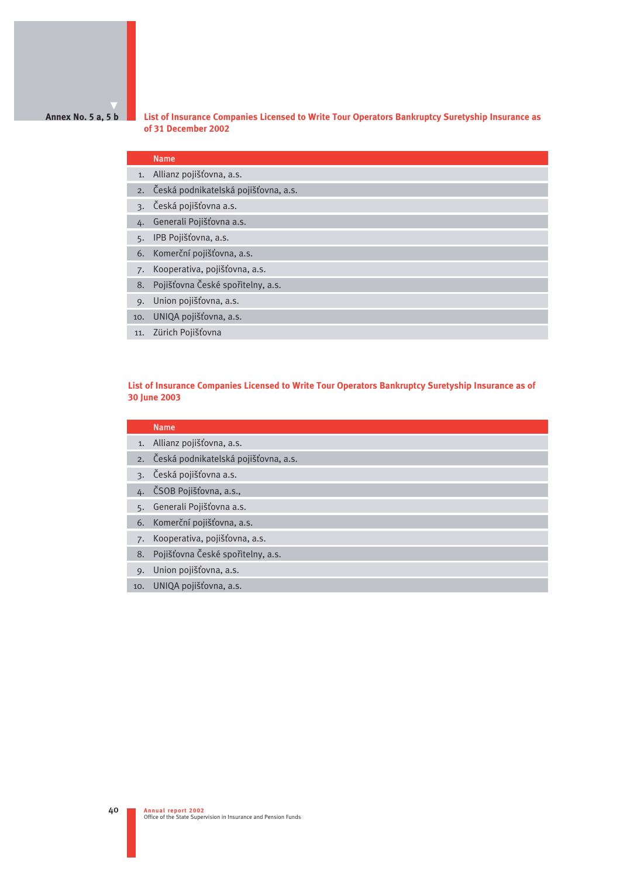Annex No. 5 a, 5 b

## List of Insurance Companies Licensed to Write Tour Operators Bankruptcy Suretyship Insurance as of 31 December 2002

| | Name |
|---|---|
| 1. | Allianz pojišťovna, a.s. |
| 2. | Česká podnikatelská pojišťovna, a.s. |
| 3. | Česká pojišťovna a.s. |
| 4. | Generali Pojišťovna a.s. |
| 5. | IPB Pojišťovna, a.s. |
| 6. | Komerční pojišťovna, a.s. |
| 7. | Kooperativa, pojišťovna, a.s. |
| 8. | Pojišťovna České spořitelny, a.s. |
| 9. | Union pojišťovna, a.s. |
| 10. | UNIQA pojišťovna, a.s. |
| 11. | Zürich Pojišťovna |

## List of Insurance Companies Licensed to Write Tour Operators Bankruptcy Suretyship Insurance as of 30 June 2003

| | Name |
|---|---|
| 1. | Allianz pojišťovna, a.s. |
| 2. | Česká podnikatelská pojišťovna, a.s. |
| 3. | Česká pojišťovna a.s. |
| 4. | ČSOB Pojišťovna, a.s., |
| 5. | Generali Pojišťovna a.s. |
| 6. | Komerční pojišťovna, a.s. |
| 7. | Kooperativa, pojišťovna, a.s. |
| 8. | Pojišťovna České spořitelny, a.s. |
| 9. | Union pojišťovna, a.s. |
| 10. | UNIQA pojišťovna, a.s. |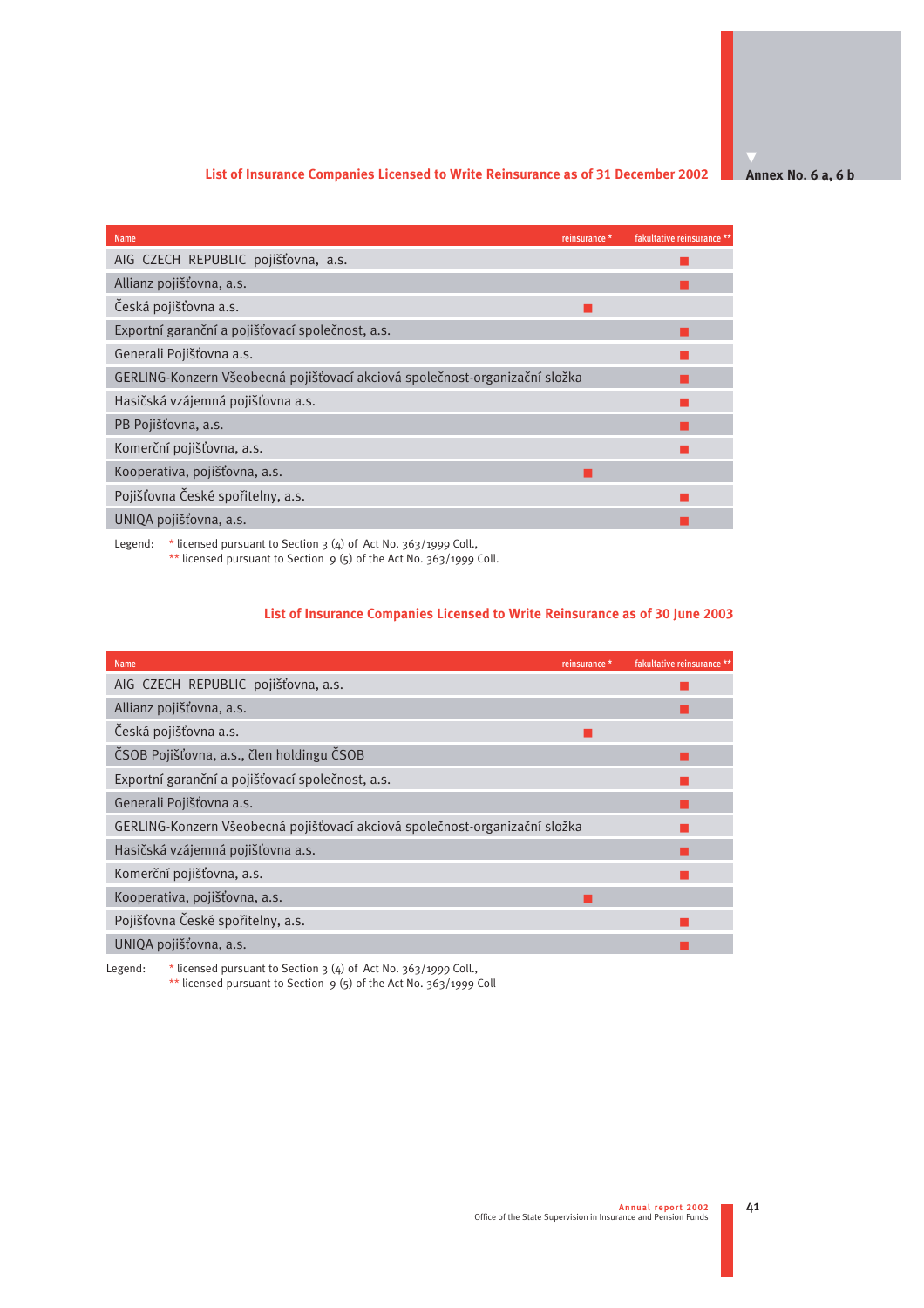Annex No. 6 a, 6 b

## List of Insurance Companies Licensed to Write Reinsurance as of 31 December 2002

| Name | reinsurance * | fakultative reinsurance ** |
|---|---|---|
| AIG CZECH REPUBLIC pojišťovna, a.s. | | ■ |
| Allianz pojišťovna, a.s. | | ■ |
| Česká pojišťovna a.s. | ■ | |
| Exportní garanční a pojišťovací společnost, a.s. | | ■ |
| Generali Pojišťovna a.s. | | ■ |
| GERLING-Konzern Všeobecná pojišťovací akciová společnost-organizační složka | | ■ |
| Hasičská vzájemná pojišťovna a.s. | | ■ |
| PB Pojišťovna, a.s. | | ■ |
| Komerční pojišťovna, a.s. | | ■ |
| Kooperativa, pojišťovna, a.s. | ■ | |
| Pojišťovna České spořitelny, a.s. | | ■ |
| UNIQA pojišťovna, a.s. | | ■ |

Legend: * licensed pursuant to Section 3 (4) of Act No. 363/1999 Coll.,
** licensed pursuant to Section 9 (5) of the Act No. 363/1999 Coll.

## List of Insurance Companies Licensed to Write Reinsurance as of 30 June 2003

| Name | reinsurance * | fakultative reinsurance ** |
|---|---|---|
| AIG CZECH REPUBLIC pojišťovna, a.s. | | ■ |
| Allianz pojišťovna, a.s. | | ■ |
| Česká pojišťovna a.s. | ■ | |
| ČSOB Pojišťovna, a.s., člen holdingu ČSOB | | ■ |
| Exportní garanční a pojišťovací společnost, a.s. | | ■ |
| Generali Pojišťovna a.s. | | ■ |
| GERLING-Konzern Všeobecná pojišťovací akciová společnost-organizační složka | | ■ |
| Hasičská vzájemná pojišťovna a.s. | | ■ |
| Komerční pojišťovna, a.s. | | ■ |
| Kooperativa, pojišťovna, a.s. | ■ | |
| Pojišťovna České spořitelny, a.s. | | ■ |
| UNIQA pojišťovna, a.s. | | ■ |

Legend: * licensed pursuant to Section 3 (4) of Act No. 363/1999 Coll.,
** licensed pursuant to Section 9 (5) of the Act No. 363/1999 Coll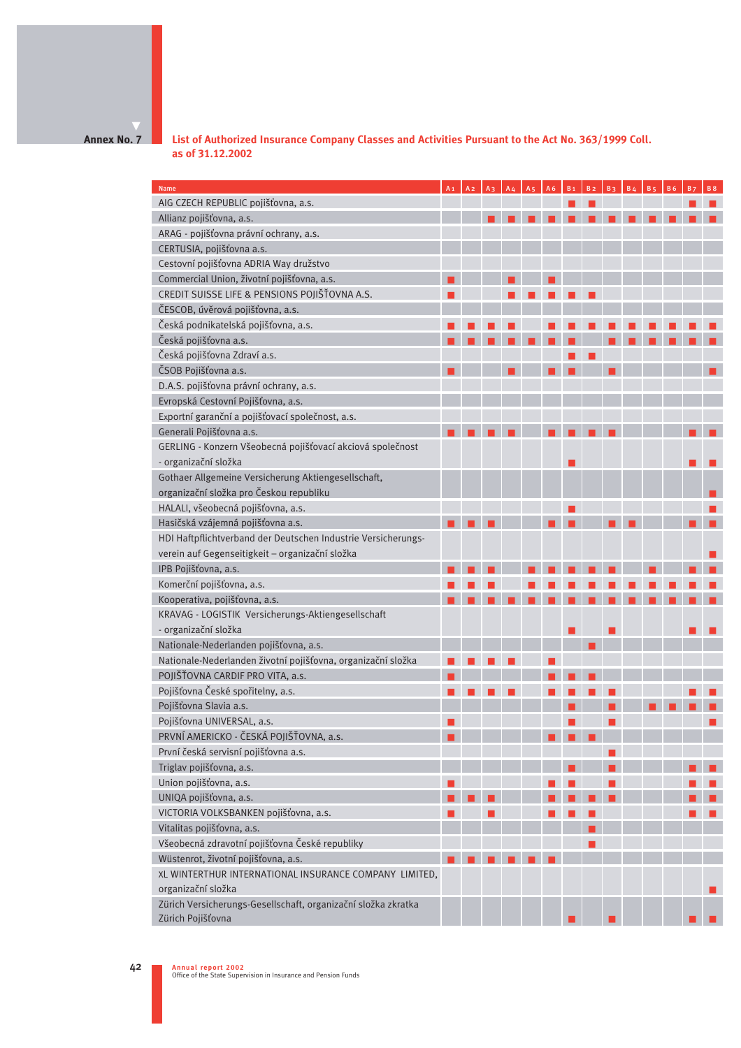**Annex No. 7**

## List of Authorized Insurance Company Classes and Activities Pursuant to the Act No. 363/1999 Coll. as of 31.12.2002

| Name | A1 | A2 | A3 | A4 | A5 | A6 | B1 | B2 | B3 | B4 | B5 | B6 | B7 | B8 |
|---|---|---|---|---|---|---|---|---|---|---|---|---|---|---|
| AIG CZECH REPUBLIC pojišťovna, a.s. | | | | | | | ■ | ■ | | | | | ■ | ■ |
| Allianz pojišťovna, a.s. | | | ■ | ■ | ■ | ■ | ■ | ■ | ■ | ■ | ■ | ■ | ■ | ■ |
| ARAG - pojišťovna právní ochrany, a.s. | | | | | | | | | | | | | | |
| CERTUSIA, pojišťovna a.s. | | | | | | | | | | | | | | |
| Cestovní pojišťovna ADRIA Way družstvo | | | | | | | | | | | | | | |
| Commercial Union, životní pojišťovna, a.s. | ■ | | | ■ | | ■ | | | | | | | | |
| CREDIT SUISSE LIFE & PENSIONS POJIŠŤOVNA A.S. | ■ | | | ■ | ■ | ■ | ■ | ■ | | | | | | |
| ČESCOB, úvěrová pojišťovna, a.s. | | | | | | | | | | | | | | |
| Česká podnikatelská pojišťovna, a.s. | ■ | ■ | ■ | ■ | | ■ | ■ | ■ | ■ | ■ | ■ | ■ | ■ | ■ |
| Česká pojišťovna a.s. | ■ | ■ | ■ | ■ | ■ | ■ | ■ | | ■ | ■ | ■ | ■ | ■ | ■ |
| Česká pojišťovna Zdraví a.s. | | | | | | | ■ | ■ | | | | | | |
| ČSOB Pojišťovna a.s. | ■ | | | ■ | | ■ | ■ | | ■ | | | | | ■ |
| D.A.S. pojišťovna právní ochrany, a.s. | | | | | | | | | | | | | | |
| Evropská Cestovní Pojišťovna, a.s. | | | | | | | | | | | | | | |
| Exportní garanční a pojišťovací společnost, a.s. | | | | | | | | | | | | | | |
| Generali Pojišťovna a.s. | ■ | ■ | ■ | ■ | | ■ | ■ | ■ | ■ | | | | ■ | ■ |
| GERLING - Konzern Všeobecná pojišťovací akciová společnost - organizační složka | | | | | | | ■ | | | | | | ■ | ■ |
| Gothaer Allgemeine Versicherung Aktiengesellschaft, organizační složka pro Českou republiku | | | | | | | | | | | | | | ■ |
| HALALI, všeobecná pojišťovna, a.s. | | | | | | | ■ | | | | | | | ■ |
| Hasičská vzájemná pojišťovna a.s. | ■ | ■ | ■ | | | ■ | ■ | | ■ | ■ | | | ■ | ■ |
| HDI Haftpflichtverband der Deutschen Industrie Versicherungs-verein auf Gegenseitigkeit – organizační složka | | | | | | | | | | | | | | ■ |
| IPB Pojišťovna, a.s. | ■ | ■ | ■ | | ■ | ■ | ■ | ■ | ■ | | ■ | | ■ | ■ |
| Komerční pojišťovna, a.s. | ■ | ■ | ■ | | ■ | ■ | ■ | ■ | ■ | ■ | ■ | ■ | ■ | ■ |
| Kooperativa, pojišťovna, a.s. | ■ | ■ | ■ | ■ | ■ | ■ | ■ | ■ | ■ | ■ | ■ | ■ | ■ | ■ |
| KRAVAG - LOGISTIK Versicherungs-Aktiengesellschaft - organizační složka | | | | | | | ■ | | ■ | | | | ■ | ■ |
| Nationale-Nederlanden pojišťovna, a.s. | | | | | | | | ■ | | | | | | |
| Nationale-Nederlanden životní pojišťovna, organizační složka | ■ | ■ | ■ | ■ | | ■ | | | | | | | | |
| POJIŠŤOVNA CARDIF PRO VITA, a.s. | ■ | | | | | ■ | ■ | ■ | | | | | | |
| Pojišťovna České spořitelny, a.s. | ■ | ■ | ■ | ■ | | ■ | ■ | ■ | ■ | | | | ■ | ■ |
| Pojišťovna Slavia a.s. | | | | | | | ■ | | ■ | | ■ | ■ | ■ | ■ |
| Pojišťovna UNIVERSAL, a.s. | ■ | | | | | | ■ | | ■ | | | | | ■ |
| PRVNÍ AMERICKO - ČESKÁ POJIŠŤOVNA, a.s. | ■ | | | | | ■ | ■ | ■ | | | | | | |
| První česká servisní pojišťovna a.s. | | | | | | | | | ■ | | | | | |
| Triglav pojišťovna, a.s. | | | | | | | ■ | | ■ | | | | ■ | ■ |
| Union pojišťovna, a.s. | ■ | | | | | ■ | ■ | | ■ | | | | ■ | ■ |
| UNIQA pojišťovna, a.s. | ■ | ■ | ■ | | | ■ | ■ | ■ | ■ | | | | ■ | ■ |
| VICTORIA VOLKSBANKEN pojišťovna, a.s. | ■ | | ■ | | | ■ | ■ | ■ | | | | | ■ | ■ |
| Vitalitas pojišťovna, a.s. | | | | | | | | ■ | | | | | | |
| Všeobecná zdravotní pojišťovna České republiky | | | | | | | | ■ | | | | | | |
| Wüstenrot, životní pojišťovna, a.s. | ■ | ■ | ■ | ■ | ■ | ■ | | | | | | | | |
| XL WINTERTHUR INTERNATIONAL INSURANCE COMPANY LIMITED, organizační složka | | | | | | | | | | | | | | ■ |
| Zürich Versicherungs-Gesellschaft, organizační složka zkratka Zürich Pojišťovna | | | | | | | ■ | | ■ | | | | ■ | ■ |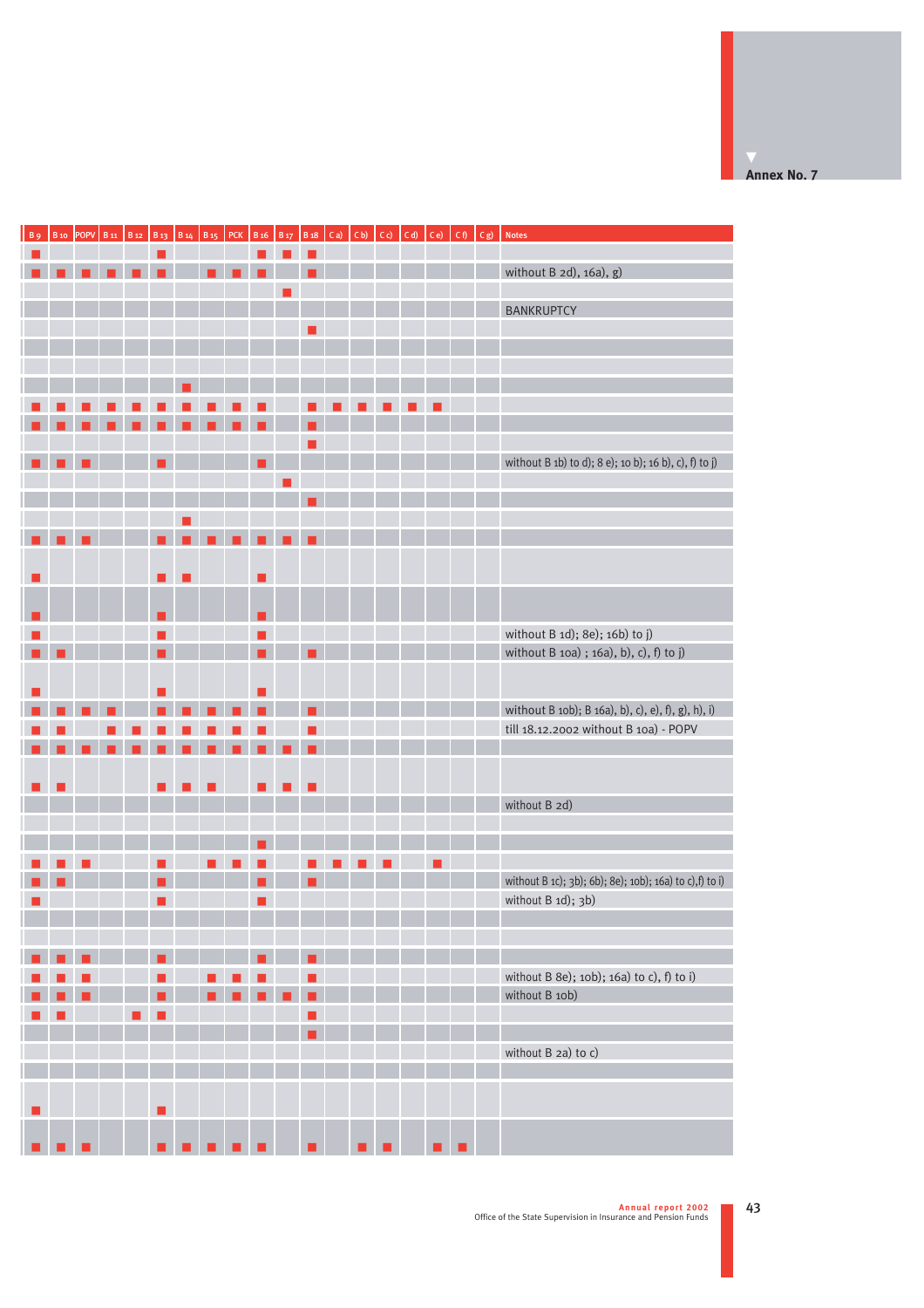**Annex No. 7**

| B 9 | B 10 | POPV | B 11 | B 12 | B 13 | B 14 | B 15 | PCK | B 16 | B 17 | B 18 | C a) | C b) | C c) | C d) | C e) | C f) | C g) | Notes |
|---|---|---|---|---|---|---|---|---|---|---|---|---|---|---|---|---|---|---|---|
| ■ | | | | | ■ | | | | ■ | ■ | ■ | | | | | | | | |
| ■ | ■ | ■ | ■ | ■ | ■ | | ■ | ■ | ■ | | ■ | | | | | | | | without B 2d), 16a), g) |
| | | | | | | | | | | ■ | | | | | | | | | |
| | | | | | | | | | | | | | | | | | | | BANKRUPTCY |
| | | | | | | | | | | | ■ | | | | | | | | |
| | | | | | | | | | | | | | | | | | | | |
| | | | | | | | | | | | | | | | | | | | |
| | | | | | | ■ | | | | | | | | | | | | | |
| ■ | ■ | ■ | ■ | ■ | ■ | ■ | ■ | ■ | ■ | | ■ | ■ | ■ | ■ | ■ | ■ | | | |
| ■ | ■ | ■ | ■ | ■ | ■ | ■ | ■ | ■ | ■ | | ■ | | | | | | | | |
| | | | | | | | | | | | ■ | | | | | | | | |
| ■ | ■ | ■ | | | ■ | | | | ■ | | | | | | | | | | without B 1b) to d); 8 e); 10 b); 16 b), c), f) to j) |
| | | | | | | | | | | ■ | | | | | | | | | |
| | | | | | | | | | | | ■ | | | | | | | | |
| | | | | | | ■ | | | | | | | | | | | | | |
| ■ | ■ | ■ | | | ■ | ■ | ■ | ■ | ■ | ■ | ■ | | | | | | | | |
| ■ | | | | | ■ | ■ | | | ■ | | | | | | | | | | |
| ■ | | | | | ■ | | | | ■ | | | | | | | | | | |
| ■ | | | | | ■ | | | | ■ | | | | | | | | | | without B 1d); 8e); 16b) to j) |
| ■ | ■ | | | | ■ | | | | ■ | | ■ | | | | | | | | without B 10a) ; 16a), b), c), f) to j) |
| ■ | | | | | ■ | | | | ■ | | | | | | | | | | |
| ■ | ■ | ■ | ■ | | ■ | ■ | ■ | ■ | ■ | | ■ | | | | | | | | without B 10b); B 16a), b), c), e), f), g), h), i) |
| ■ | ■ | | ■ | ■ | ■ | ■ | ■ | ■ | ■ | | ■ | | | | | | | | till 18.12.2002 without B 10a) - POPV |
| ■ | ■ | ■ | ■ | ■ | ■ | ■ | ■ | ■ | ■ | ■ | ■ | | | | | | | | |
| ■ | ■ | | | | ■ | ■ | ■ | | ■ | ■ | ■ | | | | | | | | |
| | | | | | | | | | | | | | | | | | | | without B 2d) |
| | | | | | | | | | | | | | | | | | | | |
| | | | | | | | | | ■ | | | | | | | | | | |
| ■ | ■ | ■ | | | ■ | | ■ | ■ | ■ | | ■ | ■ | ■ | ■ | | ■ | | | |
| ■ | ■ | | | | ■ | | | | ■ | | ■ | | | | | | | | without B 1c); 3b); 6b); 8e); 10b); 16a) to c),f) to i) |
| ■ | | | | | ■ | | | | ■ | | | | | | | | | | without B 1d); 3b) |
| | | | | | | | | | | | | | | | | | | | |
| | | | | | | | | | | | | | | | | | | | |
| ■ | ■ | ■ | | | ■ | | | | ■ | | ■ | | | | | | | | |
| ■ | ■ | ■ | | | ■ | | ■ | ■ | ■ | | ■ | | | | | | | | without B 8e); 10b); 16a) to c), f) to i) |
| ■ | ■ | ■ | | | ■ | | ■ | ■ | ■ | ■ | ■ | | | | | | | | without B 10b) |
| ■ | ■ | | | ■ | ■ | | | | | | ■ | | | | | | | | |
| | | | | | | | | | | | ■ | | | | | | | | |
| | | | | | | | | | | | | | | | | | | | without B 2a) to c) |
| | | | | | | | | | | | | | | | | | | | |
| ■ | | | | | ■ | | | | | | | | | | | | | | |
| ■ | ■ | ■ | | | ■ | ■ | ■ | ■ | ■ | | ■ | | ■ | ■ | | ■ | ■ | | |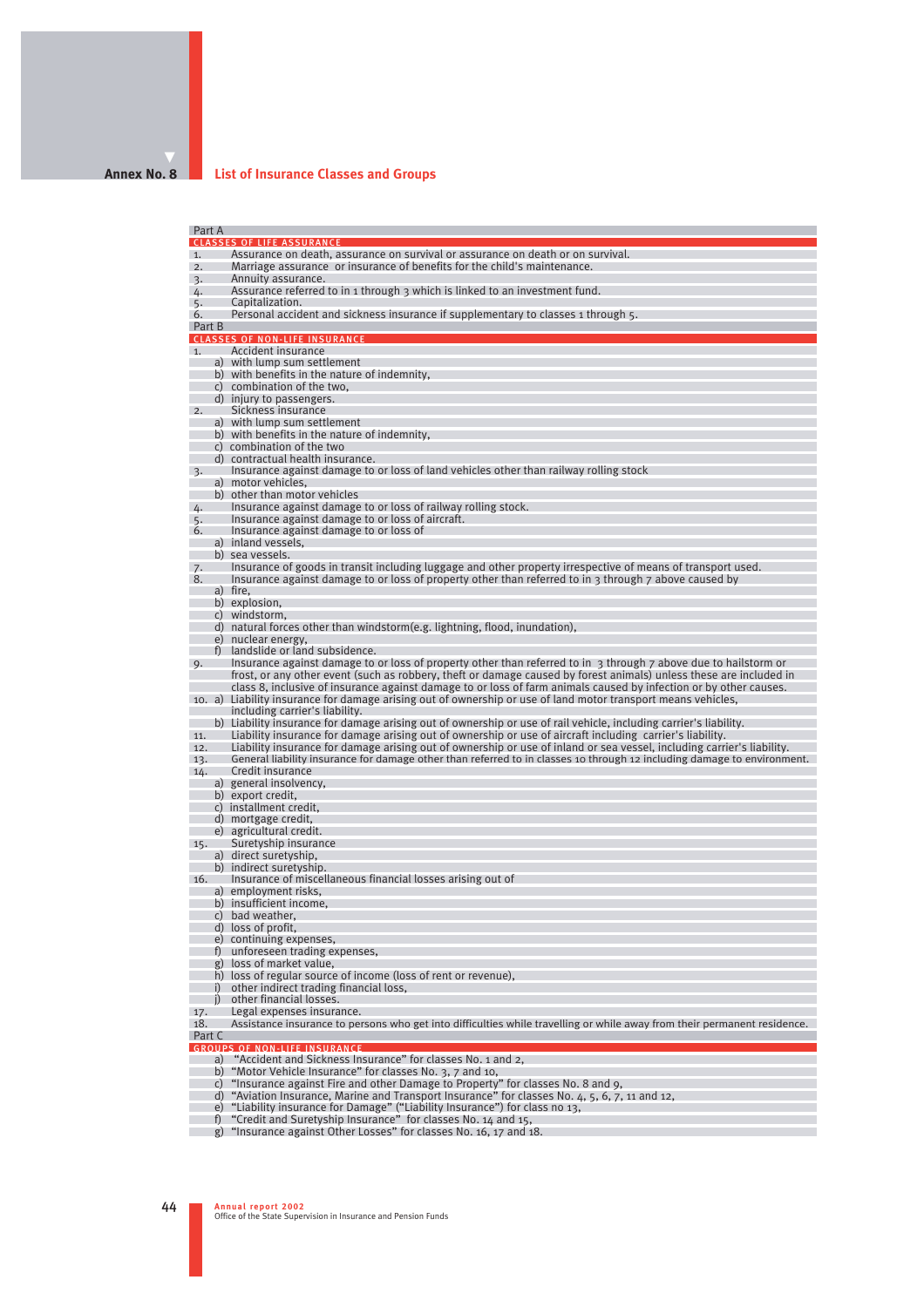**Annex No. 8**

## List of Insurance Classes and Groups

### Part A

#### CLASSES OF LIFE ASSURANCE

1. Assurance on death, assurance on survival or assurance on death or on survival.
2. Marriage assurance or insurance of benefits for the child's maintenance.
3. Annuity assurance.
4. Assurance referred to in 1 through 3 which is linked to an investment fund.
5. Capitalization.
6. Personal accident and sickness insurance if supplementary to classes 1 through 5.

### Part B

#### CLASSES OF NON-LIFE INSURANCE

1. Accident insurance
   a) with lump sum settlement
   b) with benefits in the nature of indemnity,
   c) combination of the two,
   d) injury to passengers.
2. Sickness insurance
   a) with lump sum settlement
   b) with benefits in the nature of indemnity,
   c) combination of the two
   d) contractual health insurance.
3. Insurance against damage to or loss of land vehicles other than railway rolling stock
   a) motor vehicles,
   b) other than motor vehicles
4. Insurance against damage to or loss of railway rolling stock.
5. Insurance against damage to or loss of aircraft.
6. Insurance against damage to or loss of
   a) inland vessels,
   b) sea vessels.
7. Insurance of goods in transit including luggage and other property irrespective of means of transport used.
8. Insurance against damage to or loss of property other than referred to in 3 through 7 above caused by
   a) fire,
   b) explosion,
   c) windstorm,
   d) natural forces other than windstorm(e.g. lightning, flood, inundation),
   e) nuclear energy,
   f) landslide or land subsidence.
9. Insurance against damage to or loss of property other than referred to in 3 through 7 above due to hailstorm or frost, or any other event (such as robbery, theft or damage caused by forest animals) unless these are included in class 8, inclusive of insurance against damage to or loss of farm animals caused by infection or by other causes.
10. a) Liability insurance for damage arising out of ownership or use of land motor transport means vehicles, including carrier's liability.
    b) Liability insurance for damage arising out of ownership or use of rail vehicle, including carrier's liability.
11. Liability insurance for damage arising out of ownership or use of aircraft including carrier's liability.
12. Liability insurance for damage arising out of ownership or use of inland or sea vessel, including carrier's liability.
13. General liability insurance for damage other than referred to in classes 10 through 12 including damage to environment.
14. Credit insurance
    a) general insolvency,
    b) export credit,
    c) installment credit,
    d) mortgage credit,
    e) agricultural credit.
15. Suretyship insurance
    a) direct suretyship,
    b) indirect suretyship.
16. Insurance of miscellaneous financial losses arising out of
    a) employment risks,
    b) insufficient income,
    c) bad weather,
    d) loss of profit,
    e) continuing expenses,
    f) unforeseen trading expenses,
    g) loss of market value,
    h) loss of regular source of income (loss of rent or revenue),
    i) other indirect trading financial loss,
    j) other financial losses.
17. Legal expenses insurance.
18. Assistance insurance to persons who get into difficulties while travelling or while away from their permanent residence.

### Part C

#### GROUPS OF NON-LIFE INSURANCE

a) "Accident and Sickness Insurance" for classes No. 1 and 2,
b) "Motor Vehicle Insurance" for classes No. 3, 7 and 10,
c) "Insurance against Fire and other Damage to Property" for classes No. 8 and 9,
d) "Aviation Insurance, Marine and Transport Insurance" for classes No. 4, 5, 6, 7, 11 and 12,
e) "Liability insurance for Damage" ("Liability Insurance") for class no 13,
f) "Credit and Suretyship Insurance" for classes No. 14 and 15,
g) "Insurance against Other Losses" for classes No. 16, 17 and 18.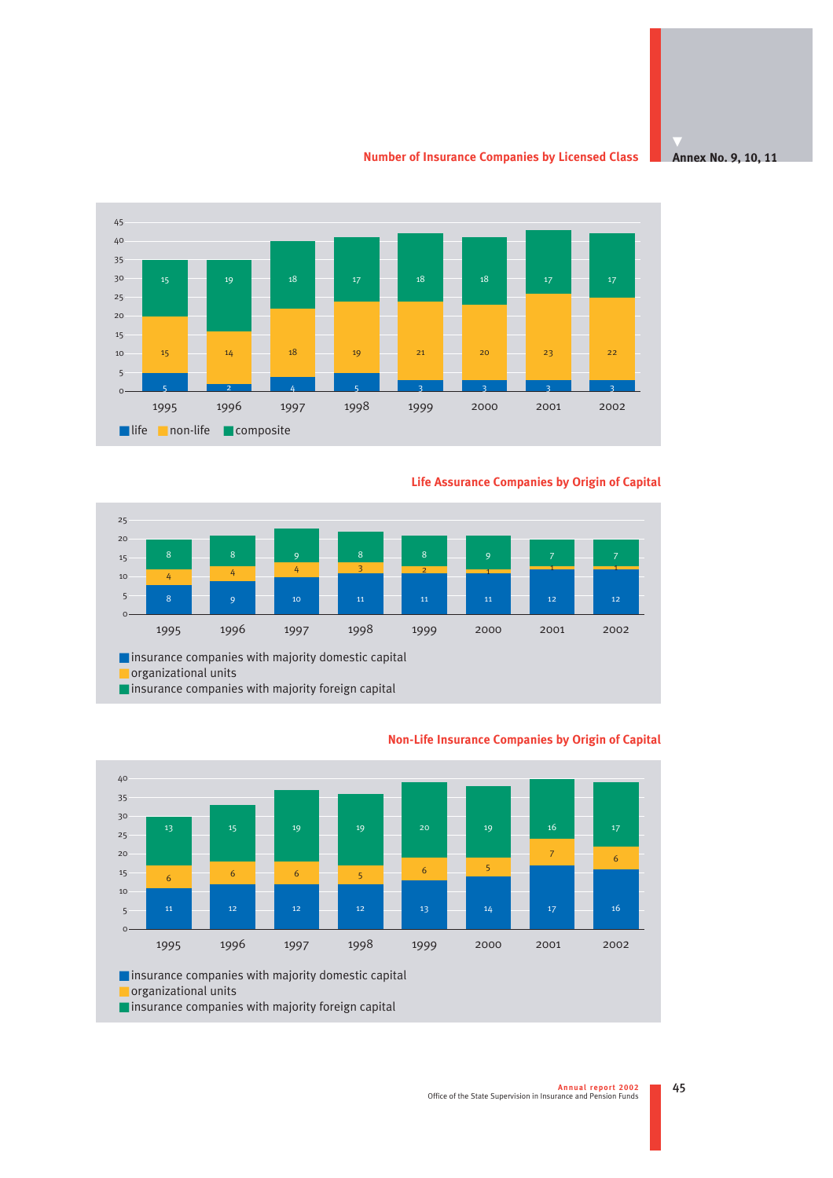Annex No. 9, 10, 11

## Number of Insurance Companies by Licensed Class

| | 1995 | 1996 | 1997 | 1998 | 1999 | 2000 | 2001 | 2002 |
|---|---|---|---|---|---|---|---|---|
| life | 5 | 2 | 4 | 5 | 3 | 3 | 3 | 3 |
| non-life | 15 | 14 | 18 | 19 | 21 | 20 | 23 | 22 |
| composite | 15 | 19 | 18 | 17 | 18 | 18 | 17 | 17 |

## Life Assurance Companies by Origin of Capital

| | 1995 | 1996 | 1997 | 1998 | 1999 | 2000 | 2001 | 2002 |
|---|---|---|---|---|---|---|---|---|
| insurance companies with majority domestic capital | 8 | 9 | 10 | 11 | 11 | 11 | 12 | 12 |
| organizational units | 4 | 4 | 4 | 3 | 2 | 1 | 1 | 1 |
| insurance companies with majority foreign capital | 8 | 8 | 9 | 8 | 8 | 9 | 7 | 7 |

## Non-Life Insurance Companies by Origin of Capital

| | 1995 | 1996 | 1997 | 1998 | 1999 | 2000 | 2001 | 2002 |
|---|---|---|---|---|---|---|---|---|
| insurance companies with majority domestic capital | 11 | 12 | 12 | 12 | 13 | 14 | 17 | 16 |
| organizational units | 6 | 6 | 6 | 5 | 6 | 5 | 7 | 6 |
| insurance companies with majority foreign capital | 13 | 15 | 19 | 19 | 20 | 19 | 16 | 17 |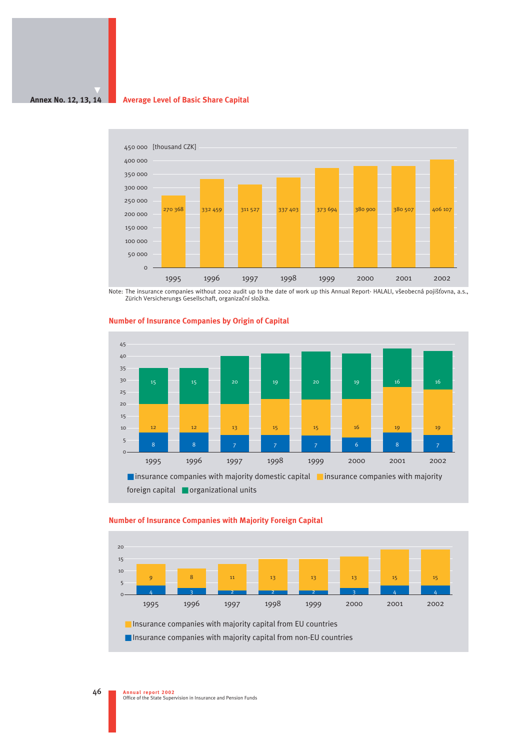Annex No. 12, 13, 14

## Average Level of Basic Share Capital

[thousand CZK]

| Year | Average Level of Basic Share Capital |
|---|---|
| 1995 | 270 368 |
| 1996 | 332 459 |
| 1997 | 311 527 |
| 1998 | 337 403 |
| 1999 | 373 694 |
| 2000 | 380 900 |
| 2001 | 380 507 |
| 2002 | 406 107 |

Note: The insurance companies without 2002 audit up to the date of work up this Annual Report- HALALI, všeobecná pojišťovna, a.s., Zürich Versicherungs Gesellschaft, organizační složka.

## Number of Insurance Companies by Origin of Capital

| Year | insurance companies with majority domestic capital | insurance companies with majority foreign capital | organizational units |
|---|---|---|---|
| 1995 | 8 | 12 | 15 |
| 1996 | 8 | 12 | 15 |
| 1997 | 7 | 13 | 20 |
| 1998 | 7 | 15 | 19 |
| 1999 | 7 | 15 | 20 |
| 2000 | 6 | 16 | 19 |
| 2001 | 8 | 19 | 16 |
| 2002 | 7 | 19 | 16 |

## Number of Insurance Companies with Majority Foreign Capital

| Year | Insurance companies with majority capital from EU countries | Insurance companies with majority capital from non-EU countries |
|---|---|---|
| 1995 | 9 | 4 |
| 1996 | 8 | 3 |
| 1997 | 11 | 2 |
| 1998 | 13 | 2 |
| 1999 | 13 | 2 |
| 2000 | 13 | 3 |
| 2001 | 15 | 4 |
| 2002 | 15 | 4 |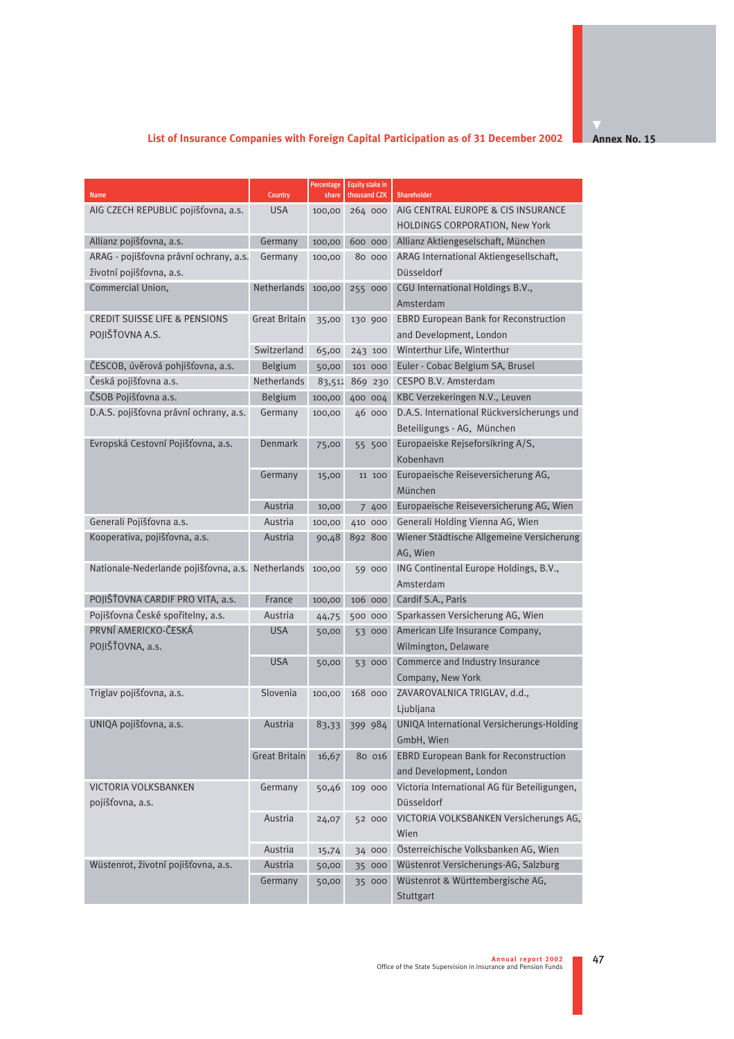## List of Insurance Companies with Foreign Capital Participation as of 31 December 2002

**Annex No. 15**

| Name | Country | Percentage share | Equity stake in thousand CZK | Shareholder |
|---|---|---|---|---|
| AIG CZECH REPUBLIC pojišťovna, a.s. | USA | 100,00 | 264 000 | AIG CENTRAL EUROPE & CIS INSURANCE HOLDINGS CORPORATION, New York |
| Allianz pojišťovna, a.s. | Germany | 100,00 | 600 000 | Allianz Aktiengesellschaft, München |
| ARAG - pojišťovna právní ochrany, a.s. životní pojišťovna, a.s. | Germany | 100,00 | 80 000 | ARAG International Aktiengesellschaft, Düsseldorf |
| Commercial Union, | Netherlands | 100,00 | 255 000 | CGU International Holdings B.V., Amsterdam |
| CREDIT SUISSE LIFE & PENSIONS POJIŠŤOVNA A.S. | Great Britain | 35,00 | 130 900 | EBRD European Bank for Reconstruction and Development, London |
| | Switzerland | 65,00 | 243 100 | Winterthur Life, Winterthur |
| ČESCOB, úvěrová pohjišťovna, a.s. | Belgium | 50,00 | 101 000 | Euler - Cobac Belgium SA, Brusel |
| Česká pojišťovna a.s. | Netherlands | 83,51 | 869 230 | CESPO B.V. Amsterdam |
| ČSOB Pojišťovna a.s. | Belgium | 100,00 | 400 004 | KBC Verzekeringen N.V., Leuven |
| D.A.S. pojišťovna právní ochrany, a.s. | Germany | 100,00 | 46 000 | D.A.S. International Rückversicherungs und Beteiligungs - AG, München |
| Evropská Cestovní Pojišťovna, a.s. | Denmark | 75,00 | 55 500 | Europaeiske Rejseforsikring A/S, Kobenhavn |
| | Germany | 15,00 | 11 100 | Europaeische Reiseversicherung AG, München |
| | Austria | 10,00 | 7 400 | Europaeische Reiseversicherung AG, Wien |
| Generali Pojišťovna a.s. | Austria | 100,00 | 410 000 | Generali Holding Vienna AG, Wien |
| Kooperativa, pojišťovna, a.s. | Austria | 90,48 | 892 800 | Wiener Städtische Allgemeine Versicherung AG, Wien |
| Nationale-Nederlande pojišťovna, a.s. | Netherlands | 100,00 | 59 000 | ING Continental Europe Holdings, B.V., Amsterdam |
| POJIŠŤOVNA CARDIF PRO VITA, a.s. | France | 100,00 | 106 000 | Cardif S.A., Paris |
| Pojišťovna České spořitelny, a.s. | Austria | 44,75 | 500 000 | Sparkassen Versicherung AG, Wien |
| PRVNÍ AMERICKO-ČESKÁ POJIŠŤOVNA, a.s. | USA | 50,00 | 53 000 | American Life Insurance Company, Wilmington, Delaware |
| | USA | 50,00 | 53 000 | Commerce and Industry Insurance Company, New York |
| Triglav pojišťovna, a.s. | Slovenia | 100,00 | 168 000 | ZAVAROVALNICA TRIGLAV, d.d., Ljubljana |
| UNIQA pojišťovna, a.s. | Austria | 83,33 | 399 984 | UNIQA International Versicherungs-Holding GmbH, Wien |
| | Great Britain | 16,67 | 80 016 | EBRD European Bank for Reconstruction and Development, London |
| VICTORIA VOLKSBANKEN pojišťovna, a.s. | Germany | 50,46 | 109 000 | Victoria International AG für Beteiligungen, Düsseldorf |
| | Austria | 24,07 | 52 000 | VICTORIA VOLKSBANKEN Versicherungs AG, Wien |
| | Austria | 15,74 | 34 000 | Österreichische Volksbanken AG, Wien |
| Wüstenrot, životní pojišťovna, a.s. | Austria | 50,00 | 35 000 | Wüstenrot Versicherungs-AG, Salzburg |
| | Germany | 50,00 | 35 000 | Wüstenrot & Württembergische AG, Stuttgart |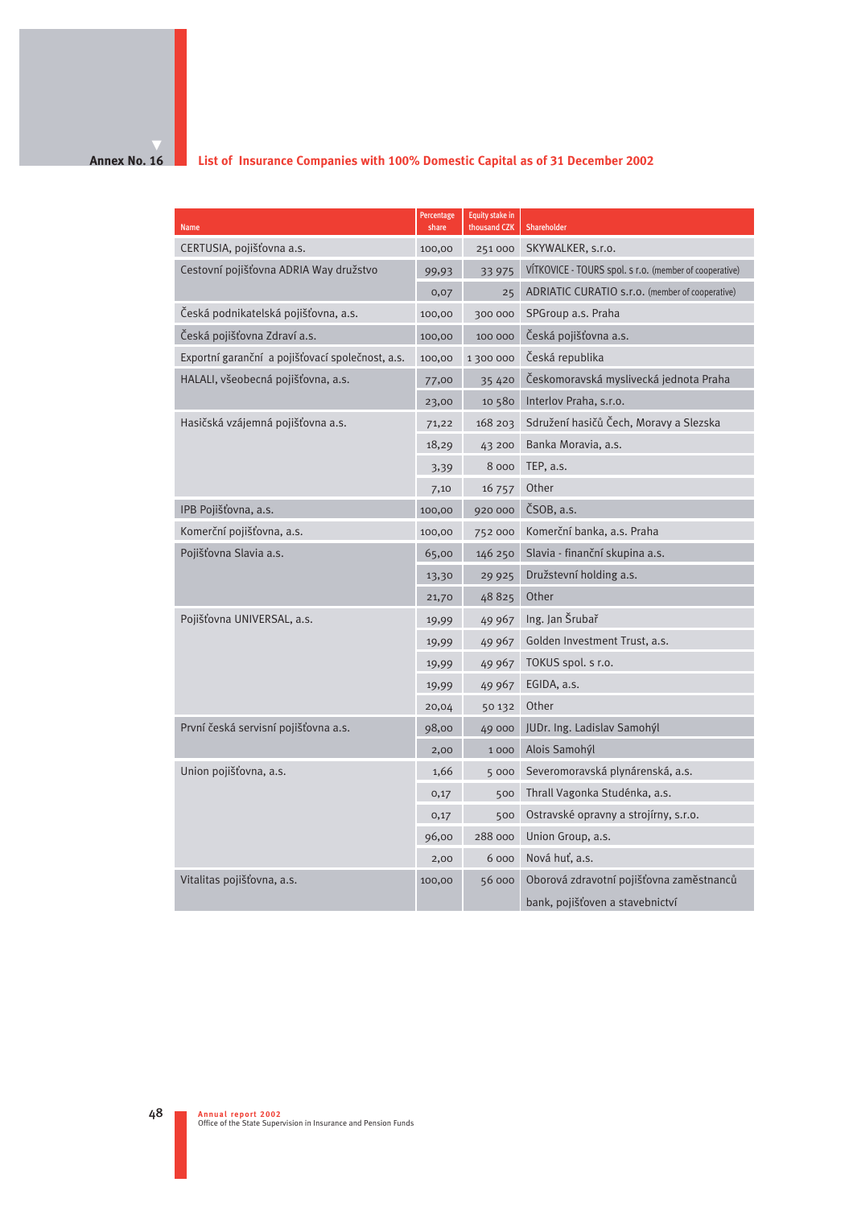Annex No. 16

## List of Insurance Companies with 100% Domestic Capital as of 31 December 2002

| Name | Percentage share | Equity stake in thousand CZK | Shareholder |
|---|---|---|---|
| CERTUSIA, pojišťovna a.s. | 100,00 | 251 000 | SKYWALKER, s.r.o. |
| Cestovní pojišťovna ADRIA Way družstvo | 99,93 | 33 975 | VÍTKOVICE - TOURS spol. s r.o. (member of cooperative) |
| | 0,07 | 25 | ADRIATIC CURATIO s.r.o. (member of cooperative) |
| Česká podnikatelská pojišťovna, a.s. | 100,00 | 300 000 | SPGroup a.s. Praha |
| Česká pojišťovna Zdraví a.s. | 100,00 | 100 000 | Česká pojišťovna a.s. |
| Exportní garanční a pojišťovací společnost, a.s. | 100,00 | 1 300 000 | Česká republika |
| HALALI, všeobecná pojišťovna, a.s. | 77,00 | 35 420 | Českomoravská myslivecká jednota Praha |
| | 23,00 | 10 580 | Interlov Praha, s.r.o. |
| Hasičská vzájemná pojišťovna a.s. | 71,22 | 168 203 | Sdružení hasičů Čech, Moravy a Slezska |
| | 18,29 | 43 200 | Banka Moravia, a.s. |
| | 3,39 | 8 000 | TEP, a.s. |
| | 7,10 | 16 757 | Other |
| IPB Pojišťovna, a.s. | 100,00 | 920 000 | ČSOB, a.s. |
| Komerční pojišťovna, a.s. | 100,00 | 752 000 | Komerční banka, a.s. Praha |
| Pojišťovna Slavia a.s. | 65,00 | 146 250 | Slavia - finanční skupina a.s. |
| | 13,30 | 29 925 | Družstevní holding a.s. |
| | 21,70 | 48 825 | Other |
| Pojišťovna UNIVERSAL, a.s. | 19,99 | 49 967 | Ing. Jan Šrubař |
| | 19,99 | 49 967 | Golden Investment Trust, a.s. |
| | 19,99 | 49 967 | TOKUS spol. s r.o. |
| | 19,99 | 49 967 | EGIDA, a.s. |
| | 20,04 | 50 132 | Other |
| První česká servisní pojišťovna a.s. | 98,00 | 49 000 | JUDr. Ing. Ladislav Samohýl |
| | 2,00 | 1 000 | Alois Samohýl |
| Union pojišťovna, a.s. | 1,66 | 5 000 | Severomoravská plynárenská, a.s. |
| | 0,17 | 500 | Thrall Vagonka Studénka, a.s. |
| | 0,17 | 500 | Ostravské opravny a strojírny, s.r.o. |
| | 96,00 | 288 000 | Union Group, a.s. |
| | 2,00 | 6 000 | Nová huť, a.s. |
| Vitalitas pojišťovna, a.s. | 100,00 | 56 000 | Oborová zdravotní pojišťovna zaměstnanců bank, pojišťoven a stavebnictví |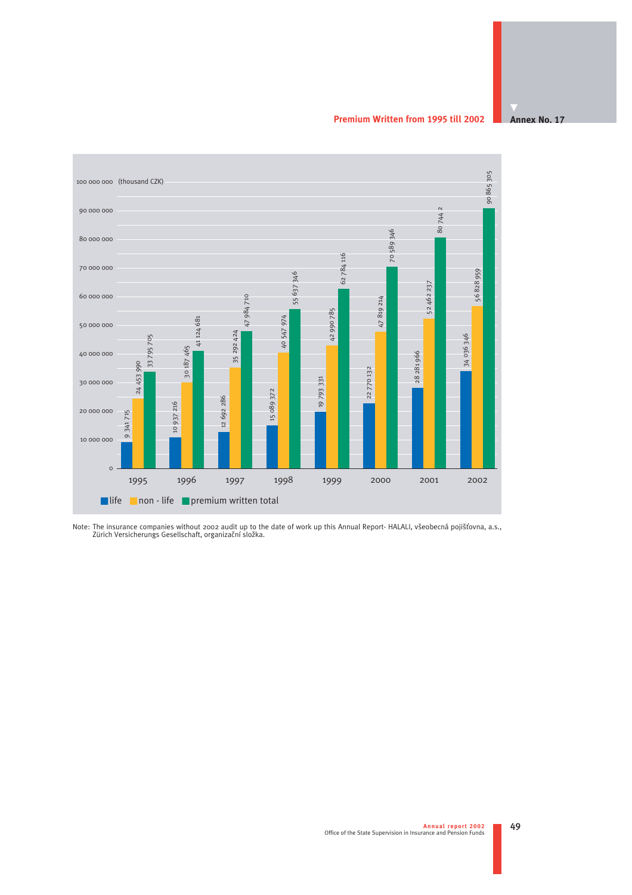## Annex No. 17

### Premium Written from 1995 till 2002

(thousand CZK)

| Year | life | non - life | premium written total |
|---|---|---|---|
| 1995 | 9 341 715 | 24 453 990 | 33 795 705 |
| 1996 | 10 937 216 | 30 187 465 | 41 124 681 |
| 1997 | 12 692 286 | 35 292 424 | 47 984 710 |
| 1998 | 15 089 372 | 40 547 974 | 55 637 346 |
| 1999 | 19 793 331 | 42 990 785 | 62 784 116 |
| 2000 | 22 770 132 | 47 819 214 | 70 589 346 |
| 2001 | 28 281 966 | 52 462 237 | 80 744 2 |
| 2002 | 34 036 346 | 56 828 959 | 90 865 305 |

Note: The insurance companies without 2002 audit up to the date of work up this Annual Report- HALALI, všeobecná pojišťovna, a.s., Zürich Versicherungs Gesellschaft, organizační složka.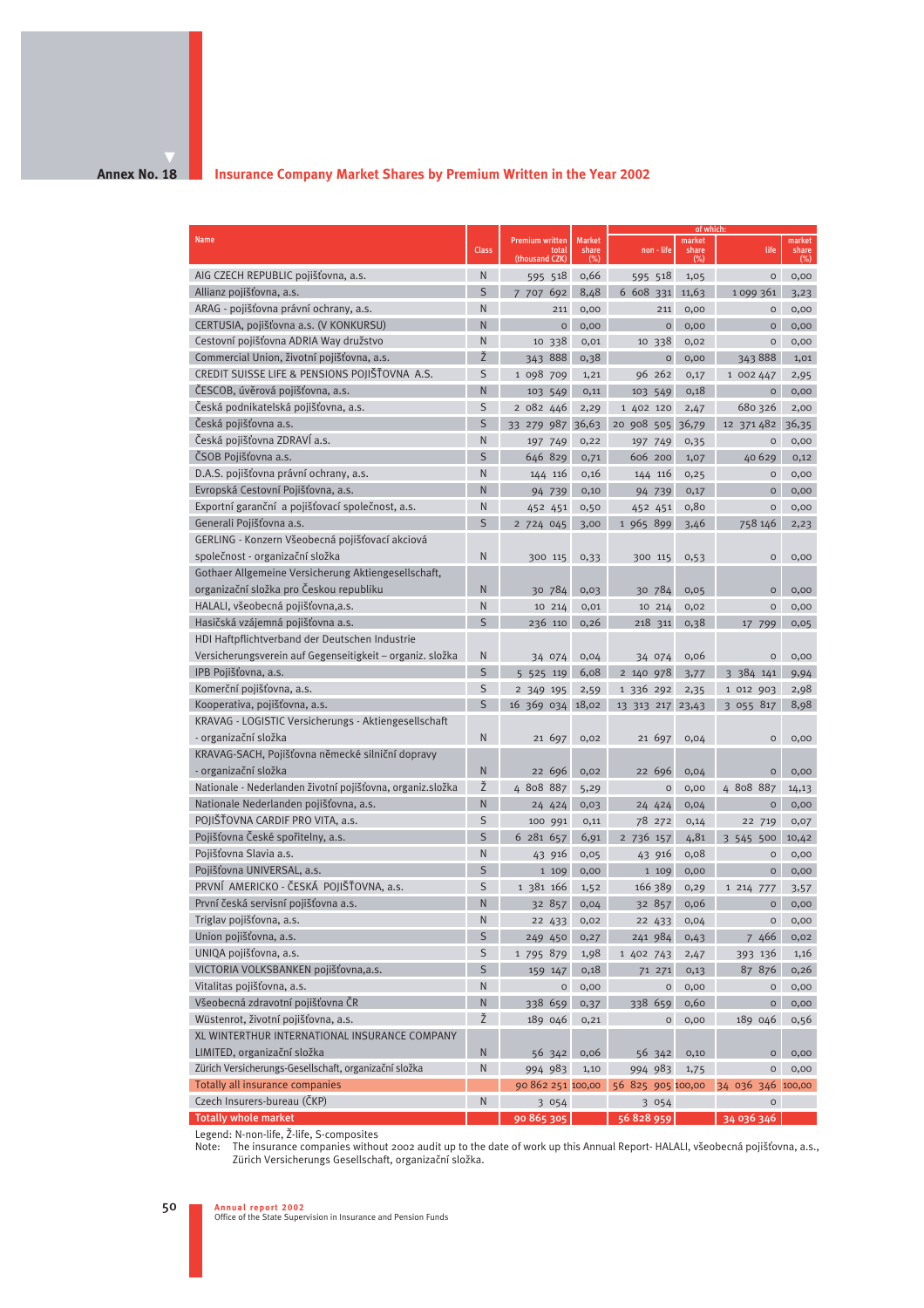Annex No. 18

## Insurance Company Market Shares by Premium Written in the Year 2002

| Name | Class | Premium written total (thousand CZK) | Market share (%) | of which: non - life | market share (%) | life | market share (%) |
|---|---|---|---|---|---|---|---|
| AIG CZECH REPUBLIC pojišťovna, a.s. | N | 595 518 | 0,66 | 595 518 | 1,05 | 0 | 0,00 |
| Allianz pojišťovna, a.s. | S | 7 707 692 | 8,48 | 6 608 331 | 11,63 | 1 099 361 | 3,23 |
| ARAG - pojišťovna právní ochrany, a.s. | N | 211 | 0,00 | 211 | 0,00 | 0 | 0,00 |
| CERTUSIA, pojišťovna a.s. (V KONKURSU) | N | 0 | 0,00 | 0 | 0,00 | 0 | 0,00 |
| Cestovní pojišťovna ADRIA Way družstvo | N | 10 338 | 0,01 | 10 338 | 0,02 | 0 | 0,00 |
| Commercial Union, životní pojišťovna, a.s. | Ž | 343 888 | 0,38 | 0 | 0,00 | 343 888 | 1,01 |
| CREDIT SUISSE LIFE & PENSIONS POJIŠŤOVNA A.S. | S | 1 098 709 | 1,21 | 96 262 | 0,17 | 1 002 447 | 2,95 |
| ČESCOB, úvěrová pojišťovna, a.s. | N | 103 549 | 0,11 | 103 549 | 0,18 | 0 | 0,00 |
| Česká podnikatelská pojišťovna, a.s. | S | 2 082 446 | 2,29 | 1 402 120 | 2,47 | 680 326 | 2,00 |
| Česká pojišťovna a.s. | S | 33 279 987 | 36,63 | 20 908 505 | 36,79 | 12 371 482 | 36,35 |
| Česká pojišťovna ZDRAVÍ a.s. | N | 197 749 | 0,22 | 197 749 | 0,35 | 0 | 0,00 |
| ČSOB Pojišťovna a.s. | S | 646 829 | 0,71 | 606 200 | 1,07 | 40 629 | 0,12 |
| D.A.S. pojišťovna právní ochrany, a.s. | N | 144 116 | 0,16 | 144 116 | 0,25 | 0 | 0,00 |
| Evropská Cestovní Pojišťovna, a.s. | N | 94 739 | 0,10 | 94 739 | 0,17 | 0 | 0,00 |
| Exportní garanční a pojišťovací společnost, a.s. | N | 452 451 | 0,50 | 452 451 | 0,80 | 0 | 0,00 |
| Generali Pojišťovna a.s. | S | 2 724 045 | 3,00 | 1 965 899 | 3,46 | 758 146 | 2,23 |
| GERLING - Konzern Všeobecná pojišťovací akciová společnost - organizační složka | N | 300 115 | 0,33 | 300 115 | 0,53 | 0 | 0,00 |
| Gothaer Allgemeine Versicherung Aktiengesellschaft, organizační složka pro Českou republiku | N | 30 784 | 0,03 | 30 784 | 0,05 | 0 | 0,00 |
| HALALI, všeobecná pojišťovna,a.s. | N | 10 214 | 0,01 | 10 214 | 0,02 | 0 | 0,00 |
| Hasičská vzájemná pojišťovna a.s. | S | 236 110 | 0,26 | 218 311 | 0,38 | 17 799 | 0,05 |
| HDI Haftpflichtverband der Deutschen Industrie Versicherungsverein auf Gegenseitigkeit – organiz. složka | N | 34 074 | 0,04 | 34 074 | 0,06 | 0 | 0,00 |
| IPB Pojišťovna, a.s. | S | 5 525 119 | 6,08 | 2 140 978 | 3,77 | 3 384 141 | 9,94 |
| Komerční pojišťovna, a.s. | S | 2 349 195 | 2,59 | 1 336 292 | 2,35 | 1 012 903 | 2,98 |
| Kooperativa, pojišťovna, a.s. | S | 16 369 034 | 18,02 | 13 313 217 | 23,43 | 3 055 817 | 8,98 |
| KRAVAG - LOGISTIC Versicherungs - Aktiengesellschaft - organizační složka | N | 21 697 | 0,02 | 21 697 | 0,04 | 0 | 0,00 |
| KRAVAG-SACH, Pojišťovna německé silniční dopravy - organizační složka | N | 22 696 | 0,02 | 22 696 | 0,04 | 0 | 0,00 |
| Nationale - Nederlanden životní pojišťovna, organiz.složka | Ž | 4 808 887 | 5,29 | 0 | 0,00 | 4 808 887 | 14,13 |
| Nationale Nederlanden pojišťovna, a.s. | N | 24 424 | 0,03 | 24 424 | 0,04 | 0 | 0,00 |
| POJIŠŤOVNA CARDIF PRO VITA, a.s. | S | 100 991 | 0,11 | 78 272 | 0,14 | 22 719 | 0,07 |
| Pojišťovna České spořitelny, a.s. | S | 6 281 657 | 6,91 | 2 736 157 | 4,81 | 3 545 500 | 10,42 |
| Pojišťovna Slavia a.s. | N | 43 916 | 0,05 | 43 916 | 0,08 | 0 | 0,00 |
| Pojišťovna UNIVERSAL, a.s. | S | 1 109 | 0,00 | 1 109 | 0,00 | 0 | 0,00 |
| PRVNÍ AMERICKO - ČESKÁ POJIŠŤOVNA, a.s. | S | 1 381 166 | 1,52 | 166 389 | 0,29 | 1 214 777 | 3,57 |
| První česká servisní pojišťovna a.s. | N | 32 857 | 0,04 | 32 857 | 0,06 | 0 | 0,00 |
| Triglav pojišťovna, a.s. | N | 22 433 | 0,02 | 22 433 | 0,04 | 0 | 0,00 |
| Union pojišťovna, a.s. | S | 249 450 | 0,27 | 241 984 | 0,43 | 7 466 | 0,02 |
| UNIQA pojišťovna, a.s. | S | 1 795 879 | 1,98 | 1 402 743 | 2,47 | 393 136 | 1,16 |
| VICTORIA VOLKSBANKEN pojišťovna,a.s. | S | 159 147 | 0,18 | 71 271 | 0,13 | 87 876 | 0,26 |
| Vitalitas pojišťovna, a.s. | N | 0 | 0,00 | 0 | 0,00 | 0 | 0,00 |
| Všeobecná zdravotní pojišťovna ČR | N | 338 659 | 0,37 | 338 659 | 0,60 | 0 | 0,00 |
| Wüstenrot, životní pojišťovna, a.s. | Ž | 189 046 | 0,21 | 0 | 0,00 | 189 046 | 0,56 |
| XL WINTERTHUR INTERNATIONAL INSURANCE COMPANY LIMITED, organizační složka | N | 56 342 | 0,06 | 56 342 | 0,10 | 0 | 0,00 |
| Zürich Versicherungs-Gesellschaft, organizační složka | N | 994 983 | 1,10 | 994 983 | 1,75 | 0 | 0,00 |
| Totally all insurance companies | | 90 862 251 | 100,00 | 56 825 905 | 100,00 | 34 036 346 | 100,00 |
| Czech Insurers-bureau (ČKP) | N | 3 054 | | 3 054 | | 0 | |
| **Totally whole market** | | **90 865 305** | | **56 828 959** | | **34 036 346** | |

Legend: N-non-life, Ž-life, S-composites

Note: The insurance companies without 2002 audit up to the date of work up this Annual Report- HALALI, všeobecná pojišťovna, a.s., Zürich Versicherungs Gesellschaft, organizační složka.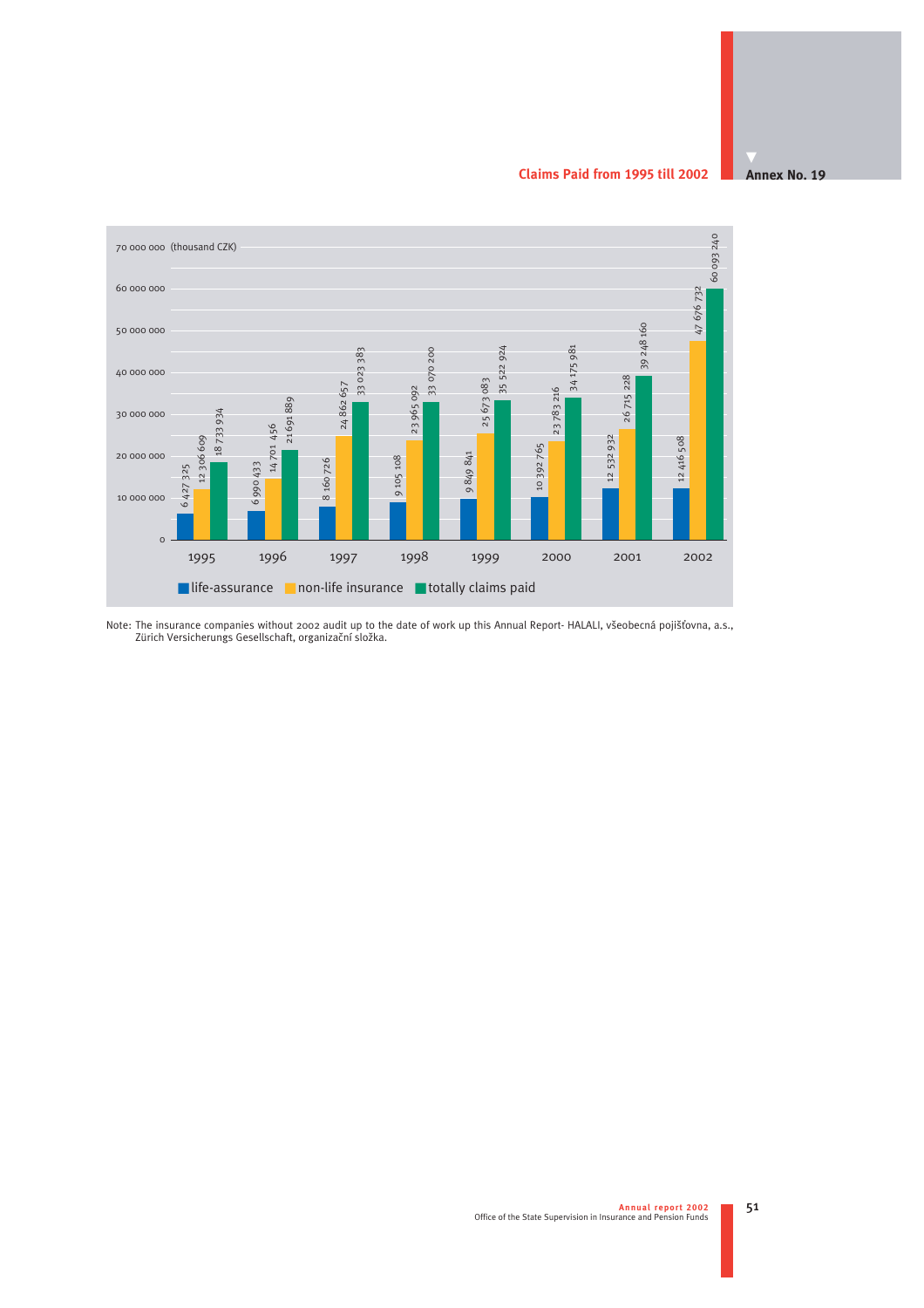**Annex No. 19**

## Claims Paid from 1995 till 2002

(thousand CZK)

| Year | life-assurance | non-life insurance | totally claims paid |
|---|---|---|---|
| 1995 | 6 427 325 | 12 306 609 | 18 733 934 |
| 1996 | 6 990 433 | 14 701 456 | 21 691 889 |
| 1997 | 8 160 726 | 24 862 657 | 33 023 383 |
| 1998 | 9 105 108 | 23 965 092 | 33 070 200 |
| 1999 | 9 849 841 | 25 673 083 | 35 522 924 |
| 2000 | 10 392 765 | 23 783 216 | 34 175 981 |
| 2001 | 12 532 932 | 26 715 228 | 39 248 160 |
| 2002 | 12 416 508 | 47 676 732 | 60 093 240 |

Note: The insurance companies without 2002 audit up to the date of work up this Annual Report- HALALI, všeobecná pojišťovna, a.s., Zürich Versicherungs Gesellschaft, organizační složka.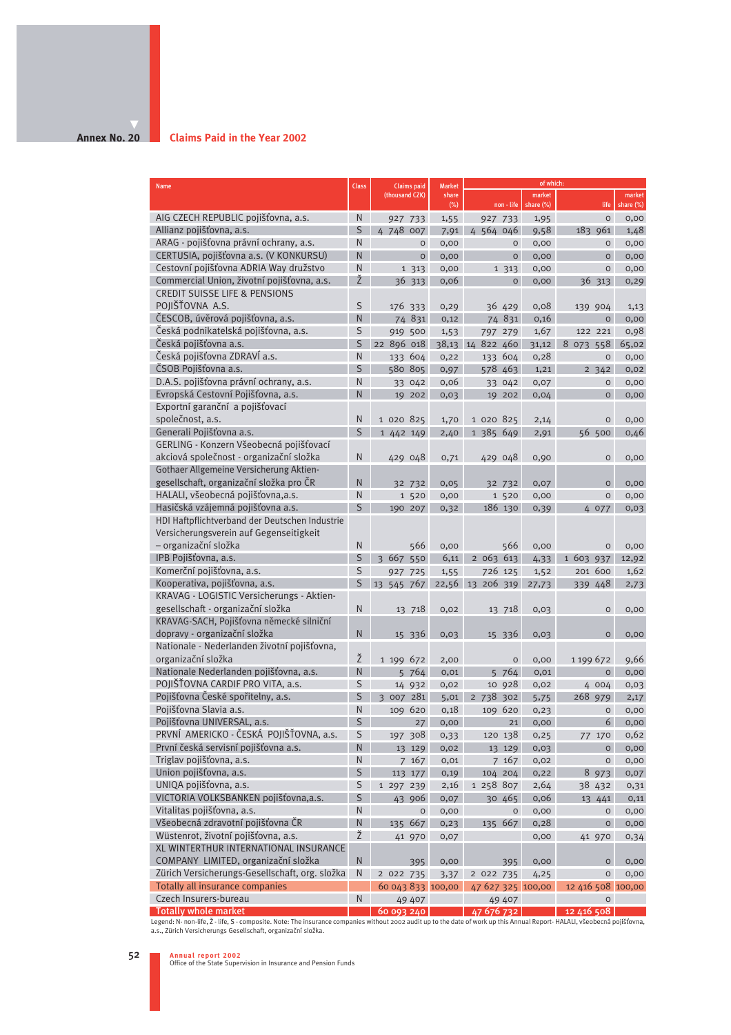Annex No. 20

## Claims Paid in the Year 2002

| Name | Class | Claims paid (thousand CZK) | Market share (%) | of which: non - life | market share (%) | life | market share (%) |
|---|---|---|---|---|---|---|---|
| AIG CZECH REPUBLIC pojišťovna, a.s. | N | 927 733 | 1,55 | 927 733 | 1,95 | 0 | 0,00 |
| Allianz pojišťovna, a.s. | S | 4 748 007 | 7,91 | 4 564 046 | 9,58 | 183 961 | 1,48 |
| ARAG - pojišťovna právní ochrany, a.s. | N | 0 | 0,00 | 0 | 0,00 | 0 | 0,00 |
| CERTUSIA, pojišťovna a.s. (V KONKURSU) | N | 0 | 0,00 | 0 | 0,00 | 0 | 0,00 |
| Cestovní pojišťovna ADRIA Way družstvo | N | 1 313 | 0,00 | 1 313 | 0,00 | 0 | 0,00 |
| Commercial Union, životní pojišťovna, a.s. | Ž | 36 313 | 0,06 | 0 | 0,00 | 36 313 | 0,29 |
| CREDIT SUISSE LIFE & PENSIONS POJIŠŤOVNA A.S. | S | 176 333 | 0,29 | 36 429 | 0,08 | 139 904 | 1,13 |
| ČESCOB, úvěrová pojišťovna, a.s. | N | 74 831 | 0,12 | 74 831 | 0,16 | 0 | 0,00 |
| Česká podnikatelská pojišťovna, a.s. | S | 919 500 | 1,53 | 797 279 | 1,67 | 122 221 | 0,98 |
| Česká pojišťovna a.s. | S | 22 896 018 | 38,13 | 14 822 460 | 31,12 | 8 073 558 | 65,02 |
| Česká pojišťovna ZDRAVÍ a.s. | N | 133 604 | 0,22 | 133 604 | 0,28 | 0 | 0,00 |
| ČSOB Pojišťovna a.s. | S | 580 805 | 0,97 | 578 463 | 1,21 | 2 342 | 0,02 |
| D.A.S. pojišťovna právní ochrany, a.s. | N | 33 042 | 0,06 | 33 042 | 0,07 | 0 | 0,00 |
| Evropská Cestovní Pojišťovna, a.s. | N | 19 202 | 0,03 | 19 202 | 0,04 | 0 | 0,00 |
| Exportní garanční a pojišťovací společnost, a.s. | N | 1 020 825 | 1,70 | 1 020 825 | 2,14 | 0 | 0,00 |
| Generali Pojišťovna a.s. | S | 1 442 149 | 2,40 | 1 385 649 | 2,91 | 56 500 | 0,46 |
| GERLING - Konzern Všeobecná pojišťovací akciová společnost - organizační složka | N | 429 048 | 0,71 | 429 048 | 0,90 | 0 | 0,00 |
| Gothaer Allgemeine Versicherung Aktien-gesellschaft, organizační složka pro ČR | N | 32 732 | 0,05 | 32 732 | 0,07 | 0 | 0,00 |
| HALALI, všeobecná pojišťovna,a.s. | N | 1 520 | 0,00 | 1 520 | 0,00 | 0 | 0,00 |
| Hasičská vzájemná pojišťovna a.s. | S | 190 207 | 0,32 | 186 130 | 0,39 | 4 077 | 0,03 |
| HDI Haftpflichtverband der Deutschen Industrie Versicherungsverein auf Gegenseitigkeit – organizační složka | N | 566 | 0,00 | 566 | 0,00 | 0 | 0,00 |
| IPB Pojišťovna, a.s. | S | 3 667 550 | 6,11 | 2 063 613 | 4,33 | 1 603 937 | 12,92 |
| Komerční pojišťovna, a.s. | S | 927 725 | 1,55 | 726 125 | 1,52 | 201 600 | 1,62 |
| Kooperativa, pojišťovna, a.s. | S | 13 545 767 | 22,56 | 13 206 319 | 27,73 | 339 448 | 2,73 |
| KRAVAG - LOGISTIC Versicherungs - Aktien-gesellschaft - organizační složka | N | 13 718 | 0,02 | 13 718 | 0,03 | 0 | 0,00 |
| KRAVAG-SACH, Pojišťovna německé silniční dopravy - organizační složka | N | 15 336 | 0,03 | 15 336 | 0,03 | 0 | 0,00 |
| Nationale - Nederlanden životní pojišťovna, organizační složka | Ž | 1 199 672 | 2,00 | 0 | 0,00 | 1 199 672 | 9,66 |
| Nationale Nederlanden pojišťovna, a.s. | N | 5 764 | 0,01 | 5 764 | 0,01 | 0 | 0,00 |
| POJIŠŤOVNA CARDIF PRO VITA, a.s. | S | 14 932 | 0,02 | 10 928 | 0,02 | 4 004 | 0,03 |
| Pojišťovna České spořitelny, a.s. | S | 3 007 281 | 5,01 | 2 738 302 | 5,75 | 268 979 | 2,17 |
| Pojišťovna Slavia a.s. | N | 109 620 | 0,18 | 109 620 | 0,23 | 0 | 0,00 |
| Pojišťovna UNIVERSAL, a.s. | S | 27 | 0,00 | 21 | 0,00 | 6 | 0,00 |
| PRVNÍ AMERICKO - ČESKÁ POJIŠŤOVNA, a.s. | S | 197 308 | 0,33 | 120 138 | 0,25 | 77 170 | 0,62 |
| První česká servisní pojišťovna a.s. | N | 13 129 | 0,02 | 13 129 | 0,03 | 0 | 0,00 |
| Triglav pojišťovna, a.s. | N | 7 167 | 0,01 | 7 167 | 0,02 | 0 | 0,00 |
| Union pojišťovna, a.s. | S | 113 177 | 0,19 | 104 204 | 0,22 | 8 973 | 0,07 |
| UNIQA pojišťovna, a.s. | S | 1 297 239 | 2,16 | 1 258 807 | 2,64 | 38 432 | 0,31 |
| VICTORIA VOLKSBANKEN pojišťovna,a.s. | S | 43 906 | 0,07 | 30 465 | 0,06 | 13 441 | 0,11 |
| Vitalitas pojišťovna, a.s. | N | 0 | 0,00 | 0 | 0,00 | 0 | 0,00 |
| Všeobecná zdravotní pojišťovna ČR | N | 135 667 | 0,23 | 135 667 | 0,28 | 0 | 0,00 |
| Wüstenrot, životní pojišťovna, a.s. | Ž | 41 970 | 0,07 | | 0,00 | 41 970 | 0,34 |
| XL WINTERTHUR INTERNATIONAL INSURANCE COMPANY LIMITED, organizační složka | N | 395 | 0,00 | 395 | 0,00 | 0 | 0,00 |
| Zürich Versicherungs-Gesellschaft, org. složka | N | 2 022 735 | 3,37 | 2 022 735 | 4,25 | 0 | 0,00 |
| Totally all insurance companies | | 60 043 833 | 100,00 | 47 627 325 | 100,00 | 12 416 508 | 100,00 |
| Czech Insurers-bureau | N | 49 407 | | 49 407 | | 0 | |
| Totally whole market | | 60 093 240 | | 47 676 732 | | 12 416 508 | |

Legend: N- non-life, Ž - life, S - composite. Note: The insurance companies without 2002 audit up to the date of work up this Annual Report- HALALI, všeobecná pojišťovna, a.s., Zürich Versicherungs Gesellschaft, organizační složka.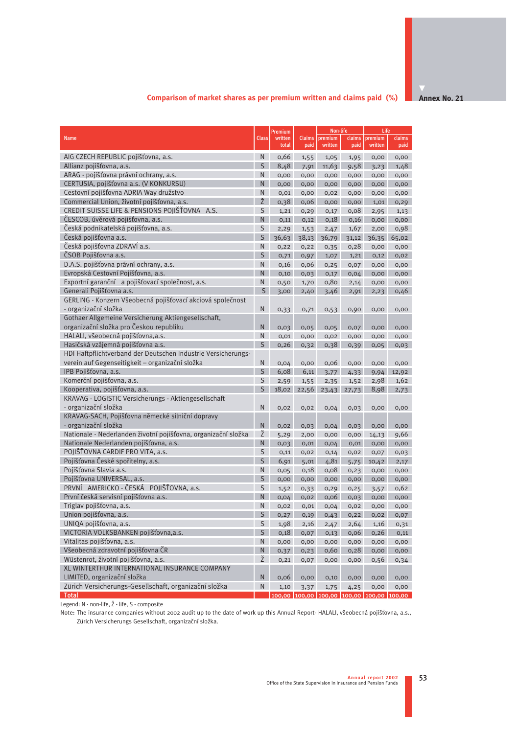Annex No. 21

## Comparison of market shares as per premium written and claims paid (%)

| Name | Class | Premium written total | Claims paid | Non-life premium written | Non-life claims paid | Life premium written | Life claims paid |
|---|---|---|---|---|---|---|---|
| AIG CZECH REPUBLIC pojišťovna, a.s. | N | 0,66 | 1,55 | 1,05 | 1,95 | 0,00 | 0,00 |
| Allianz pojišťovna, a.s. | S | 8,48 | 7,91 | 11,63 | 9,58 | 3,23 | 1,48 |
| ARAG - pojišťovna právní ochrany, a.s. | N | 0,00 | 0,00 | 0,00 | 0,00 | 0,00 | 0,00 |
| CERTUSIA, pojišťovna a.s. (V KONKURSU) | N | 0,00 | 0,00 | 0,00 | 0,00 | 0,00 | 0,00 |
| Cestovní pojišťovna ADRIA Way družstvo | N | 0,01 | 0,00 | 0,02 | 0,00 | 0,00 | 0,00 |
| Commercial Union, životní pojišťovna, a.s. | Ž | 0,38 | 0,06 | 0,00 | 0,00 | 1,01 | 0,29 |
| CREDIT SUISSE LIFE & PENSIONS POJIŠŤOVNA A.S. | S | 1,21 | 0,29 | 0,17 | 0,08 | 2,95 | 1,13 |
| ČESCOB, úvěrová pojišťovna, a.s. | N | 0,11 | 0,12 | 0,18 | 0,16 | 0,00 | 0,00 |
| Česká podnikatelská pojišťovna, a.s. | S | 2,29 | 1,53 | 2,47 | 1,67 | 2,00 | 0,98 |
| Česká pojišťovna a.s. | S | 36,63 | 38,13 | 36,79 | 31,12 | 36,35 | 65,02 |
| Česká pojišťovna ZDRAVÍ a.s. | N | 0,22 | 0,22 | 0,35 | 0,28 | 0,00 | 0,00 |
| ČSOB Pojišťovna a.s. | S | 0,71 | 0,97 | 1,07 | 1,21 | 0,12 | 0,02 |
| D.A.S. pojišťovna právní ochrany, a.s. | N | 0,16 | 0,06 | 0,25 | 0,07 | 0,00 | 0,00 |
| Evropská Cestovní Pojišťovna, a.s. | N | 0,10 | 0,03 | 0,17 | 0,04 | 0,00 | 0,00 |
| Exportní garanční a pojišťovací společnost, a.s. | N | 0,50 | 1,70 | 0,80 | 2,14 | 0,00 | 0,00 |
| Generali Pojišťovna a.s. | S | 3,00 | 2,40 | 3,46 | 2,91 | 2,23 | 0,46 |
| GERLING - Konzern Všeobecná pojišťovací akciová společnost - organizační složka | N | 0,33 | 0,71 | 0,53 | 0,90 | 0,00 | 0,00 |
| Gothaer Allgemeine Versicherung Aktiengesellschaft, organizační složka pro Českou republiku | N | 0,03 | 0,05 | 0,05 | 0,07 | 0,00 | 0,00 |
| HALALI, všeobecná pojišťovna,a.s. | N | 0,01 | 0,00 | 0,02 | 0,00 | 0,00 | 0,00 |
| Hasičská vzájemná pojišťovna a.s. | S | 0,26 | 0,32 | 0,38 | 0,39 | 0,05 | 0,03 |
| HDI Haftpflichtverband der Deutschen Industrie Versicherungs-verein auf Gegenseitigkeit – organizační složka | N | 0,04 | 0,00 | 0,06 | 0,00 | 0,00 | 0,00 |
| IPB Pojišťovna, a.s. | S | 6,08 | 6,11 | 3,77 | 4,33 | 9,94 | 12,92 |
| Komerční pojišťovna, a.s. | S | 2,59 | 1,55 | 2,35 | 1,52 | 2,98 | 1,62 |
| Kooperativa, pojišťovna, a.s. | S | 18,02 | 22,56 | 23,43 | 27,73 | 8,98 | 2,73 |
| KRAVAG - LOGISTIC Versicherungs - Aktiengesellschaft - organizační složka | N | 0,02 | 0,02 | 0,04 | 0,03 | 0,00 | 0,00 |
| KRAVAG-SACH, Pojišťovna německé silniční dopravy - organizační složka | N | 0,02 | 0,03 | 0,04 | 0,03 | 0,00 | 0,00 |
| Nationale - Nederlanden životní pojišťovna, organizační složka | Ž | 5,29 | 2,00 | 0,00 | 0,00 | 14,13 | 9,66 |
| Nationale Nederlanden pojišťovna, a.s. | N | 0,03 | 0,01 | 0,04 | 0,01 | 0,00 | 0,00 |
| POJIŠŤOVNA CARDIF PRO VITA, a.s. | S | 0,11 | 0,02 | 0,14 | 0,02 | 0,07 | 0,03 |
| Pojišťovna České spořitelny, a.s. | S | 6,91 | 5,01 | 4,81 | 5,75 | 10,42 | 2,17 |
| Pojišťovna Slavia a.s. | N | 0,05 | 0,18 | 0,08 | 0,23 | 0,00 | 0,00 |
| Pojišťovna UNIVERSAL, a.s. | S | 0,00 | 0,00 | 0,00 | 0,00 | 0,00 | 0,00 |
| PRVNÍ AMERICKO - ČESKÁ POJIŠŤOVNA, a.s. | S | 1,52 | 0,33 | 0,29 | 0,25 | 3,57 | 0,62 |
| První česká servisní pojišťovna a.s. | N | 0,04 | 0,02 | 0,06 | 0,03 | 0,00 | 0,00 |
| Triglav pojišťovna, a.s. | N | 0,02 | 0,01 | 0,04 | 0,02 | 0,00 | 0,00 |
| Union pojišťovna, a.s. | S | 0,27 | 0,19 | 0,43 | 0,22 | 0,02 | 0,07 |
| UNIQA pojišťovna, a.s. | S | 1,98 | 2,16 | 2,47 | 2,64 | 1,16 | 0,31 |
| VICTORIA VOLKSBANKEN pojišťovna,a.s. | S | 0,18 | 0,07 | 0,13 | 0,06 | 0,26 | 0,11 |
| Vitalitas pojišťovna, a.s. | N | 0,00 | 0,00 | 0,00 | 0,00 | 0,00 | 0,00 |
| Všeobecná zdravotní pojišťovna ČR | N | 0,37 | 0,23 | 0,60 | 0,28 | 0,00 | 0,00 |
| Wüstenrot, životní pojišťovna, a.s. | Ž | 0,21 | 0,07 | 0,00 | 0,00 | 0,56 | 0,34 |
| XL WINTERTHUR INTERNATIONAL INSURANCE COMPANY LIMITED, organizační složka | N | 0,06 | 0,00 | 0,10 | 0,00 | 0,00 | 0,00 |
| Zürich Versicherungs-Gesellschaft, organizační složka | N | 1,10 | 3,37 | 1,75 | 4,25 | 0,00 | 0,00 |
| **Total** | | 100,00 | 100,00 | 100,00 | 100,00 | 100,00 | 100,00 |

Legend: N - non-life, Ž - life, S - composite

Note: The insurance companies without 2002 audit up to the date of work up this Annual Report- HALALI, všeobecná pojišťovna, a.s., Zürich Versicherungs Gesellschaft, organizační složka.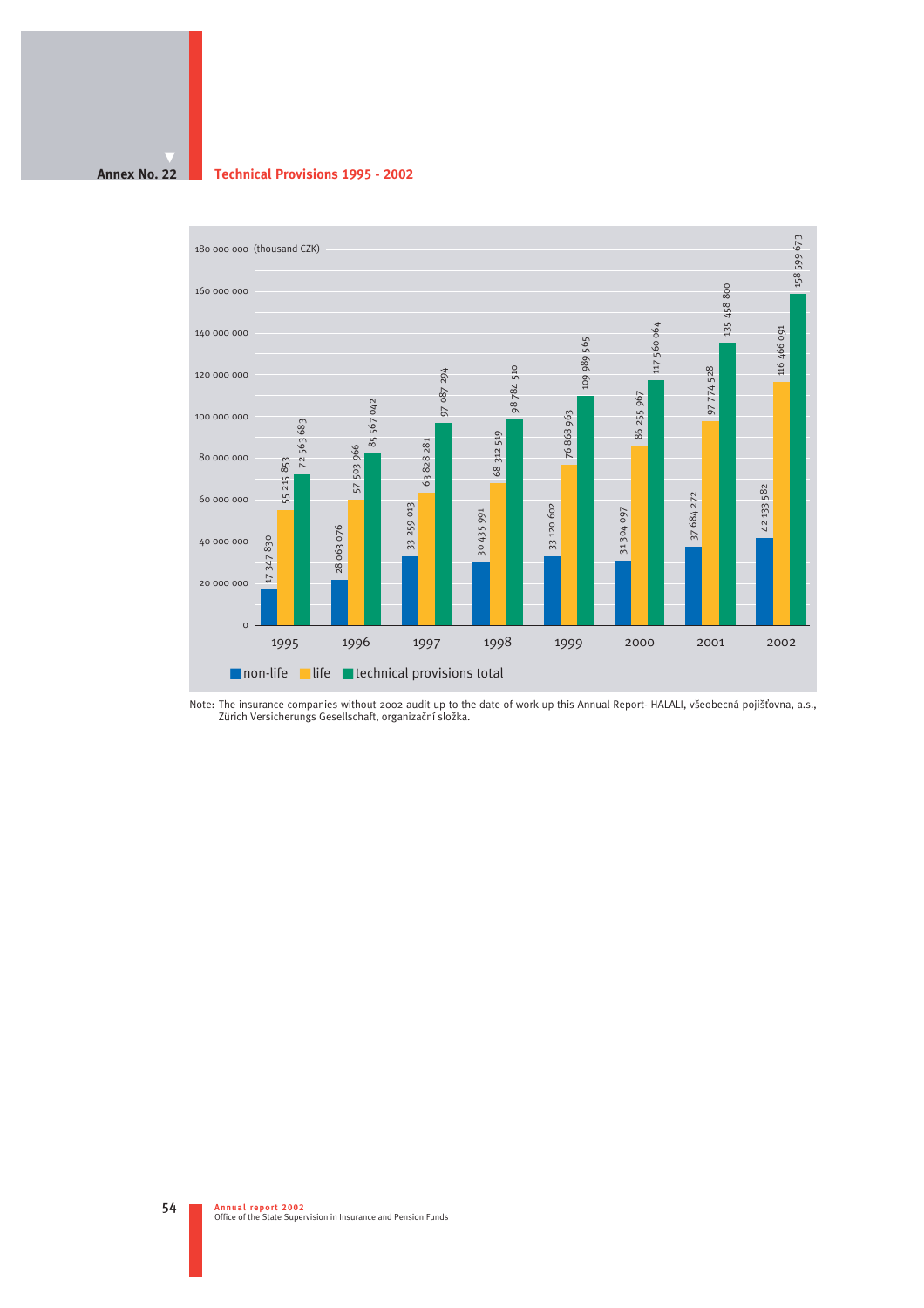**Annex No. 22**

## Technical Provisions 1995 - 2002

(thousand CZK)

| Year | non-life | life | technical provisions total |
|---|---|---|---|
| 1995 | 17 347 830 | 55 215 853 | 72 563 683 |
| 1996 | 28 063 076 | 57 503 966 | 85 567 042 |
| 1997 | 33 259 013 | 63 828 281 | 97 087 294 |
| 1998 | 30 435 991 | 68 312 519 | 98 784 510 |
| 1999 | 33 120 602 | 76 868 963 | 109 989 565 |
| 2000 | 31 304 097 | 86 255 967 | 117 560 064 |
| 2001 | 37 684 272 | 97 774 528 | 135 458 800 |
| 2002 | 42 133 582 | 116 466 091 | 158 599 673 |

Note: The insurance companies without 2002 audit up to the date of work up this Annual Report- HALALI, všeobecná pojišťovna, a.s., Zürich Versicherungs Gesellschaft, organizační složka.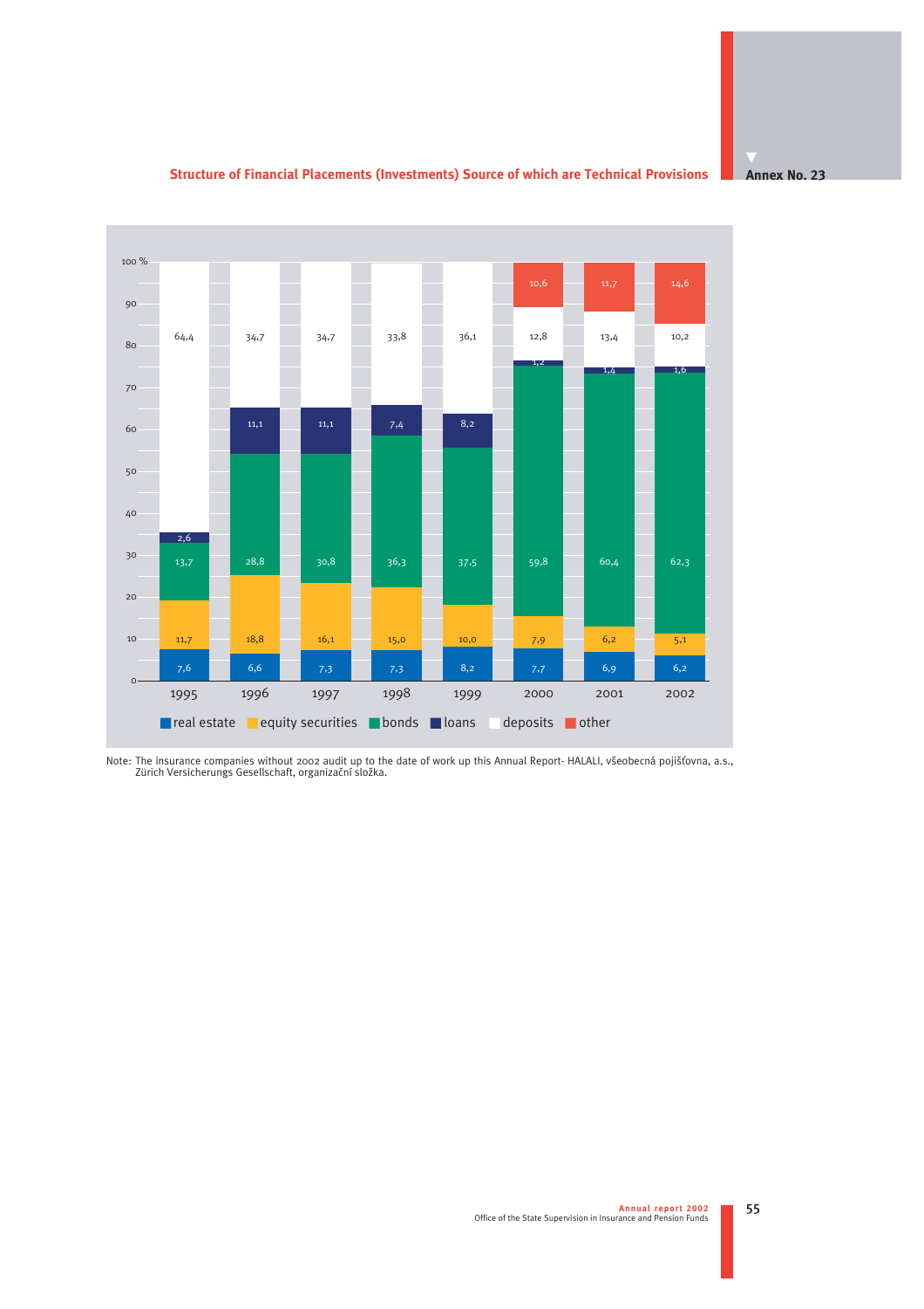Annex No. 23

## Structure of Financial Placements (Investments) Source of which are Technical Provisions

| | 1995 | 1996 | 1997 | 1998 | 1999 | 2000 | 2001 | 2002 |
|---|---|---|---|---|---|---|---|---|
| real estate | 7,6 | 6,6 | 7,3 | 7,3 | 8,2 | 7,7 | 6,9 | 6,2 |
| equity securities | 11,7 | 18,8 | 16,1 | 15,0 | 10,0 | 7,9 | 6,2 | 5,1 |
| bonds | 13,7 | 28,8 | 30,8 | 36,3 | 37,5 | 59,8 | 60,4 | 62,3 |
| loans | 2,6 | 11,1 | 11,1 | 7,4 | 8,2 | 1,2 | 1,4 | 1,6 |
| deposits | 64,4 | 34,7 | 34,7 | 33,8 | 36,1 | 12,8 | 13,4 | 10,2 |
| other | | | | | | 10,6 | 11,7 | 14,6 |

Note: The insurance companies without 2002 audit up to the date of work up this Annual Report- HALALI, všeobecná pojišťovna, a.s., Zürich Versicherungs Gesellschaft, organizační složka.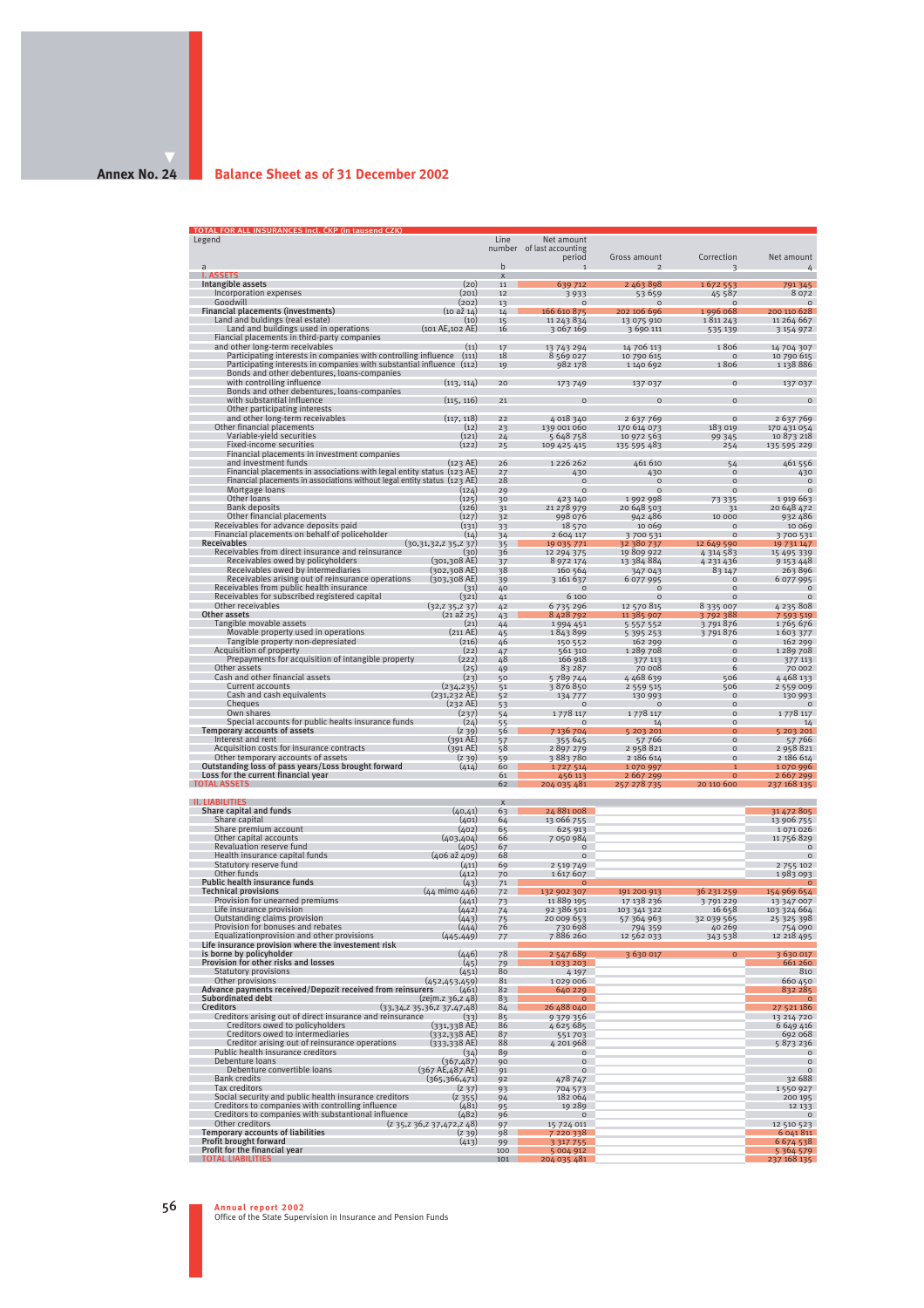Annex No. 24

## Balance Sheet as of 31 December 2002

TOTAL FOR ALL INSURANCES incl. ČKP (in tausend CZK)

| Legend | | Line number | Net amount of last accounting period | Gross amount | Correction | Net amount |
|---|---|---|---|---|---|---|
| a | | b | 1 | 2 | 3 | 4 |
| **I. ASSETS** | | x | | | | |
| **Intangible assets** | (20) | 11 | 639 712 | 2 463 898 | 1 672 553 | 791 345 |
| Incorporation expenses | (201) | 12 | 3 933 | 53 659 | 45 587 | 8 072 |
| Goodwill | (202) | 13 | 0 | 0 | 0 | 0 |
| **Financial placements (investments)** | (10 až 14) | 14 | 166 610 875 | 202 106 696 | 1 996 068 | 200 110 628 |
| Land and buildings (real estate) | (10) | 15 | 11 243 834 | 13 075 910 | 1 811 243 | 11 264 667 |
| Land and buildings used in operations | (101 AE,102 AE) | 16 | 3 067 169 | 3 690 111 | 535 139 | 3 154 972 |
| Fiancial placements in third-party companies and other long-term receivables | (11) | 17 | 13 743 294 | 14 706 113 | 1 806 | 14 704 307 |
| Participating interests in companies with controlling influence | (111) | 18 | 8 569 027 | 10 790 615 | 0 | 10 790 615 |
| Participating interests in companies with substantial influence | (112) | 19 | 982 178 | 1 140 692 | 1 806 | 1 138 886 |
| Bonds and other debentures, loans-companies with controlling influence | (113, 114) | 20 | 173 749 | 137 037 | 0 | 137 037 |
| Bonds and other debentures, loans-companies with substantial influence | (115, 116) | 21 | 0 | 0 | 0 | 0 |
| Other participating interests and other long-term receivables | (117, 118) | 22 | 4 018 340 | 2 637 769 | 0 | 2 637 769 |
| Other financial placements | (12) | 23 | 139 001 060 | 170 614 073 | 183 019 | 170 431 054 |
| Variable-yield securities | (121) | 24 | 5 648 758 | 10 972 563 | 99 345 | 10 873 218 |
| Fixed-income securities | (122) | 25 | 109 425 415 | 135 595 483 | 254 | 135 595 229 |
| Financial placements in investment companies and investment funds | (123 AE) | 26 | 1 226 262 | 461 610 | 54 | 461 556 |
| Financial placements in associations with legal entity status | (123 AE) | 27 | 430 | 430 | 0 | 430 |
| Financial placements in associations without legal entity status | (123 AE) | 28 | 0 | 0 | 0 | 0 |
| Mortgage loans | (124) | 29 | 0 | 0 | 0 | 0 |
| Other loans | (125) | 30 | 423 140 | 1 992 998 | 73 335 | 1 919 663 |
| Bank deposits | (126) | 31 | 21 278 979 | 20 648 503 | 31 | 20 648 472 |
| Other financial placements | (127) | 32 | 998 076 | 942 486 | 10 000 | 932 486 |
| Receivables for advance deposits paid | (131) | 33 | 18 570 | 10 069 | 0 | 10 069 |
| Financial placements on behalf of policeholder | (14) | 34 | 2 604 117 | 3 700 531 | 0 | 3 700 531 |
| **Receivables** | (30,31,32,z 35,z 37) | 35 | 19 035 771 | 32 380 737 | 12 649 590 | 19 731 147 |
| Receivables from direct insurance and reinsurance | (30) | 36 | 12 294 375 | 19 809 922 | 4 314 583 | 15 495 339 |
| Receivables owed by policyholders | (301,308 AE) | 37 | 8 972 174 | 13 384 884 | 4 231 436 | 9 153 448 |
| Receivables owed by intermediaries | (302,308 AE) | 38 | 160 564 | 347 043 | 83 147 | 263 896 |
| Receivables arising out of reinsurance operations | (303,308 AE) | 39 | 3 161 637 | 6 077 995 | 0 | 6 077 995 |
| Receivables from public health insurance | (31) | 40 | 0 | 0 | 0 | 0 |
| Receivables for subscribed registered capital | (321) | 41 | 6 100 | 0 | 0 | 0 |
| Other receivables | (32,z 35,z 37) | 42 | 6 735 296 | 12 570 815 | 8 335 007 | 4 235 808 |
| **Other assets** | (21 až 25) | 43 | 8 428 792 | 11 385 907 | 3 792 388 | 7 593 519 |
| Tangible movable assets | (21) | 44 | 1 994 451 | 5 557 552 | 3 791 876 | 1 765 676 |
| Movable property used in operations | (211 AE) | 45 | 1 843 899 | 5 395 253 | 3 791 876 | 1 603 377 |
| Tangible property non-depreciated | (216) | 46 | 150 552 | 162 299 | 0 | 162 299 |
| Acquisition of property | (22) | 47 | 561 310 | 1 289 708 | 0 | 1 289 708 |
| Prepayments for acquisition of intangible property | (222) | 48 | 166 918 | 377 113 | 0 | 377 113 |
| Other assets | (25) | 49 | 83 287 | 70 008 | 6 | 70 002 |
| Cash and other financial assets | (23) | 50 | 5 789 744 | 4 468 639 | 506 | 4 468 133 |
| Current accounts | (234,235) | 51 | 3 876 850 | 2 559 515 | 506 | 2 559 009 |
| Cash and cash equivalents | (231,232 AE) | 52 | 134 777 | 130 993 | 0 | 130 993 |
| Cheques | (232 AE) | 53 | 0 | 0 | 0 | 0 |
| Own shares | (237) | 54 | 1 778 117 | 1 778 117 | 0 | 1 778 117 |
| Special accounts for public healts insurance funds | (24) | 55 | 0 | 14 | 0 | 14 |
| **Temporary accounts of assets** | (z 39) | 56 | 7 136 704 | 5 203 201 | 0 | 5 203 201 |
| Interest and rent | (391 AE) | 57 | 355 645 | 57 766 | 0 | 57 766 |
| Acquisition costs for insurance contracts | (391 AE) | 58 | 2 897 279 | 2 958 821 | 0 | 2 958 821 |
| Other temporary accounts of assets | (z 39) | 59 | 3 883 780 | 2 186 614 | 0 | 2 186 614 |
| **Outstanding loss of pass years/Loss brought forward** | (414) | 60 | 1 727 514 | 1 070 997 | 1 | 1 070 996 |
| **Loss for the current financial year** | | 61 | 456 113 | 2 667 299 | 0 | 2 667 299 |
| **TOTAL ASSETS** | | 62 | 204 035 481 | 257 278 735 | 20 110 600 | 237 168 135 |
| **II. LIABILITIES** | | x | | | | |
| **Share capital and funds** | (40,41) | 63 | 24 881 008 | | | 31 472 805 |
| Share capital | (401) | 64 | 13 066 755 | | | 13 906 755 |
| Share premium account | (402) | 65 | 625 913 | | | 1 071 026 |
| Other capital accounts | (403,404) | 66 | 7 050 984 | | | 11 756 829 |
| Revaluation reserve fund | (405) | 67 | 0 | | | 0 |
| Health insurance capital funds | (406 až 409) | 68 | 0 | | | 0 |
| Statutory reserve fund | (411) | 69 | 2 519 749 | | | 2 755 102 |
| Other funds | (412) | 70 | 1 617 607 | | | 1 983 093 |
| **Public health insurance funds** | (43) | 71 | 0 | | | 0 |
| **Technical provisions** | (44 mimo 446) | 72 | 132 902 307 | 191 200 913 | 36 231 259 | 154 969 654 |
| Provision for unearned premiums | (441) | 73 | 11 889 195 | 17 138 236 | 3 791 229 | 13 347 007 |
| Life insurance provision | (442) | 74 | 92 386 501 | 103 341 322 | 16 658 | 103 324 664 |
| Outstanding claims provision | (443) | 75 | 20 009 653 | 57 364 963 | 32 039 565 | 25 325 398 |
| Provision for bonuses and rebates | (444) | 76 | 730 698 | 794 359 | 40 269 | 754 090 |
| Equalizationprovision and other provisions | (445,449) | 77 | 7 886 260 | 12 562 033 | 343 538 | 12 218 495 |
| **Life insurance provision where the investement risk is borne by policyholder** | (446) | 78 | 2 547 689 | 3 630 017 | 0 | 3 630 017 |
| **Provision for other risks and losses** | (45) | 79 | 1 033 203 | | | 661 260 |
| Statutory provisions | (451) | 80 | 4 197 | | | 810 |
| Other provisions | (452,453,459) | 81 | 1 029 006 | | | 660 450 |
| **Advance payments received/Depozit received from reinsurers** | (461) | 82 | 640 229 | | | 832 285 |
| **Subordinated debt** | (zejm.z 36,z 48) | 83 | 0 | | | 0 |
| **Creditors** | (33,34,z 35,36,z 37,47,48) | 84 | 26 488 040 | | | 27 521 186 |
| Creditors arising out of direct insurance and reinsurance | (33) | 85 | 9 379 356 | | | 13 214 720 |
| Creditors owed to policyholders | (331,338 AE) | 86 | 4 625 685 | | | 6 649 416 |
| Creditors owed to intermediaries | (332,338 AE) | 87 | 551 703 | | | 692 068 |
| Creditor arising out of reinsurance operations | (333,338 AE) | 88 | 4 201 968 | | | 5 873 236 |
| Public health insurance creditors | (34) | 89 | 0 | | | 0 |
| Debenture loans | (367,487) | 90 | 0 | | | 0 |
| Debenture convertible loans | (367 AE,487 AE) | 91 | 0 | | | 0 |
| Bank credits | (365,366,471) | 92 | 478 747 | | | 32 688 |
| Tax creditors | (z 37) | 93 | 704 573 | | | 1 550 927 |
| Social security and public health insurance creditors | (z 355) | 94 | 182 064 | | | 200 195 |
| Creditors to companies with controlling influence | (481) | 95 | 19 289 | | | 12 133 |
| Creditors to companies with substantial influence | (482) | 96 | 0 | | | 0 |
| Other creditors | (z 35,z 36,z 37,472,z 48) | 97 | 15 724 011 | | | 12 510 523 |
| **Temporary accounts of liabilities** | (z 39) | 98 | 7 220 338 | | | 6 041 811 |
| **Profit brought forward** | (413) | 99 | 3 317 755 | | | 6 674 538 |
| **Profit for the financial year** | | 100 | 5 004 912 | | | 5 364 579 |
| **TOTAL LIABILITIES** | | 101 | 204 035 481 | | | 237 168 135 |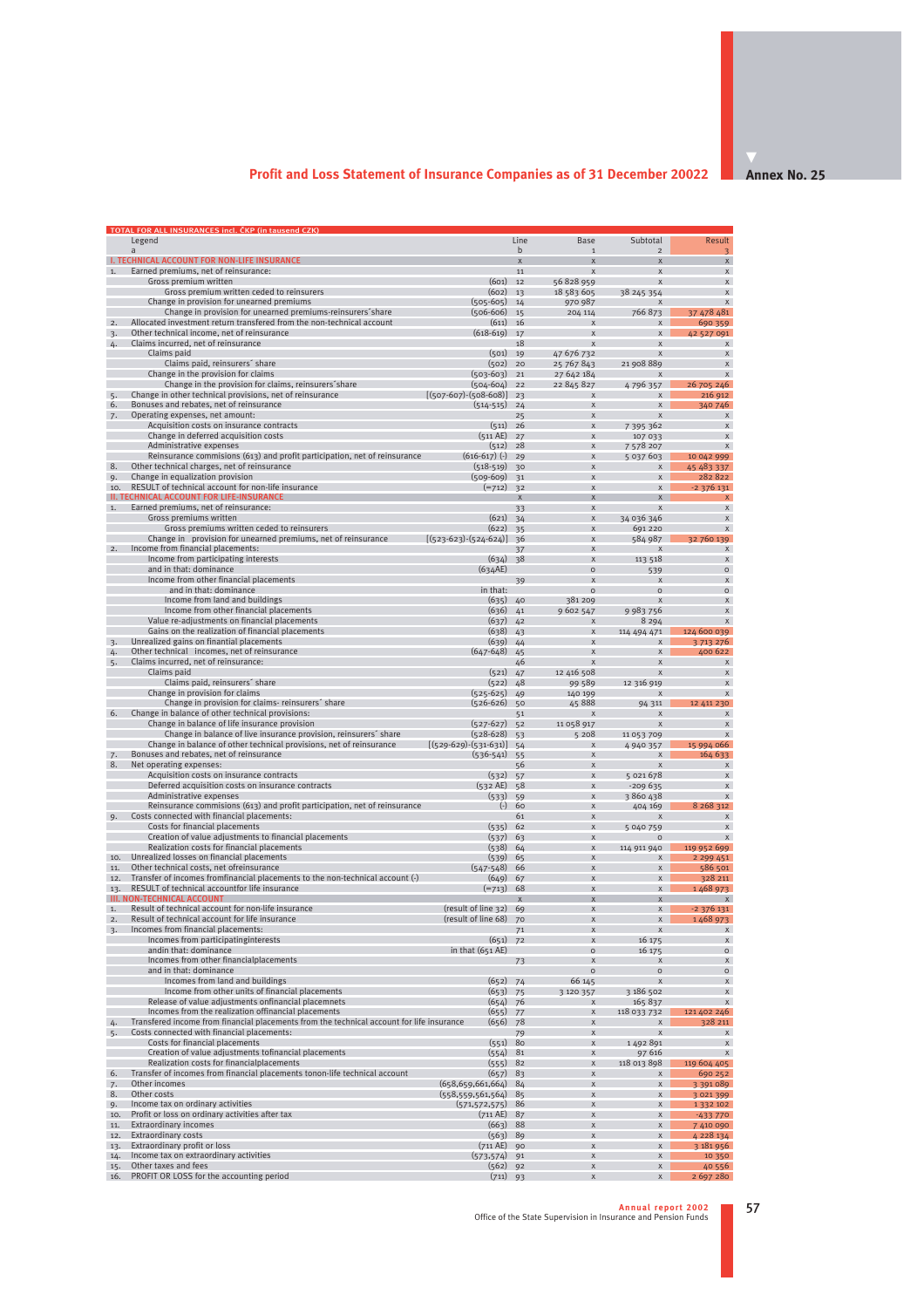## Profit and Loss Statement of Insurance Companies as of 31 December 20022

**Annex No. 25**

TOTAL FOR ALL INSURANCES incl. ČKP (in tausend CZK)

| | Legend | | Line | Base | Subtotal | Result |
|---|---|---|---|---|---|---|
| | a | | b | 1 | 2 | 3 |
| **I. TECHNICAL ACCOUNT FOR NON-LIFE INSURANCE** | | | x | x | x | x |
| 1. | Earned premiums, net of reinsurance: | | 11 | x | x | x |
| | Gross premium written | (601) | 12 | 56 828 959 | x | x |
| | Gross premium written ceded to reinsurers | (602) | 13 | 18 583 605 | 38 245 354 | x |
| | Change in provision for unearned premiums | (505-605) | 14 | 970 987 | x | x |
| | Change in provision for unearned premiums-reinsurers´share | (506-606) | 15 | 204 114 | 766 873 | 37 478 481 |
| 2. | Allocated investment return transfered from the non-technical account | (611) | 16 | x | x | 690 359 |
| 3. | Other technical income, net of reinsurance | (618-619) | 17 | x | x | 42 527 091 |
| 4. | Claims incurred, net of reinsurance | | 18 | x | x | x |
| | Claims paid | (501) | 19 | 47 676 732 | x | x |
| | Claims paid, reinsurers´ share | (502) | 20 | 25 767 843 | 21 908 889 | x |
| | Change in the provision for claims | (503-603) | 21 | 27 642 184 | x | x |
| | Change in the provision for claims, reinsurers´share | (504-604) | 22 | 22 845 827 | 4 796 357 | 26 705 246 |
| 5. | Change in other technical provisions, net of reinsurance | [(507-607)-(508-608)] | 23 | x | x | 216 912 |
| 6. | Bonuses and rebates, net of reinsurance | (514-515) | 24 | x | x | 340 746 |
| 7. | Operating expenses, net amount: | | 25 | x | x | x |
| | Acquisition costs on insurance contracts | (511) | 26 | x | 7 395 362 | x |
| | Change in deferred acquisition costs | (511 AE) | 27 | x | 107 033 | x |
| | Administrative expenses | (512) | 28 | x | 7 578 207 | x |
| | Reinsurance commisions (613) and profit participation, net of reinsurance | (616-617) (-) | 29 | x | 5 037 603 | 10 042 999 |
| 8. | Other technical charges, net of reinsurance | (518-519) | 30 | x | x | 45 483 337 |
| 9. | Change in equalization provision | (509-609) | 31 | x | x | 282 822 |
| 10. | RESULT of technical account for non-life insurance | (=712) | 32 | x | x | -2 376 131 |
| **II. TECHNICAL ACCOUNT FOR LIFE-INSURANCE** | | | x | x | x | x |
| 1. | Earned premiums, net of reinsurance: | | 33 | x | x | x |
| | Gross premiums written | (621) | 34 | x | 34 036 346 | x |
| | Gross premiums written ceded to reinsurers | (622) | 35 | x | 691 220 | x |
| | Change in provision for unearned premiums, net of reinsurance | [(523-623)-(524-624)] | 36 | x | 584 987 | 32 760 139 |
| 2. | Income from financial placements: | | 37 | x | x | x |
| | Income from participating interests | (634) | 38 | x | 113 518 | x |
| | and in that: dominance | (634AE) | | 0 | 539 | 0 |
| | Income from other financial placements | | 39 | x | x | x |
| | and in that: dominance | in that: | | 0 | 0 | 0 |
| | Income from land and buildings | (635) | 40 | 381 209 | x | x |
| | Income from other financial placements | (636) | 41 | 9 602 547 | 9 983 756 | x |
| | Value re-adjustments on financial placements | (637) | 42 | x | 8 294 | x |
| | Gains on the realization of financial placements | (638) | 43 | x | 114 494 471 | 124 600 039 |
| 3. | Unrealized gains on finantial placements | (639) | 44 | x | x | 3 713 276 |
| 4. | Other technical incomes, net of reinsurance | (647-648) | 45 | x | x | 400 622 |
| 5. | Claims incurred, net of reinsurance: | | 46 | x | x | x |
| | Claims paid | (521) | 47 | 12 416 508 | x | x |
| | Claims paid, reinsurers´ share | (522) | 48 | 99 589 | 12 316 919 | x |
| | Change in provision for claims | (525-625) | 49 | 140 199 | x | x |
| | Change in provision for claims- reinsurers´ share | (526-626) | 50 | 45 888 | 94 311 | 12 411 230 |
| 6. | Change in balance of other technical provisions: | | 51 | x | x | x |
| | Change in balance of life insurance provision | (527-627) | 52 | 11 058 917 | x | x |
| | Change in balance of live insurance provision, reinsurers´ share | (528-628) | 53 | 5 208 | 11 053 709 | x |
| | Change in balance of other technical provisions, net of reinsurance | [(529-629)-(531-631)] | 54 | x | 4 940 357 | 15 994 066 |
| 7. | Bonuses and rebates, net of reinsurance | (536-541) | 55 | x | x | 164 633 |
| 8. | Net operating expenses: | | 56 | x | x | x |
| | Acquisition costs on insurance contracts | (532) | 57 | x | 5 021 678 | x |
| | Deferred acquisition costs on insurance contracts | (532 AE) | 58 | x | -209 635 | x |
| | Administrative expenses | (533) | 59 | x | 3 860 438 | x |
| | Reinsurance commisions (613) and profit participation, net of reinsurance | (-) | 60 | x | 404 169 | 8 268 312 |
| 9. | Costs connected with financial placements: | | 61 | x | x | x |
| | Costs for financial placements | (535) | 62 | x | 5 040 759 | x |
| | Creation of value adjustments to financial placements | (537) | 63 | x | 0 | x |
| | Realization costs for financial placements | (538) | 64 | x | 114 911 940 | 119 952 699 |
| 10. | Unrealized losses on financial placements | (539) | 65 | x | x | 2 299 451 |
| 11. | Other technical costs, net ofreinsurance | (547-548) | 66 | x | x | 586 501 |
| 12. | Transfer of incomes fromfinancial placements to the non-technical account (-) | (649) | 67 | x | x | 328 211 |
| 13. | RESULT of technical accountfor life insurance | (=713) | 68 | x | x | 1 468 973 |
| **III. NON-TECHNICAL ACCOUNT** | | | x | x | x | x |
| 1. | Result of technical account for non-life insurance | (result of line 32) | 69 | x | x | -2 376 131 |
| 2. | Result of technical account for life insurance | (result of line 68) | 70 | x | x | 1 468 973 |
| 3. | Incomes from financial placements: | | 71 | x | x | x |
| | Incomes from participatinginterests | (651) | 72 | x | 16 175 | x |
| | andin that: dominance | in that (651 AE) | | 0 | 16 175 | 0 |
| | Incomes from other financialplacements | | 73 | x | x | x |
| | and in that: dominance | | | 0 | 0 | 0 |
| | Incomes from land and buildings | (652) | 74 | 66 145 | x | x |
| | Income from other units of financial placements | (653) | 75 | 3 120 357 | 3 186 502 | x |
| | Release of value adjustments onfinancial placemnets | (654) | 76 | x | 165 837 | x |
| | Incomes from the realization offinancial placements | (655) | 77 | x | 118 033 732 | 121 402 246 |
| 4. | Transfered income from financial placements from the technical account for life insurance | (656) | 78 | x | x | 328 211 |
| 5. | Costs connected with financial placements: | | 79 | x | x | x |
| | Costs for financial placements | (551) | 80 | x | 1 492 891 | x |
| | Creation of value adjustments tofinancial placements | (554) | 81 | x | 97 616 | x |
| | Realization costs for financialplacements | (555) | 82 | x | 118 013 898 | 119 604 405 |
| 6. | Transfer of incomes from financial placements tonon-life technical account | (657) | 83 | x | x | 690 252 |
| 7. | Other incomes | (658,659,661,664) | 84 | x | x | 3 391 089 |
| 8. | Other costs | (558,559,561,564) | 85 | x | x | 3 021 399 |
| 9. | Income tax on ordinary activities | (571,572,575) | 86 | x | x | 1 332 102 |
| 10. | Profit or loss on ordinary activities after tax | (711 AE) | 87 | x | x | -433 770 |
| 11. | Extraordinary incomes | (663) | 88 | x | x | 7 410 090 |
| 12. | Extraordinary costs | (563) | 89 | x | x | 4 228 134 |
| 13. | Extraordinary profit or loss | (711 AE) | 90 | x | x | 3 181 956 |
| 14. | Income tax on extraordinary activities | (573,574) | 91 | x | x | 10 350 |
| 15. | Other taxes and fees | (562) | 92 | x | x | 40 556 |
| 16. | PROFIT OR LOSS for the accounting period | (711) | 93 | x | x | 2 697 280 |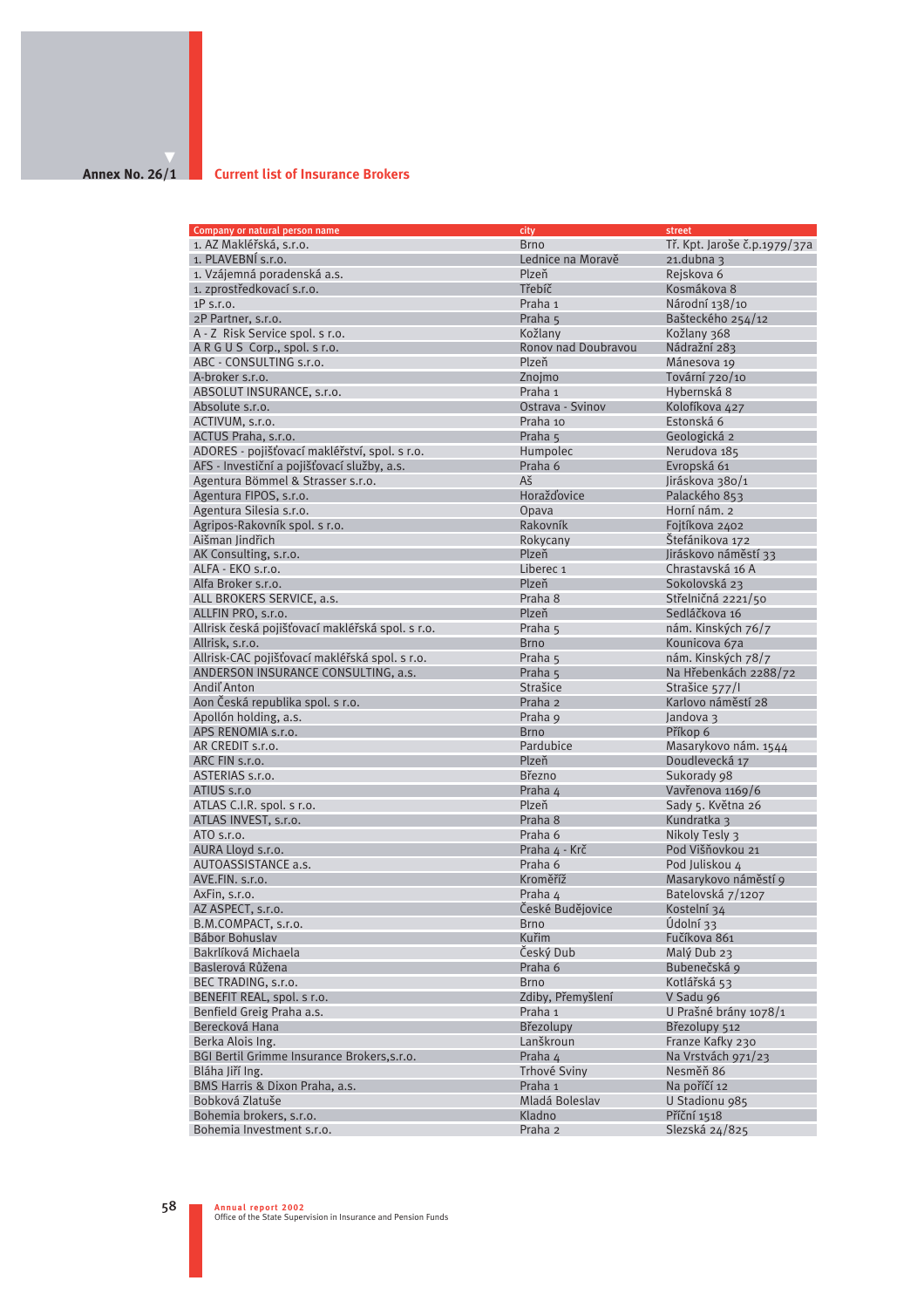Annex No. 26/1

## Current list of Insurance Brokers

| Company or natural person name | city | street |
|---|---|---|
| 1. AZ Makléřská, s.r.o. | Brno | Tř. Kpt. Jaroše č.p.1979/37a |
| 1. PLAVEBNÍ s.r.o. | Lednice na Moravě | 21.dubna 3 |
| 1. Vzájemná poradenská a.s. | Plzeň | Rejskova 6 |
| 1. zprostředkovací s.r.o. | Třebíč | Kosmákova 8 |
| 1P s.r.o. | Praha 1 | Národní 138/10 |
| 2P Partner, s.r.o. | Praha 5 | Bašteckého 254/12 |
| A - Z Risk Service spol. s r.o. | Kožlany | Kožlany 368 |
| A R G U S Corp., spol. s r.o. | Ronov nad Doubravou | Nádražní 283 |
| ABC - CONSULTING s.r.o. | Plzeň | Mánesova 19 |
| A-broker s.r.o. | Znojmo | Tovární 720/10 |
| ABSOLUT INSURANCE, s.r.o. | Praha 1 | Hybernská 8 |
| Absolute s.r.o. | Ostrava - Svinov | Kolofíkova 427 |
| ACTIVUM, s.r.o. | Praha 10 | Estonská 6 |
| ACTUS Praha, s.r.o. | Praha 5 | Geologická 2 |
| ADORES - pojišťovací makléřství, spol. s r.o. | Humpolec | Nerudova 185 |
| AFS - Investiční a pojišťovací služby, a.s. | Praha 6 | Evropská 61 |
| Agentura Bömmel & Strasser s.r.o. | Aš | Jiráskova 380/1 |
| Agentura FIPOS, s.r.o. | Horažďovice | Palackého 853 |
| Agentura Silesia s.r.o. | Opava | Horní nám. 2 |
| Agripos-Rakovník spol. s r.o. | Rakovník | Fojtíkova 2402 |
| Aišman Jindřich | Rokycany | Štefánikova 172 |
| AK Consulting, s.r.o. | Plzeň | Jiráskovo náměstí 33 |
| ALFA - EKO s.r.o. | Liberec 1 | Chrastavská 16 A |
| Alfa Broker s.r.o. | Plzeň | Sokolovská 23 |
| ALL BROKERS SERVICE, a.s. | Praha 8 | Střelničná 2221/50 |
| ALLFIN PRO, s.r.o. | Plzeň | Sedláčkova 16 |
| Allrisk česká pojišťovací makléřská spol. s r.o. | Praha 5 | nám. Kinských 76/7 |
| Allrisk, s.r.o. | Brno | Kounicova 67a |
| Allrisk-CAC pojišťovací makléřská spol. s r.o. | Praha 5 | nám. Kinských 78/7 |
| ANDERSON INSURANCE CONSULTING, a.s. | Praha 5 | Na Hřebenkách 2288/72 |
| Andiľ Anton | Strašice | Strašice 577/I |
| Aon Česká republika spol. s r.o. | Praha 2 | Karlovo náměstí 28 |
| Apollón holding, a.s. | Praha 9 | Jandova 3 |
| APS RENOMIA s.r.o. | Brno | Příkop 6 |
| AR CREDIT s.r.o. | Pardubice | Masarykovo nám. 1544 |
| ARC FIN s.r.o. | Plzeň | Doudlevecká 17 |
| ASTERIAS s.r.o. | Březno | Sukorady 98 |
| ATIUS s.r.o | Praha 4 | Vavřenova 1169/6 |
| ATLAS C.I.R. spol. s r.o. | Plzeň | Sady 5. Května 26 |
| ATLAS INVEST, s.r.o. | Praha 8 | Kundratka 3 |
| ATO s.r.o. | Praha 6 | Nikoly Tesly 3 |
| AURA Lloyd s.r.o. | Praha 4 - Krč | Pod Višňovkou 21 |
| AUTOASSISTANCE a.s. | Praha 6 | Pod Juliskou 4 |
| AVE.FIN. s.r.o. | Kroměříž | Masarykovo náměstí 9 |
| AxFin, s.r.o. | Praha 4 | Batelovská 7/1207 |
| AZ ASPECT, s.r.o. | České Budějovice | Kostelní 34 |
| B.M.COMPACT, s.r.o. | Brno | Údolní 33 |
| Bábor Bohuslav | Kuřim | Fučíkova 861 |
| Bakrlíková Michaela | Český Dub | Malý Dub 23 |
| Baslerová Růžena | Praha 6 | Bubenečská 9 |
| BEC TRADING, s.r.o. | Brno | Kotlářská 53 |
| BENEFIT REAL, spol. s r.o. | Zdiby, Přemyšlení | V Sadu 96 |
| Benfield Greig Praha a.s. | Praha 1 | U Prašné brány 1078/1 |
| Berecková Hana | Březolupy | Březolupy 512 |
| Berka Alois Ing. | Lanškroun | Franze Kafky 230 |
| BGI Bertil Grimme Insurance Brokers,s.r.o. | Praha 4 | Na Vrstvách 971/23 |
| Bláha Jiří Ing. | Trhové Sviny | Nesměň 86 |
| BMS Harris & Dixon Praha, a.s. | Praha 1 | Na poříčí 12 |
| Bobková Zlatuše | Mladá Boleslav | U Stadionu 985 |
| Bohemia brokers, s.r.o. | Kladno | Příční 1518 |
| Bohemia Investment s.r.o. | Praha 2 | Slezská 24/825 |

Annual report 2002
Office of the State Supervision in Insurance and Pension Funds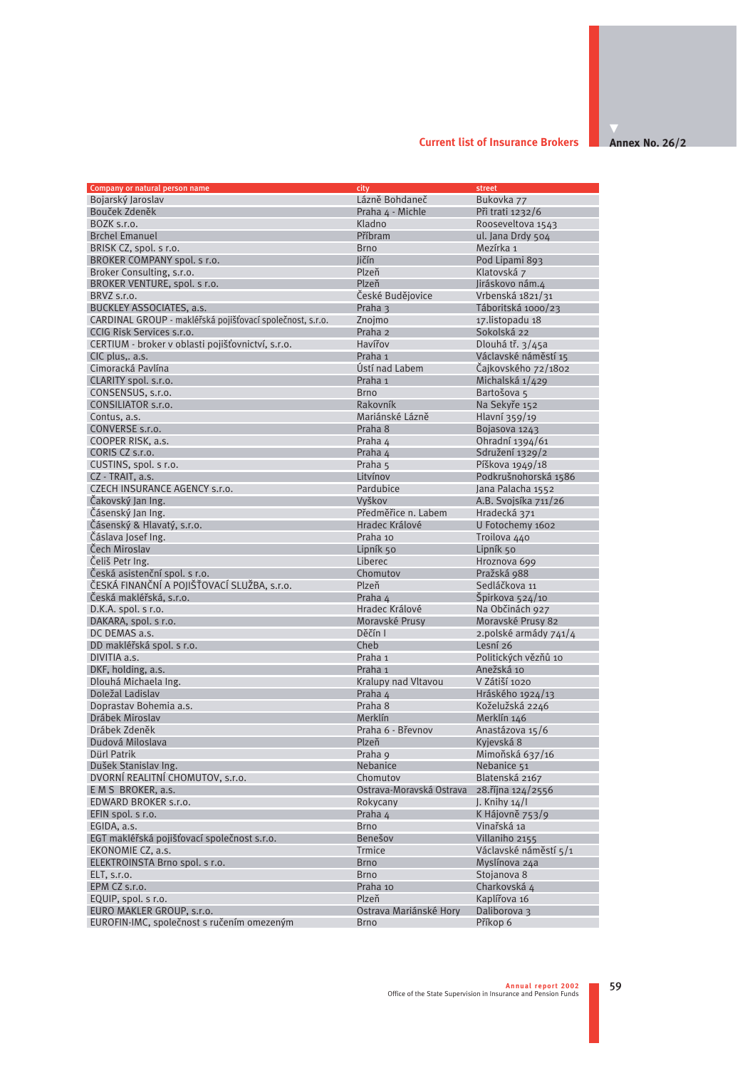## Current list of Insurance Brokers

**Annex No. 26/2**

| Company or natural person name | city | street |
|---|---|---|
| Bojarský Jaroslav | Lázně Bohdaneč | Bukovka 77 |
| Bouček Zdeněk | Praha 4 - Michle | Při trati 1232/6 |
| BOZK s.r.o. | Kladno | Rooseveltova 1543 |
| Brchel Emanuel | Příbram | ul. Jana Drdy 504 |
| BRISK CZ, spol. s r.o. | Brno | Mezírka 1 |
| BROKER COMPANY spol. s r.o. | Jičín | Pod Lipami 893 |
| Broker Consulting, s.r.o. | Plzeň | Klatovská 7 |
| BROKER VENTURE, spol. s r.o. | Plzeň | Jiráskovo nám.4 |
| BRVZ s.r.o. | České Budějovice | Vrbenská 1821/31 |
| BUCKLEY ASSOCIATES, a.s. | Praha 3 | Táboritská 1000/23 |
| CARDINAL GROUP - makléřská pojišťovací společnost, s.r.o. | Znojmo | 17.listopadu 18 |
| CCIG Risk Services s.r.o. | Praha 2 | Sokolská 22 |
| CERTIUM - broker v oblasti pojišťovnictví, s.r.o. | Havířov | Dlouhá tř. 3/45a |
| CIC plus,. a.s. | Praha 1 | Václavské náměstí 15 |
| Cimoracká Pavlína | Ústí nad Labem | Čajkovského 72/1802 |
| CLARITY spol. s.r.o. | Praha 1 | Michalská 1/429 |
| CONSENSUS, s.r.o. | Brno | Bartošova 5 |
| CONSILIATOR s.r.o. | Rakovník | Na Sekyře 152 |
| Contus, a.s. | Mariánské Lázně | Hlavní 359/19 |
| CONVERSE s.r.o. | Praha 8 | Bojasova 1243 |
| COOPER RISK, a.s. | Praha 4 | Ohradní 1394/61 |
| CORIS CZ s.r.o. | Praha 4 | Sdružení 1329/2 |
| CUSTINS, spol. s r.o. | Praha 5 | Píškova 1949/18 |
| CZ - TRAIT, a.s. | Litvínov | Podkrušnohorská 1586 |
| CZECH INSURANCE AGENCY s.r.o. | Pardubice | Jana Palacha 1552 |
| Čakovský Jan Ing. | Vyškov | A.B. Svojsíka 711/26 |
| Čásenský Jan Ing. | Předměřice n. Labem | Hradecká 371 |
| Čásenský & Hlavatý, s.r.o. | Hradec Králové | U Fotochemy 1602 |
| Čáslava Josef Ing. | Praha 10 | Troilova 440 |
| Čech Miroslav | Lipník 50 | Lipník 50 |
| Čeliš Petr Ing. | Liberec | Hroznova 699 |
| Česká asistenční spol. s r.o. | Chomutov | Pražská 988 |
| ČESKÁ FINANČNÍ A POJIŠŤOVACÍ SLUŽBA, s.r.o. | Plzeň | Sedláčkova 11 |
| Česká makléřská, s.r.o. | Praha 4 | Špirkova 524/10 |
| D.K.A. spol. s r.o. | Hradec Králové | Na Občinách 927 |
| DAKARA, spol. s r.o. | Moravské Prusy | Moravské Prusy 82 |
| DC DEMAS a.s. | Děčín I | 2.polské armády 741/4 |
| DD makléřská spol. s r.o. | Cheb | Lesní 26 |
| DIVITIA a.s. | Praha 1 | Politických vězňů 10 |
| DKF, holding, a.s. | Praha 1 | Anežská 10 |
| Dlouhá Michaela Ing. | Kralupy nad Vltavou | V Zátiší 1020 |
| Doležal Ladislav | Praha 4 | Hráského 1924/13 |
| Doprastav Bohemia a.s. | Praha 8 | Koželužská 2246 |
| Drábek Miroslav | Merklín | Merklín 146 |
| Drábek Zdeněk | Praha 6 - Břevnov | Anastázova 15/6 |
| Dudová Miloslava | Plzeň | Kyjevská 8 |
| Dürl Patrik | Praha 9 | Mimoňská 637/16 |
| Dušek Stanislav Ing. | Nebanice | Nebanice 51 |
| DVORNÍ REALITNÍ CHOMUTOV, s.r.o. | Chomutov | Blatenská 2167 |
| E M S BROKER, a.s. | Ostrava-Moravská Ostrava | 28.října 124/2556 |
| EDWARD BROKER s.r.o. | Rokycany | J. Knihy 14/I |
| EFIN spol. s r.o. | Praha 4 | K Hájovně 753/9 |
| EGIDA, a.s. | Brno | Vinařská 1a |
| EGT makléřská pojišťovací společnost s.r.o. | Benešov | Villaniho 2155 |
| EKONOMIE CZ, a.s. | Trmice | Václavské náměstí 5/1 |
| ELEKTROINSTA Brno spol. s r.o. | Brno | Myslínova 24a |
| ELT, s.r.o. | Brno | Stojanova 8 |
| EPM CZ s.r.o. | Praha 10 | Charkovská 4 |
| EQUIP, spol. s r.o. | Plzeň | Kaplířova 16 |
| EURO MAKLER GROUP, s.r.o. | Ostrava Mariánské Hory | Daliborova 3 |
| EUROFIN-IMC, společnost s ručením omezeným | Brno | Příkop 6 |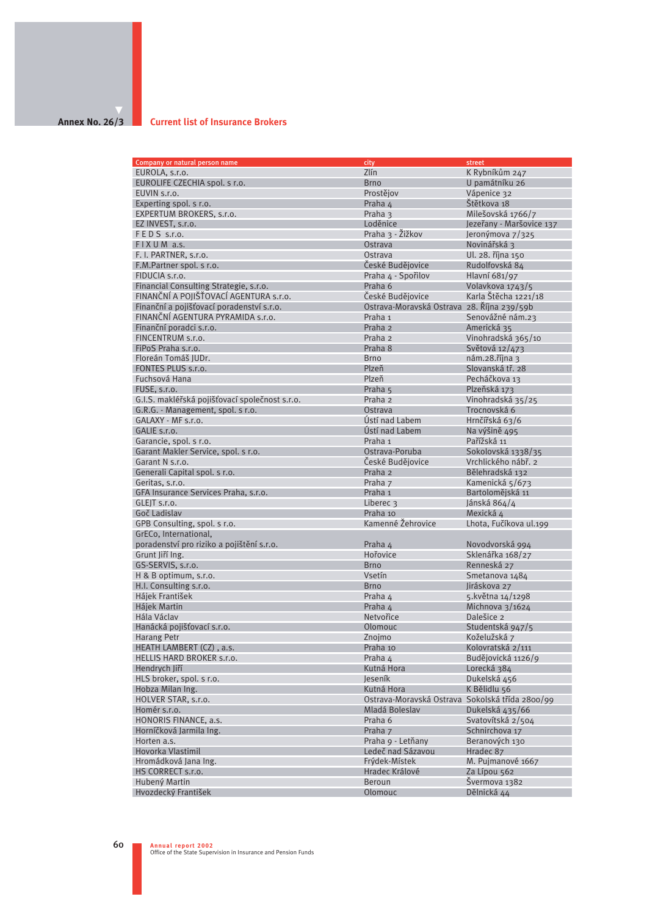Annex No. 26/3

## Current list of Insurance Brokers

| Company or natural person name | city | street |
|---|---|---|
| EUROLA, s.r.o. | Zlín | K Rybníkům 247 |
| EUROLIFE CZECHIA spol. s r.o. | Brno | U památníku 26 |
| EUVIN s.r.o. | Prostějov | Vápenice 32 |
| Experting spol. s r.o. | Praha 4 | Štětkova 18 |
| EXPERTUM BROKERS, s.r.o. | Praha 3 | Milešovská 1766/7 |
| EZ INVEST, s.r.o. | Loděnice | Jezeřany - Maršovice 137 |
| F E D S s.r.o. | Praha 3 - Žižkov | Jeronýmova 7/325 |
| F I X U M a.s. | Ostrava | Novinářská 3 |
| F. I. PARTNER, s.r.o. | Ostrava | Ul. 28. října 150 |
| F.M.Partner spol. s r.o. | České Budějovice | Rudolfovská 84 |
| FIDUCIA s.r.o. | Praha 4 - Spořilov | Hlavní 681/97 |
| Financial Consulting Strategie, s.r.o. | Praha 6 | Volavkova 1743/5 |
| FINANČNÍ A POJIŠŤOVACÍ AGENTURA s.r.o. | České Budějovice | Karla Štěcha 1221/18 |
| Finanční a pojišťovací poradenství s.r.o. | Ostrava-Moravská Ostrava | 28. Října 239/59b |
| FINANČNÍ AGENTURA PYRAMIDA s.r.o. | Praha 1 | Senovážné nám.23 |
| Finanční poradci s.r.o. | Praha 2 | Americká 35 |
| FINCENTRUM s.r.o. | Praha 2 | Vinohradská 365/10 |
| FiPoS Praha s.r.o. | Praha 8 | Světová 12/473 |
| Floreán Tomáš JUDr. | Brno | nám.28.října 3 |
| FONTES PLUS s.r.o. | Plzeň | Slovanská tř. 28 |
| Fuchsová Hana | Plzeň | Pecháčkova 13 |
| FUSE, s.r.o. | Praha 5 | Plzeňská 173 |
| G.I.S. makléřská pojišťovací společnost s.r.o. | Praha 2 | Vinohradská 35/25 |
| G.R.G. - Management, spol. s r.o. | Ostrava | Trocnovská 6 |
| GALAXY - MF s.r.o. | Ústí nad Labem | Hrnčířská 63/6 |
| GALIE s.r.o. | Ústí nad Labem | Na výšině 495 |
| Garancie, spol. s r.o. | Praha 1 | Pařížská 11 |
| Garant Makler Service, spol. s r.o. | Ostrava-Poruba | Sokolovská 1338/35 |
| Garant N s.r.o. | České Budějovice | Vrchlického nábř. 2 |
| Generali Capital spol. s r.o. | Praha 2 | Bělehradská 132 |
| Geritas, s.r.o. | Praha 7 | Kamenická 5/673 |
| GFA Insurance Services Praha, s.r.o. | Praha 1 | Bartolomějská 11 |
| GLEJT s.r.o. | Liberec 3 | Jánská 864/4 |
| Goč Ladislav | Praha 10 | Mexická 4 |
| GPB Consulting, spol. s r.o. | Kamenné Žehrovice | Lhota, Fučíkova ul.199 |
| GrECo, International, poradenství pro riziko a pojištění s.r.o. | Praha 4 | Novodvorská 994 |
| Grunt Jiří Ing. | Hořovice | Sklenářka 168/27 |
| GS-SERVIS, s.r.o. | Brno | Renneská 27 |
| H & B optimum, s.r.o. | Vsetín | Smetanova 1484 |
| H.I. Consulting s.r.o. | Brno | Jiráskova 27 |
| Hájek František | Praha 4 | 5.května 14/1298 |
| Hájek Martin | Praha 4 | Michnova 3/1624 |
| Hála Václav | Netvořice | Dalešice 2 |
| Hanácká pojišťovací s.r.o. | Olomouc | Studentská 947/5 |
| Harang Petr | Znojmo | Koželužská 7 |
| HEATH LAMBERT (CZ) , a.s. | Praha 10 | Kolovratská 2/111 |
| HELLIS HARD BROKER s.r.o. | Praha 4 | Budějovická 1126/9 |
| Hendrych Jiří | Kutná Hora | Lorecká 384 |
| HLS broker, spol. s r.o. | Jeseník | Dukelská 456 |
| Hobza Milan Ing. | Kutná Hora | K Bělidlu 56 |
| HOLVER STAR, s.r.o. | Ostrava-Moravská Ostrava | Sokolská třída 2800/99 |
| Homér s.r.o. | Mladá Boleslav | Dukelská 435/66 |
| HONORIS FINANCE, a.s. | Praha 6 | Svatovítská 2/504 |
| Horníčková Jarmila Ing. | Praha 7 | Schnirchova 17 |
| Horten a.s. | Praha 9 - Letňany | Beranových 130 |
| Hovorka Vlastimil | Ledeč nad Sázavou | Hradec 87 |
| Hromádková Jana Ing. | Frýdek-Místek | M. Pujmanové 1667 |
| HS CORRECT s.r.o. | Hradec Králové | Za Lípou 562 |
| Hubený Martin | Beroun | Švermova 1382 |
| Hvozdecký František | Olomouc | Dělnická 44 |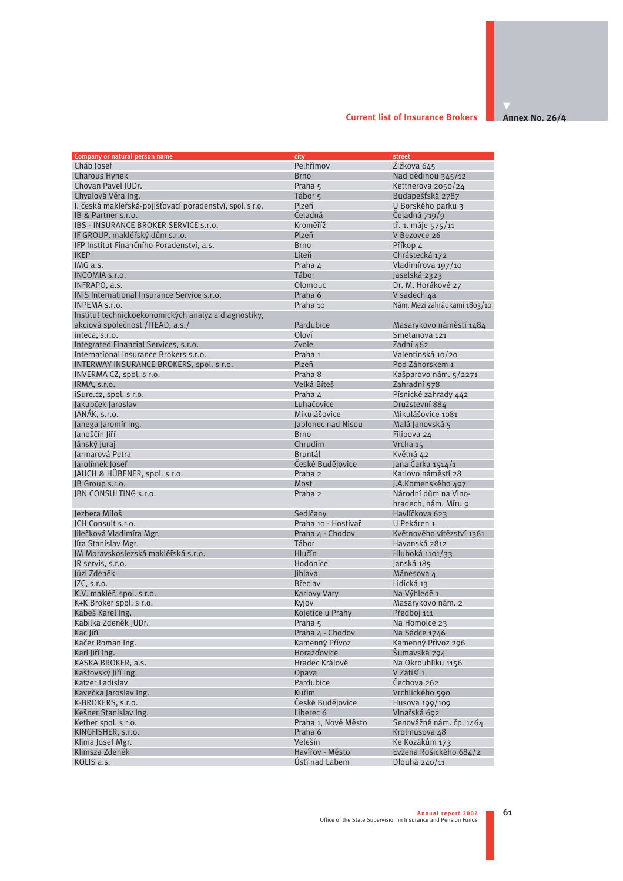## Current list of Insurance Brokers

**Annex No. 26/4**

| Company or natural person name | city | street |
|---|---|---|
| Cháb Josef | Pelhřimov | Žižkova 645 |
| Charous Hynek | Brno | Nad dědinou 345/12 |
| Chovan Pavel JUDr. | Praha 5 | Kettnerova 2050/24 |
| Chvalová Věra Ing. | Tábor 5 | Budapešťská 2787 |
| I. česká makléřská-pojišťovací poradenství, spol. s r.o. | Plzeň | U Borského parku 3 |
| IB & Partner s.r.o. | Čeladná | Čeladná 719/9 |
| IBS - INSURANCE BROKER SERVICE s.r.o. | Kroměříž | tř. 1. máje 575/11 |
| IF GROUP, makléřský dům s.r.o. | Plzeň | V Bezovce 26 |
| IFP Institut Finančního Poradenství, a.s. | Brno | Příkop 4 |
| IKEP | Liteň | Chrástecká 172 |
| IMG a.s. | Praha 4 | Vladimírova 197/10 |
| INCOMIA s.r.o. | Tábor | Jaselská 2323 |
| INFRAPO, a.s. | Olomouc | Dr. M. Horákové 27 |
| INIS International Insurance Service s.r.o. | Praha 6 | V sadech 4a |
| INPEMA s.r.o. | Praha 10 | Nám. Mezi zahrádkami 1803/10 |
| Institut technickoekonomických analýz a diagnostiky, akciová společnost /ITEAD, a.s./ | Pardubice | Masarykovo náměstí 1484 |
| inteca, s.r.o. | Oloví | Smetanova 121 |
| Integrated Financial Services, s.r.o. | Zvole | Zadní 462 |
| International Insurance Brokers s.r.o. | Praha 1 | Valentinská 10/20 |
| INTERWAY INSURANCE BROKERS, spol. s r.o. | Plzeň | Pod Záhorskem 1 |
| INVERMA CZ, spol. s r.o. | Praha 8 | Kašparovo nám. 5/2271 |
| IRMA, s.r.o. | Velká Bíteš | Zahradní 578 |
| iSure.cz, spol. s r.o. | Praha 4 | Písnické zahrady 442 |
| Jakubček Jaroslav | Luhačovice | Družstevní 884 |
| JANÁK, s.r.o. | Mikulášovice | Mikulášovice 1081 |
| Janega Jaromír Ing. | Jablonec nad Nisou | Malá Janovská 5 |
| Janoščín Jiří | Brno | Filipova 24 |
| Jánský Juraj | Chrudim | Vrcha 15 |
| Jarmarová Petra | Bruntál | Květná 42 |
| Jarolímek Josef | České Budějovice | Jana Čarka 1514/1 |
| JAUCH & HÜBENER, spol. s r.o. | Praha 2 | Karlovo náměstí 28 |
| JB Group s.r.o. | Most | J.A.Komenského 497 |
| JBN CONSULTING s.r.o. | Praha 2 | Národní dům na Vinohradech, nám. Míru 9 |
| Jezbera Miloš | Sedlčany | Havlíčkova 623 |
| JCH Consult s.r.o. | Praha 10 - Hostivař | U Pekáren 1 |
| Jilečková Vladimíra Mgr. | Praha 4 - Chodov | Květnového vítězství 1361 |
| Jíra Stanislav Mgr. | Tábor | Havanská 2812 |
| JM Moravskoslezská makléřská s.r.o. | Hlučín | Hluboká 1101/33 |
| JR servis, s.r.o. | Hodonice | Janská 185 |
| Jůzl Zdeněk | Jihlava | Mánesova 4 |
| JZC, s.r.o. | Břeclav | Lidická 13 |
| K.V. makléř, spol. s r.o. | Karlovy Vary | Na Výhledě 1 |
| K+K Broker spol. s r.o. | Kyjov | Masarykovo nám. 2 |
| Kabeš Karel Ing. | Kojetice u Prahy | Předboj 111 |
| Kabilka Zdeněk JUDr. | Praha 5 | Na Homolce 23 |
| Kac Jiří | Praha 4 - Chodov | Na Sádce 1746 |
| Kačer Roman Ing. | Kamenný Přívoz | Kamenný Přívoz 296 |
| Karl Jiří Ing. | Horažďovice | Šumavská 794 |
| KASKA BROKER, a.s. | Hradec Králové | Na Okrouhlíku 1156 |
| Kaštovský Jiří Ing. | Opava | V Zátiší 1 |
| Katzer Ladislav | Pardubice | Čechova 262 |
| Kavečka Jaroslav Ing. | Kuřim | Vrchlického 590 |
| K-BROKERS, s.r.o. | České Budějovice | Husova 199/109 |
| Kešner Stanislav Ing. | Liberec 6 | Vlnařská 692 |
| Kether spol. s r.o. | Praha 1, Nové Město | Senovážné nám. čp. 1464 |
| KINGFISHER, s.r.o. | Praha 6 | Krolmusova 48 |
| Klíma Josef Mgr. | Velešín | Ke Kozákům 173 |
| Klimsza Zdeněk | Havířov - Město | Evžena Rošického 684/2 |
| KOLIS a.s. | Ústí nad Labem | Dlouhá 240/11 |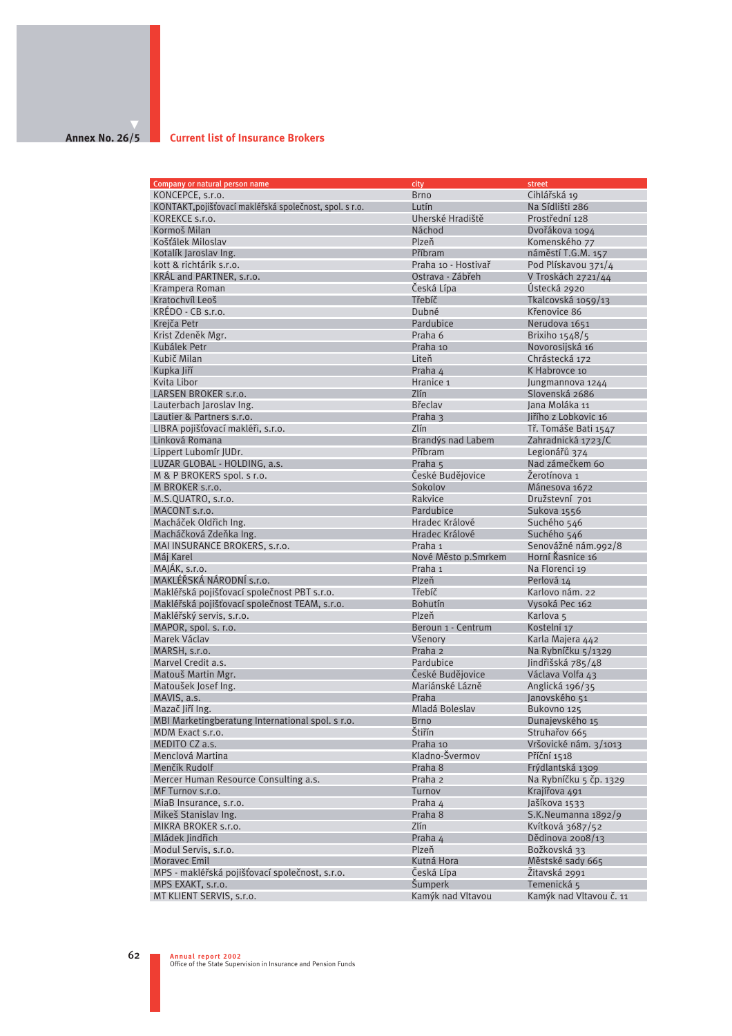Annex No. 26/5

## Current list of Insurance Brokers

| Company or natural person name | city | street |
|---|---|---|
| KONCEPCE, s.r.o. | Brno | Cihlářská 19 |
| KONTAKT,pojišťovací makléřská společnost, spol. s r.o. | Lutín | Na Sídlišti 286 |
| KOREKCE s.r.o. | Uherské Hradiště | Prostřední 128 |
| Kormoš Milan | Náchod | Dvořákova 1094 |
| Košťálek Miloslav | Plzeň | Komenského 77 |
| Kotalík Jaroslav Ing. | Příbram | náměstí T.G.M. 157 |
| kott & richtárik s.r.o. | Praha 10 - Hostivař | Pod Plískavou 371/4 |
| KRÁL and PARTNER, s.r.o. | Ostrava - Zábřeh | V Troskách 2721/44 |
| Krampera Roman | Česká Lípa | Ústecká 2920 |
| Kratochvíl Leoš | Třebíč | Tkalcovská 1059/13 |
| KRÉDO - CB s.r.o. | Dubné | Křenovice 86 |
| Krejča Petr | Pardubice | Nerudova 1651 |
| Krist Zdeněk Mgr. | Praha 6 | Brixiho 1548/5 |
| Kubálek Petr | Praha 10 | Novorosijská 16 |
| Kubič Milan | Liteň | Chrástecká 172 |
| Kupka Jiří | Praha 4 | K Habrovce 10 |
| Kvita Libor | Hranice 1 | Jungmannova 1244 |
| LARSEN BROKER s.r.o. | Zlín | Slovenská 2686 |
| Lauterbach Jaroslav Ing. | Břeclav | Jana Moláka 11 |
| Lautier & Partners s.r.o. | Praha 3 | Jiřího z Lobkovic 16 |
| LIBRA pojišťovací makléři, s.r.o. | Zlín | Tř. Tomáše Bati 1547 |
| Linková Romana | Brandýs nad Labem | Zahradnická 1723/C |
| Lippert Lubomír JUDr. | Příbram | Legionářů 374 |
| LUZAR GLOBAL - HOLDING, a.s. | Praha 5 | Nad zámečkem 60 |
| M & P BROKERS spol. s r.o. | České Budějovice | Žerotínova 1 |
| M BROKER s.r.o. | Sokolov | Mánesova 1672 |
| M.S.QUATRO, s.r.o. | Rakvice | Družstevní 701 |
| MACONT s.r.o. | Pardubice | Sukova 1556 |
| Macháček Oldřich Ing. | Hradec Králové | Suchého 546 |
| Macháčková Zdeňka Ing. | Hradec Králové | Suchého 546 |
| MAI INSURANCE BROKERS, s.r.o. | Praha 1 | Senovážné nám.992/8 |
| Máj Karel | Nové Město p.Smrkem | Horní Řasnice 16 |
| MAJÁK, s.r.o. | Praha 1 | Na Florenci 19 |
| MAKLÉŘSKÁ NÁRODNÍ s.r.o. | Plzeň | Perlová 14 |
| Makléřská pojišťovací společnost PBT s.r.o. | Třebíč | Karlovo nám. 22 |
| Makléřská pojišťovací společnost TEAM, s.r.o. | Bohutín | Vysoká Pec 162 |
| Makléřský servis, s.r.o. | Plzeň | Karlova 5 |
| MAPOR, spol. s. r.o. | Beroun 1 - Centrum | Kostelní 17 |
| Marek Václav | Všenory | Karla Majera 442 |
| MARSH, s.r.o. | Praha 2 | Na Rybníčku 5/1329 |
| Marvel Credit a.s. | Pardubice | Jindřišská 785/48 |
| Matouš Martin Mgr. | České Budějovice | Václava Volfa 43 |
| Matoušek Josef Ing. | Mariánské Lázně | Anglická 196/35 |
| MAVIS, a.s. | Praha | Janovského 51 |
| Mazač Jiří Ing. | Mladá Boleslav | Bukovno 125 |
| MBI Marketingberatung International spol. s r.o. | Brno | Dunajevského 15 |
| MDM Exact s.r.o. | Štiřín | Struhařov 665 |
| MEDITO CZ a.s. | Praha 10 | Vršovické nám. 3/1013 |
| Menclová Martina | Kladno-Švermov | Příční 1518 |
| Menčík Rudolf | Praha 8 | Frýdlantská 1309 |
| Mercer Human Resource Consulting a.s. | Praha 2 | Na Rybníčku 5 čp. 1329 |
| MF Turnov s.r.o. | Turnov | Krajířova 491 |
| MiaB Insurance, s.r.o. | Praha 4 | Jašíkova 1533 |
| Mikeš Stanislav Ing. | Praha 8 | S.K.Neumanna 1892/9 |
| MIKRA BROKER s.r.o. | Zlín | Kvítková 3687/52 |
| Mládek Jindřich | Praha 4 | Dědinova 2008/13 |
| Modul Servis, s.r.o. | Plzeň | Božkovská 33 |
| Moravec Emil | Kutná Hora | Městské sady 665 |
| MPS - makléřská pojišťovací společnost, s.r.o. | Česká Lípa | Žitavská 2991 |
| MPS EXAKT, s.r.o. | Šumperk | Temenická 5 |
| MT KLIENT SERVIS, s.r.o. | Kamýk nad Vltavou | Kamýk nad Vltavou č. 11 |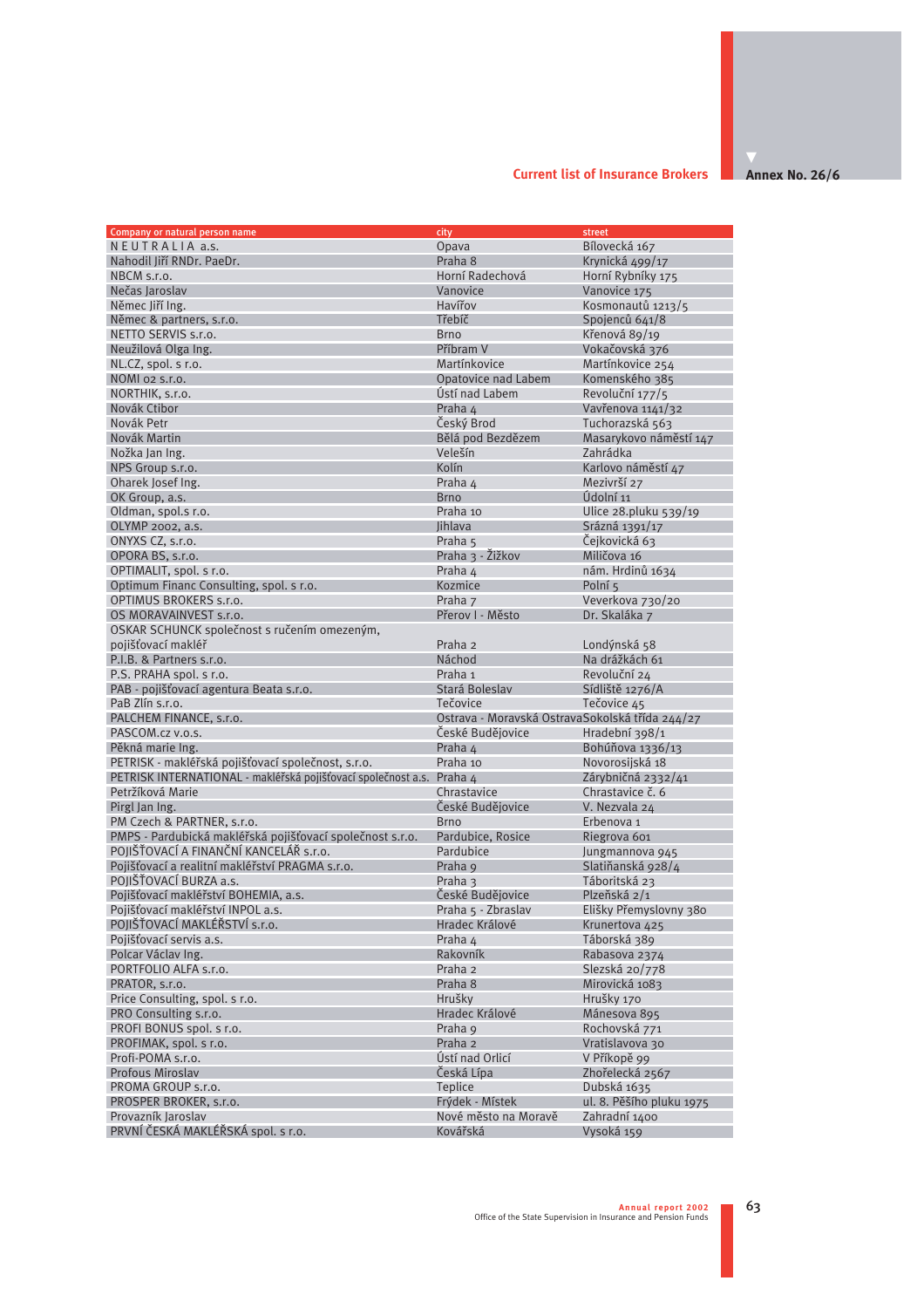Current list of Insurance Brokers

**Annex No. 26/6**

| Company or natural person name | city | street |
|---|---|---|
| N E U T R A L I A a.s. | Opava | Bílovecká 167 |
| Nahodil Jiří RNDr. PaeDr. | Praha 8 | Krynická 499/17 |
| NBCM s.r.o. | Horní Radechová | Horní Rybníky 175 |
| Nečas Jaroslav | Vanovice | Vanovice 175 |
| Němec Jiří Ing. | Havířov | Kosmonautů 1213/5 |
| Němec & partners, s.r.o. | Třebíč | Spojenců 641/8 |
| NETTO SERVIS s.r.o. | Brno | Křenová 89/19 |
| Neužilová Olga Ing. | Příbram V | Vokačovská 376 |
| NL.CZ, spol. s r.o. | Martínkovice | Martínkovice 254 |
| NOMI 02 s.r.o. | Opatovice nad Labem | Komenského 385 |
| NORTHIK, s.r.o. | Ústí nad Labem | Revoluční 177/5 |
| Novák Ctibor | Praha 4 | Vavřenova 1141/32 |
| Novák Petr | Český Brod | Tuchorazská 563 |
| Novák Martin | Bělá pod Bezdězem | Masarykovo náměstí 147 |
| Nožka Jan Ing. | Velešín | Zahrádka |
| NPS Group s.r.o. | Kolín | Karlovo náměstí 47 |
| Oharek Josef Ing. | Praha 4 | Mezivrší 27 |
| OK Group, a.s. | Brno | Údolní 11 |
| Oldman, spol.s r.o. | Praha 10 | Ulice 28.pluku 539/19 |
| OLYMP 2002, a.s. | Jihlava | Srázná 1391/17 |
| ONYXS CZ, s.r.o. | Praha 5 | Čejkovická 63 |
| OPORA BS, s.r.o. | Praha 3 - Žižkov | Miličova 16 |
| OPTIMALIT, spol. s r.o. | Praha 4 | nám. Hrdinů 1634 |
| Optimum Financ Consulting, spol. s r.o. | Kozmice | Polní 5 |
| OPTIMUS BROKERS s.r.o. | Praha 7 | Veverkova 730/20 |
| OS MORAVAINVEST s.r.o. | Přerov I - Město | Dr. Skaláka 7 |
| OSKAR SCHUNCK společnost s ručením omezeným, pojišťovací makléř | Praha 2 | Londýnská 58 |
| P.I.B. & Partners s.r.o. | Náchod | Na drážkách 61 |
| P.S. PRAHA spol. s r.o. | Praha 1 | Revoluční 24 |
| PAB - pojišťovací agentura Beata s.r.o. | Stará Boleslav | Sídliště 1276/A |
| PaB Zlín s.r.o. | Tečovice | Tečovice 45 |
| PALCHEM FINANCE, s.r.o. | Ostrava - Moravská Ostrava | Sokolská třída 244/27 |
| PASCOM.cz v.o.s. | České Budějovice | Hradební 398/1 |
| Pěkná marie Ing. | Praha 4 | Bohúňova 1336/13 |
| PETRISK - makléřská pojišťovací společnost, s.r.o. | Praha 10 | Novorosijská 18 |
| PETRISK INTERNATIONAL - makléřská pojišťovací společnost a.s. | Praha 4 | Zárybničná 2332/41 |
| Petržíková Marie | Chrastavice | Chrastavice č. 6 |
| Pirgl Jan Ing. | České Budějovice | V. Nezvala 24 |
| PM Czech & PARTNER, s.r.o. | Brno | Erbenova 1 |
| PMPS - Pardubická makléřská pojišťovací společnost s.r.o. | Pardubice, Rosice | Riegrova 601 |
| POJIŠŤOVACÍ A FINANČNÍ KANCELÁŘ s.r.o. | Pardubice | Jungmannova 945 |
| Pojišťovací a realitní makléřství PRAGMA s.r.o. | Praha 9 | Slatiňanská 928/4 |
| POJIŠŤOVACÍ BURZA a.s. | Praha 3 | Táboritská 23 |
| Pojišťovací makléřství BOHEMIA, a.s. | České Budějovice | Plzeňská 2/1 |
| Pojišťovací makléřství INPOL a.s. | Praha 5 - Zbraslav | Elišky Přemyslovny 380 |
| POJIŠŤOVACÍ MAKLÉŘSTVÍ s.r.o. | Hradec Králové | Krunertova 425 |
| Pojišťovací servis a.s. | Praha 4 | Táborská 389 |
| Polcar Václav Ing. | Rakovník | Rabasova 2374 |
| PORTFOLIO ALFA s.r.o. | Praha 2 | Slezská 20/778 |
| PRATOR, s.r.o. | Praha 8 | Mirovická 1083 |
| Price Consulting, spol. s r.o. | Hrušky | Hrušky 170 |
| PRO Consulting s.r.o. | Hradec Králové | Mánesova 895 |
| PROFI BONUS spol. s r.o. | Praha 9 | Rochovská 771 |
| PROFIMAK, spol. s r.o. | Praha 2 | Vratislavova 30 |
| Profi-POMA s.r.o. | Ústí nad Orlicí | V Příkopě 99 |
| Profous Miroslav | Česká Lípa | Zhořelecká 2567 |
| PROMA GROUP s.r.o. | Teplice | Dubská 1635 |
| PROSPER BROKER, s.r.o. | Frýdek - Místek | ul. 8. Pěšího pluku 1975 |
| Provazník Jaroslav | Nové město na Moravě | Zahradní 1400 |
| PRVNÍ ČESKÁ MAKLÉŘSKÁ spol. s r.o. | Kovářská | Vysoká 159 |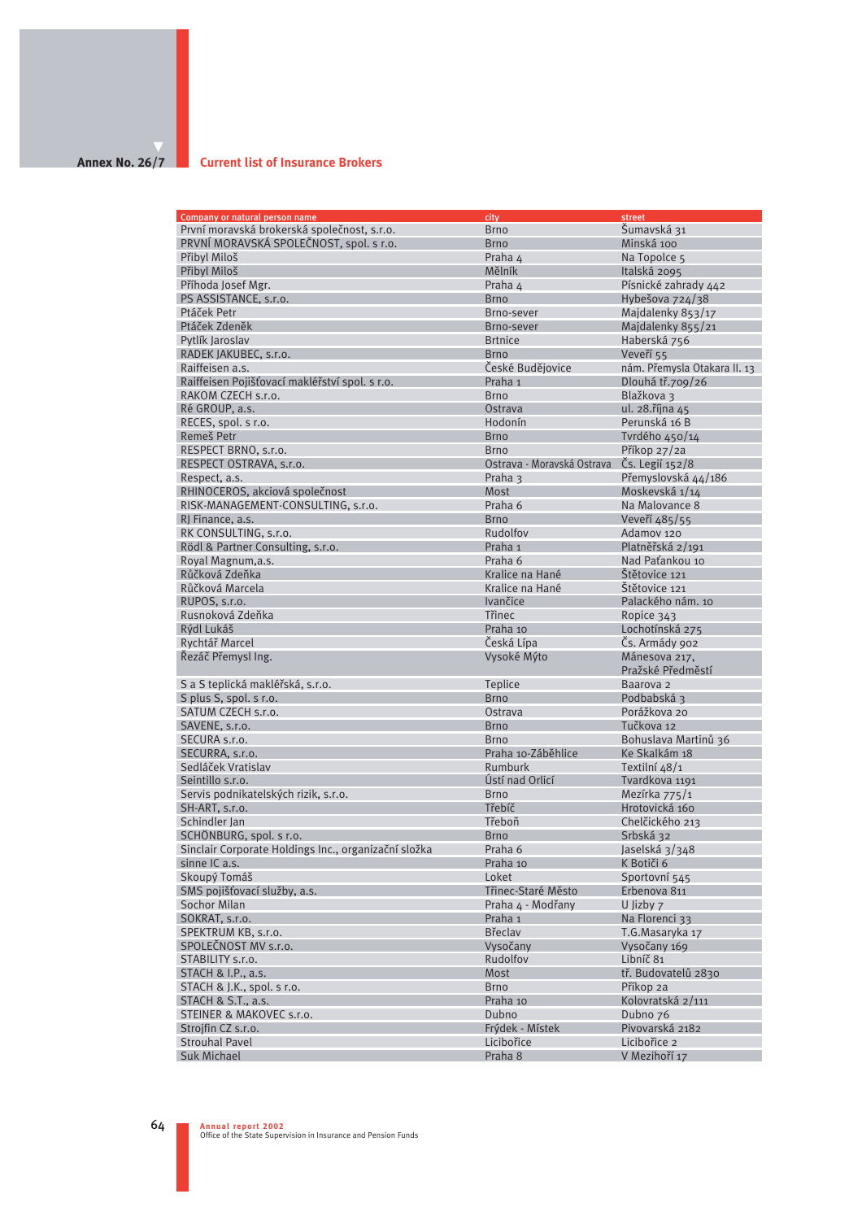Annex No. 26/7

## Current list of Insurance Brokers

| Company or natural person name | city | street |
|---|---|---|
| První moravská brokerská společnost, s.r.o. | Brno | Šumavská 31 |
| PRVNÍ MORAVSKÁ SPOLEČNOST, spol. s r.o. | Brno | Minská 100 |
| Přibyl Miloš | Praha 4 | Na Topolce 5 |
| Přibyl Miloš | Mělník | Italská 2095 |
| Příhoda Josef Mgr. | Praha 4 | Písnické zahrady 442 |
| PS ASSISTANCE, s.r.o. | Brno | Hybešova 724/38 |
| Ptáček Petr | Brno-sever | Majdalenky 853/17 |
| Ptáček Zdeněk | Brno-sever | Majdalenky 855/21 |
| Pytlík Jaroslav | Brtnice | Haberská 756 |
| RADEK JAKUBEC, s.r.o. | Brno | Veveří 55 |
| Raiffeisen a.s. | České Budějovice | nám. Přemysla Otakara II. 13 |
| Raiffeisen Pojišťovací makléřství spol. s r.o. | Praha 1 | Dlouhá tř.709/26 |
| RAKOM CZECH s.r.o. | Brno | Blažkova 3 |
| Ré GROUP, a.s. | Ostrava | ul. 28.října 45 |
| RECES, spol. s r.o. | Hodonín | Perunská 16 B |
| Remeš Petr | Brno | Tvrdého 450/14 |
| RESPECT BRNO, s.r.o. | Brno | Příkop 27/2a |
| RESPECT OSTRAVA, s.r.o. | Ostrava - Moravská Ostrava | Čs. Legií 152/8 |
| Respect, a.s. | Praha 3 | Přemyslovská 44/186 |
| RHINOCEROS, akciová společnost | Most | Moskevská 1/14 |
| RISK-MANAGEMENT-CONSULTING, s.r.o. | Praha 6 | Na Malovance 8 |
| RJ Finance, a.s. | Brno | Veveří 485/55 |
| RK CONSULTING, s.r.o. | Rudolfov | Adamov 120 |
| Rödl & Partner Consulting, s.r.o. | Praha 1 | Platněřská 2/191 |
| Royal Magnum,a.s. | Praha 6 | Nad Paťankou 10 |
| Růčková Zdeňka | Kralice na Hané | Štětovice 121 |
| Růčková Marcela | Kralice na Hané | Štětovice 121 |
| RUPOS, s.r.o. | Ivančice | Palackého nám. 10 |
| Rusnoková Zdeňka | Třinec | Ropice 343 |
| Rýdl Lukáš | Praha 10 | Lochotínská 275 |
| Rychtář Marcel | Česká Lípa | Čs. Armády 902 |
| Řezáč Přemysl Ing. | Vysoké Mýto | Mánesova 217, Pražské Předměstí |
| S a S teplická makléřská, s.r.o. | Teplice | Baarova 2 |
| S plus S, spol. s r.o. | Brno | Podbabská 3 |
| SATUM CZECH s.r.o. | Ostrava | Porážkova 20 |
| SAVENE, s.r.o. | Brno | Tučkova 12 |
| SECURA s.r.o. | Brno | Bohuslava Martinů 36 |
| SECURRA, s.r.o. | Praha 10-Záběhlice | Ke Skalkám 18 |
| Sedláček Vratislav | Rumburk | Textilní 48/1 |
| Seintillo s.r.o. | Ústí nad Orlicí | Tvardkova 1191 |
| Servis podnikatelských rizik, s.r.o. | Brno | Mezírka 775/1 |
| SH-ART, s.r.o. | Třebíč | Hrotovická 160 |
| Schindler Jan | Třeboň | Chelčického 213 |
| SCHÖNBURG, spol. s r.o. | Brno | Srbská 32 |
| Sinclair Corporate Holdings Inc., organizační složka | Praha 6 | Jaselská 3/348 |
| sinne IC a.s. | Praha 10 | K Botiči 6 |
| Skoupý Tomáš | Loket | Sportovní 545 |
| SMS pojišťovací služby, a.s. | Třinec-Staré Město | Erbenova 811 |
| Sochor Milan | Praha 4 - Modřany | U Jizby 7 |
| SOKRAT, s.r.o. | Praha 1 | Na Florenci 33 |
| SPEKTRUM KB, s.r.o. | Břeclav | T.G.Masaryka 17 |
| SPOLEČNOST MV s.r.o. | Vysočany | Vysočany 169 |
| STABILITY s.r.o. | Rudolfov | Libníč 81 |
| STACH & I.P., a.s. | Most | tř. Budovatelů 2830 |
| STACH & J.K., spol. s r.o. | Brno | Příkop 2a |
| STACH & S.T., a.s. | Praha 10 | Kolovratská 2/111 |
| STEINER & MAKOVEC s.r.o. | Dubno | Dubno 76 |
| Strojfin CZ s.r.o. | Frýdek - Místek | Pivovarská 2182 |
| Strouhal Pavel | Libořice | Libořice 2 |
| Suk Michael | Praha 8 | V Mezihoří 17 |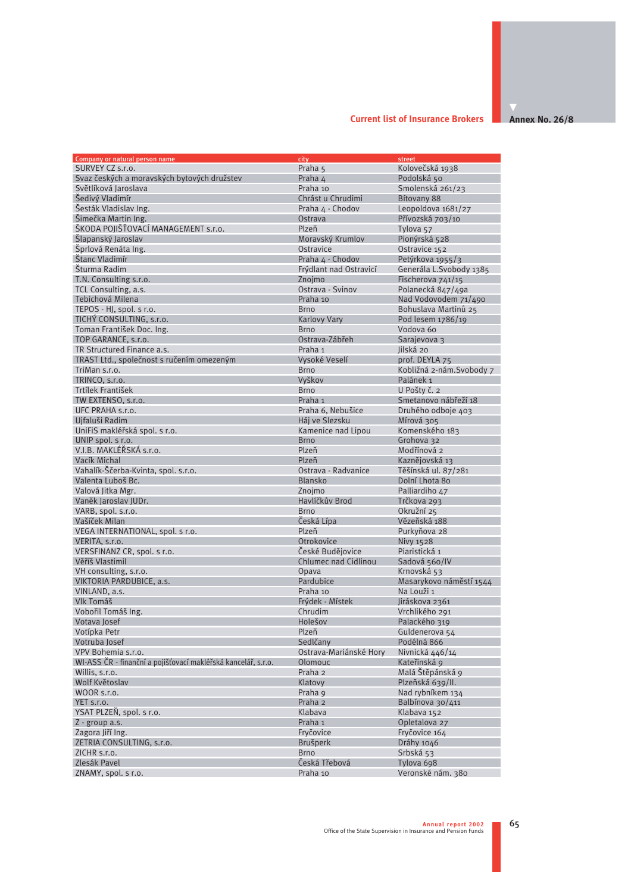## Current list of Insurance Brokers

**Annex No. 26/8**

| Company or natural person name | city | street |
|---|---|---|
| SURVEY CZ s.r.o. | Praha 5 | Kolovečská 1938 |
| Svaz českých a moravských bytových družstev | Praha 4 | Podolská 50 |
| Světlíková Jaroslava | Praha 10 | Smolenská 261/23 |
| Šedivý Vladimír | Chrást u Chrudimi | Bítovany 88 |
| Šesták Vladislav Ing. | Praha 4 - Chodov | Leopoldova 1681/27 |
| Šimečka Martin Ing. | Ostrava | Přívozská 703/10 |
| ŠKODA POJIŠŤOVACÍ MANAGEMENT s.r.o. | Plzeň | Tylova 57 |
| Šlapanský Jaroslav | Moravský Krumlov | Pionýrská 528 |
| Šprlová Renáta Ing. | Ostravice | Ostravice 152 |
| Štanc Vladimír | Praha 4 - Chodov | Petýrkova 1955/3 |
| Šturma Radim | Frýdlant nad Ostravicí | Generála L.Svobody 1385 |
| T.N. Consulting s.r.o. | Znojmo | Fischerova 741/15 |
| TCL Consulting, a.s. | Ostrava - Svinov | Polanecká 847/49a |
| Tebichová Milena | Praha 10 | Nad Vodovodem 71/490 |
| TEPOS - HJ, spol. s r.o. | Brno | Bohuslava Martinů 25 |
| TICHÝ CONSULTING, s.r.o. | Karlovy Vary | Pod lesem 1786/19 |
| Toman František Doc. Ing. | Brno | Vodova 60 |
| TOP GARANCE, s.r.o. | Ostrava-Zábřeh | Sarajevova 3 |
| TR Structured Finance a.s. | Praha 1 | Jilská 20 |
| TRAST Ltd., společnost s ručením omezeným | Vysoké Veselí | prof. DEYLA 75 |
| TriMan s.r.o. | Brno | Kobližná 2-nám.Svobody 7 |
| TRINCO, s.r.o. | Vyškov | Palánek 1 |
| Trtílek František | Brno | U Pošty č. 2 |
| TW EXTENSO, s.r.o. | Praha 1 | Smetanovo nábřeží 18 |
| UFC PRAHA s.r.o. | Praha 6, Nebušice | Druhého odboje 403 |
| Ujfaluši Radim | Háj ve Slezsku | Mírová 305 |
| UniFiS makléřská spol. s r.o. | Kamenice nad Lipou | Komenského 183 |
| UNIP spol. s r.o. | Brno | Grohova 32 |
| V.I.B. MAKLÉŘSKÁ s.r.o. | Plzeň | Modřínová 2 |
| Vacík Michal | Plzeň | Kaznějovská 13 |
| Vahalík-Ščerba-Kvinta, spol. s.r.o. | Ostrava - Radvanice | Těšínská ul. 87/281 |
| Valenta Luboš Bc. | Blansko | Dolní Lhota 80 |
| Valová Jitka Mgr. | Znojmo | Palliardiho 47 |
| Vaněk Jaroslav JUDr. | Havlíčkův Brod | Trčkova 293 |
| VARB, spol. s.r.o. | Brno | Okružní 25 |
| Vašíček Milan | Česká Lípa | Vězeňská 188 |
| VEGA INTERNATIONAL, spol. s r.o. | Plzeň | Purkyňova 28 |
| VERITA, s.r.o. | Otrokovice | Nivy 1528 |
| VERSFINANZ CR, spol. s r.o. | České Budějovice | Piaristická 1 |
| Věříš Vlastimil | Chlumec nad Cidlinou | Sadová 560/IV |
| VH consulting, s.r.o. | Opava | Krnovská 53 |
| VIKTORIA PARDUBICE, a.s. | Pardubice | Masarykovo náměstí 1544 |
| VINLAND, a.s. | Praha 10 | Na Louži 1 |
| Vlk Tomáš | Frýdek - Místek | Jiráskova 2361 |
| Vobořil Tomáš Ing. | Chrudim | Vrchlického 291 |
| Votava Josef | Holešov | Palackého 319 |
| Votípka Petr | Plzeň | Guldenerova 54 |
| Votruba Josef | Sedlčany | Podélná 866 |
| VPV Bohemia s.r.o. | Ostrava-Mariánské Hory | Nivnická 446/14 |
| WI-ASS ČR - finanční a pojišťovací makléřská kancelář, s.r.o. | Olomouc | Kateřinská 9 |
| Willis, s.r.o. | Praha 2 | Malá Štěpánská 9 |
| Wolf Květoslav | Klatovy | Plzeňská 639/II. |
| WOOR s.r.o. | Praha 9 | Nad rybníkem 134 |
| YET s.r.o. | Praha 2 | Balbínova 30/411 |
| YSAT PLZEŇ, spol. s r.o. | Klabava | Klabava 152 |
| Z - group a.s. | Praha 1 | Opletalova 27 |
| Zagora Jiří Ing. | Fryčovice | Fryčovice 164 |
| ZETRIA CONSULTING, s.r.o. | Brušperk | Dráhy 1046 |
| ZICHR s.r.o. | Brno | Srbská 53 |
| Zlesák Pavel | Česká Třebová | Tylova 698 |
| ZNAMY, spol. s r.o. | Praha 10 | Veronské nám. 380 |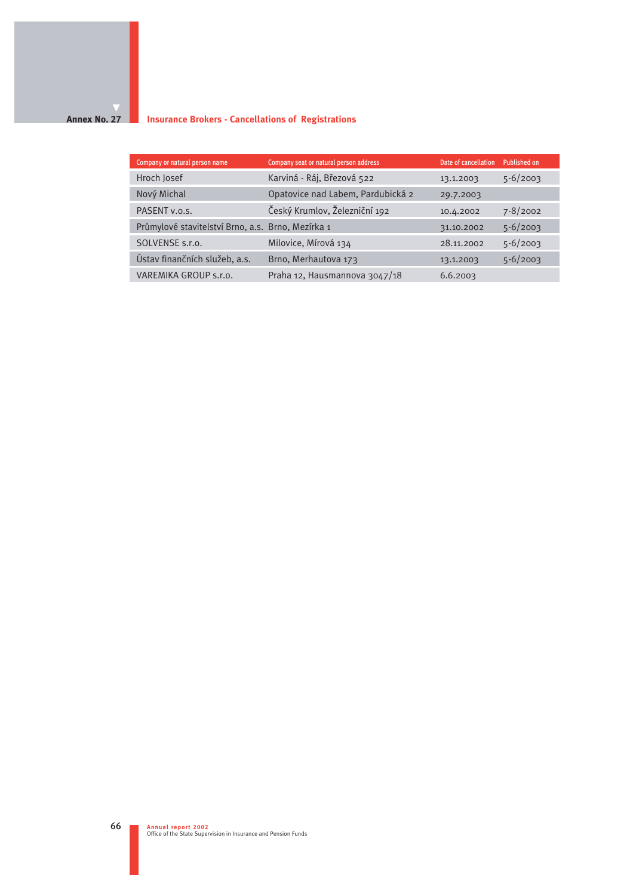Annex No. 27

## Insurance Brokers - Cancellations of Registrations

| Company or natural person name | Company seat or natural person address | Date of cancellation | Published on |
|---|---|---|---|
| Hroch Josef | Karviná - Ráj, Březová 522 | 13.1.2003 | 5-6/2003 |
| Nový Michal | Opatovice nad Labem, Pardubická 2 | 29.7.2003 | |
| PASENT v.o.s. | Český Krumlov, Železniční 192 | 10.4.2002 | 7-8/2002 |
| Průmylové stavitelství Brno, a.s. | Brno, Mezírka 1 | 31.10.2002 | 5-6/2003 |
| SOLVENSE s.r.o. | Milovice, Mírová 134 | 28.11.2002 | 5-6/2003 |
| Ústav finančních služeb, a.s. | Brno, Merhautova 173 | 13.1.2003 | 5-6/2003 |
| VAREMIKA GROUP s.r.o. | Praha 12, Hausmannova 3047/18 | 6.6.2003 | |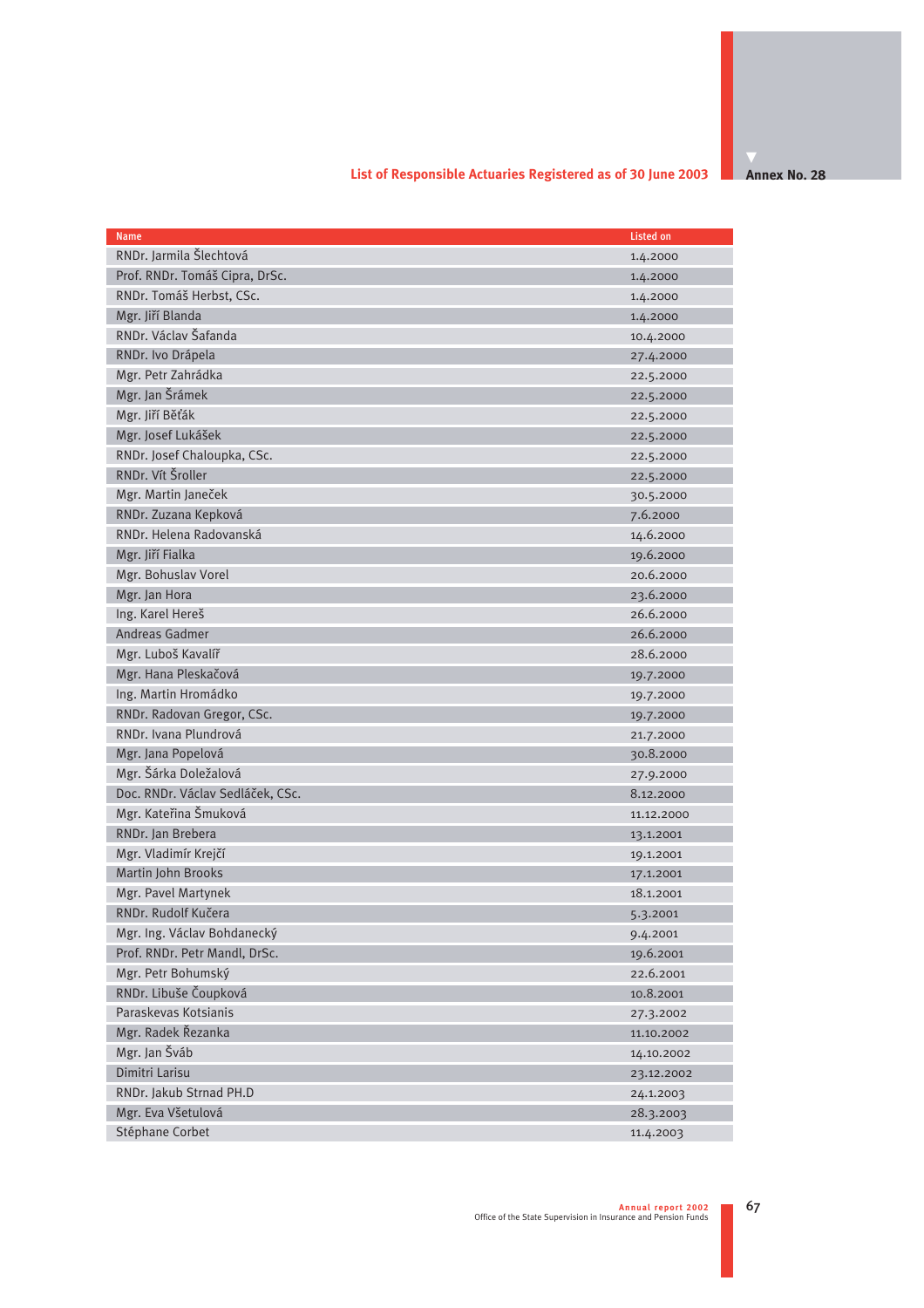## List of Responsible Actuaries Registered as of 30 June 2003

**Annex No. 28**

| Name | Listed on |
|---|---|
| RNDr. Jarmila Šlechtová | 1.4.2000 |
| Prof. RNDr. Tomáš Cipra, DrSc. | 1.4.2000 |
| RNDr. Tomáš Herbst, CSc. | 1.4.2000 |
| Mgr. Jiří Blanda | 1.4.2000 |
| RNDr. Václav Šafanda | 10.4.2000 |
| RNDr. Ivo Drápela | 27.4.2000 |
| Mgr. Petr Zahrádka | 22.5.2000 |
| Mgr. Jan Šrámek | 22.5.2000 |
| Mgr. Jiří Běťák | 22.5.2000 |
| Mgr. Josef Lukášek | 22.5.2000 |
| RNDr. Josef Chaloupka, CSc. | 22.5.2000 |
| RNDr. Vít Šroller | 22.5.2000 |
| Mgr. Martin Janeček | 30.5.2000 |
| RNDr. Zuzana Kepková | 7.6.2000 |
| RNDr. Helena Radovanská | 14.6.2000 |
| Mgr. Jiří Fialka | 19.6.2000 |
| Mgr. Bohuslav Vorel | 20.6.2000 |
| Mgr. Jan Hora | 23.6.2000 |
| Ing. Karel Hereš | 26.6.2000 |
| Andreas Gadmer | 26.6.2000 |
| Mgr. Luboš Kavalíř | 28.6.2000 |
| Mgr. Hana Pleskačová | 19.7.2000 |
| Ing. Martin Hromádko | 19.7.2000 |
| RNDr. Radovan Gregor, CSc. | 19.7.2000 |
| RNDr. Ivana Plundrová | 21.7.2000 |
| Mgr. Jana Popelová | 30.8.2000 |
| Mgr. Šárka Doležalová | 27.9.2000 |
| Doc. RNDr. Václav Sedláček, CSc. | 8.12.2000 |
| Mgr. Kateřina Šmuková | 11.12.2000 |
| RNDr. Jan Brebera | 13.1.2001 |
| Mgr. Vladimír Krejčí | 19.1.2001 |
| Martin John Brooks | 17.1.2001 |
| Mgr. Pavel Martynek | 18.1.2001 |
| RNDr. Rudolf Kučera | 5.3.2001 |
| Mgr. Ing. Václav Bohdanecký | 9.4.2001 |
| Prof. RNDr. Petr Mandl, DrSc. | 19.6.2001 |
| Mgr. Petr Bohumský | 22.6.2001 |
| RNDr. Libuše Čoupková | 10.8.2001 |
| Paraskevas Kotsianis | 27.3.2002 |
| Mgr. Radek Řezanka | 11.10.2002 |
| Mgr. Jan Šváb | 14.10.2002 |
| Dimitri Larisu | 23.12.2002 |
| RNDr. Jakub Strnad PH.D | 24.1.2003 |
| Mgr. Eva Všetulová | 28.3.2003 |
| Stéphane Corbet | 11.4.2003 |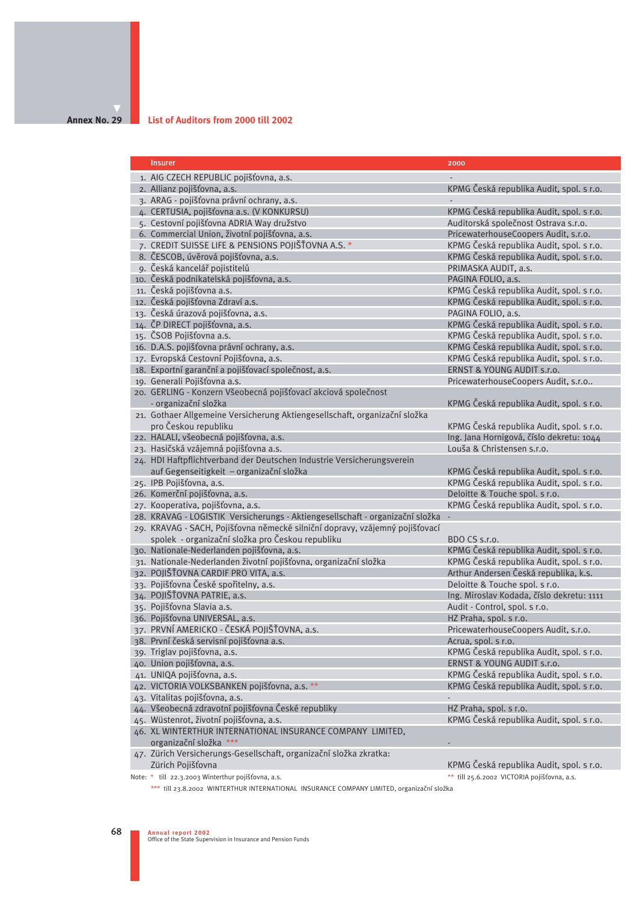Annex No. 29

## List of Auditors from 2000 till 2002

| Insurer | 2000 |
|---|---|
| 1. AIG CZECH REPUBLIC pojišťovna, a.s. | - |
| 2. Allianz pojišťovna, a.s. | KPMG Česká republika Audit, spol. s r.o. |
| 3. ARAG - pojišťovna právní ochrany, a.s. | - |
| 4. CERTUSIA, pojišťovna a.s. (V KONKURSU) | KPMG Česká republika Audit, spol. s r.o. |
| 5. Cestovní pojišťovna ADRIA Way družstvo | Auditorská společnost Ostrava s.r.o. |
| 6. Commercial Union, životní pojišťovna, a.s. | PricewaterhouseCoopers Audit, s.r.o. |
| 7. CREDIT SUISSE LIFE & PENSIONS POJIŠŤOVNA A.S. * | KPMG Česká republika Audit, spol. s r.o. |
| 8. ČESCOB, úvěrová pojišťovna, a.s. | KPMG Česká republika Audit, spol. s r.o. |
| 9. Česká kancelář pojistitelů | PRIMASKA AUDIT, a.s. |
| 10. Česká podnikatelská pojišťovna, a.s. | PAGINA FOLIO, a.s. |
| 11. Česká pojišťovna a.s. | KPMG Česká republika Audit, spol. s r.o. |
| 12. Česká pojišťovna Zdraví a.s. | KPMG Česká republika Audit, spol. s r.o. |
| 13. Česká úrazová pojišťovna, a.s. | PAGINA FOLIO, a.s. |
| 14. ČP DIRECT pojišťovna, a.s. | KPMG Česká republika Audit, spol. s r.o. |
| 15. ČSOB Pojišťovna a.s. | KPMG Česká republika Audit, spol. s r.o. |
| 16. D.A.S. pojišťovna právní ochrany, a.s. | KPMG Česká republika Audit, spol. s r.o. |
| 17. Evropská Cestovní Pojišťovna, a.s. | KPMG Česká republika Audit, spol. s r.o. |
| 18. Exportní garanční a pojišťovací společnost, a.s. | ERNST & YOUNG AUDIT s.r.o. |
| 19. Generali Pojišťovna a.s. | PricewaterhouseCoopers Audit, s.r.o.. |
| 20. GERLING - Konzern Všeobecná pojišťovací akciová společnost - organizační složka | KPMG Česká republika Audit, spol. s r.o. |
| 21. Gothaer Allgemeine Versicherung Aktiengesellschaft, organizační složka pro Českou republiku | KPMG Česká republika Audit, spol. s r.o. |
| 22. HALALI, všeobecná pojišťovna, a.s. | Ing. Jana Hornigová, číslo dekretu: 1044 |
| 23. Hasičská vzájemná pojišťovna a.s. | Louša & Christensen s.r.o. |
| 24. HDI Haftpflichtverband der Deutschen Industrie Versicherungsverein auf Gegenseitigkeit – organizační složka | KPMG Česká republika Audit, spol. s r.o. |
| 25. IPB Pojišťovna, a.s. | KPMG Česká republika Audit, spol. s r.o. |
| 26. Komerční pojišťovna, a.s. | Deloitte & Touche spol. s r.o. |
| 27. Kooperativa, pojišťovna, a.s. | KPMG Česká republika Audit, spol. s r.o. |
| 28. KRAVAG - LOGISTIK Versicherungs - Aktiengesellschaft - organizační složka | - |
| 29. KRAVAG - SACH, Pojišťovna německé silniční dopravy, vzájemný pojišťovací spolek - organizační složka pro Českou republiku | BDO CS s.r.o. |
| 30. Nationale-Nederlanden pojišťovna, a.s. | KPMG Česká republika Audit, spol. s r.o. |
| 31. Nationale-Nederlanden životní pojišťovna, organizační složka | KPMG Česká republika Audit, spol. s r.o. |
| 32. POJIŠŤOVNA CARDIF PRO VITA, a.s. | Arthur Andersen Česká republika, k.s. |
| 33. Pojišťovna České spořitelny, a.s. | Deloitte & Touche spol. s r.o. |
| 34. POJIŠŤOVNA PATRIE, a.s. | Ing. Miroslav Kodada, číslo dekretu: 1111 |
| 35. Pojišťovna Slavia a.s. | Audit - Control, spol. s r.o. |
| 36. Pojišťovna UNIVERSAL, a.s. | HZ Praha, spol. s r.o. |
| 37. PRVNÍ AMERICKO - ČESKÁ POJIŠŤOVNA, a.s. | PricewaterhouseCoopers Audit, s.r.o. |
| 38. První česká servisní pojišťovna a.s. | Acrua, spol. s r.o. |
| 39. Triglav pojišťovna, a.s. | KPMG Česká republika Audit, spol. s r.o. |
| 40. Union pojišťovna, a.s. | ERNST & YOUNG AUDIT s.r.o. |
| 41. UNIQA pojišťovna, a.s. | KPMG Česká republika Audit, spol. s r.o. |
| 42. VICTORIA VOLKSBANKEN pojišťovna, a.s. ** | KPMG Česká republika Audit, spol. s r.o. |
| 43. Vitalitas pojišťovna, a.s. | - |
| 44. Všeobecná zdravotní pojišťovna České republiky | HZ Praha, spol. s r.o. |
| 45. Wüstenrot, životní pojišťovna, a.s. | KPMG Česká republika Audit, spol. s r.o. |
| 46. XL WINTERTHUR INTERNATIONAL INSURANCE COMPANY LIMITED, organizační složka *** | - |
| 47. Zürich Versicherungs-Gesellschaft, organizační složka zkratka: Zürich Pojišťovna | KPMG Česká republika Audit, spol. s r.o. |

Note: * till 22.3.2003 Winterthur pojišťovna, a.s. ** till 25.6.2002 VICTORIA pojišťovna, a.s.
*** till 23.8.2002 WINTERTHUR INTERNATIONAL INSURANCE COMPANY LIMITED, organizační složka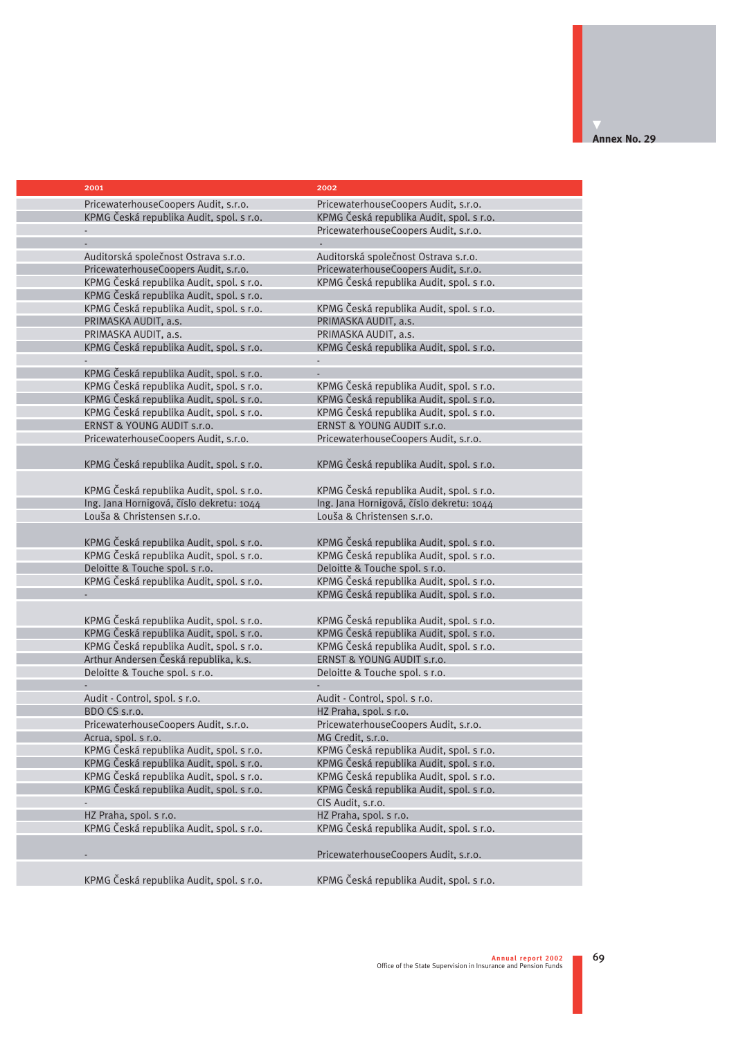## Annex No. 29

| 2001 | 2002 |
|---|---|
| PricewaterhouseCoopers Audit, s.r.o. | PricewaterhouseCoopers Audit, s.r.o. |
| KPMG Česká republika Audit, spol. s r.o. | KPMG Česká republika Audit, spol. s r.o. |
| - | PricewaterhouseCoopers Audit, s.r.o. |
| - | - |
| Auditorská společnost Ostrava s.r.o. | Auditorská společnost Ostrava s.r.o. |
| PricewaterhouseCoopers Audit, s.r.o. | PricewaterhouseCoopers Audit, s.r.o. |
| KPMG Česká republika Audit, spol. s r.o. | KPMG Česká republika Audit, spol. s r.o. |
| KPMG Česká republika Audit, spol. s r.o. | |
| KPMG Česká republika Audit, spol. s r.o. | KPMG Česká republika Audit, spol. s r.o. |
| PRIMASKA AUDIT, a.s. | PRIMASKA AUDIT, a.s. |
| PRIMASKA AUDIT, a.s. | PRIMASKA AUDIT, a.s. |
| KPMG Česká republika Audit, spol. s r.o. | KPMG Česká republika Audit, spol. s r.o. |
| - | - |
| KPMG Česká republika Audit, spol. s r.o. | - |
| KPMG Česká republika Audit, spol. s r.o. | KPMG Česká republika Audit, spol. s r.o. |
| KPMG Česká republika Audit, spol. s r.o. | KPMG Česká republika Audit, spol. s r.o. |
| KPMG Česká republika Audit, spol. s r.o. | KPMG Česká republika Audit, spol. s r.o. |
| ERNST & YOUNG AUDIT s.r.o. | ERNST & YOUNG AUDIT s.r.o. |
| PricewaterhouseCoopers Audit, s.r.o. | PricewaterhouseCoopers Audit, s.r.o. |
| KPMG Česká republika Audit, spol. s r.o. | KPMG Česká republika Audit, spol. s r.o. |
| KPMG Česká republika Audit, spol. s r.o. | KPMG Česká republika Audit, spol. s r.o. |
| Ing. Jana Hornigová, číslo dekretu: 1044 | Ing. Jana Hornigová, číslo dekretu: 1044 |
| Louša & Christensen s.r.o. | Louša & Christensen s.r.o. |
| KPMG Česká republika Audit, spol. s r.o. | KPMG Česká republika Audit, spol. s r.o. |
| KPMG Česká republika Audit, spol. s r.o. | KPMG Česká republika Audit, spol. s r.o. |
| Deloitte & Touche spol. s r.o. | Deloitte & Touche spol. s r.o. |
| KPMG Česká republika Audit, spol. s r.o. | KPMG Česká republika Audit, spol. s r.o. |
| - | KPMG Česká republika Audit, spol. s r.o. |
| KPMG Česká republika Audit, spol. s r.o. | KPMG Česká republika Audit, spol. s r.o. |
| KPMG Česká republika Audit, spol. s r.o. | KPMG Česká republika Audit, spol. s r.o. |
| KPMG Česká republika Audit, spol. s r.o. | KPMG Česká republika Audit, spol. s r.o. |
| Arthur Andersen Česká republika, k.s. | ERNST & YOUNG AUDIT s.r.o. |
| Deloitte & Touche spol. s r.o. | Deloitte & Touche spol. s r.o. |
| - | - |
| Audit - Control, spol. s r.o. | Audit - Control, spol. s r.o. |
| BDO CS s.r.o. | HZ Praha, spol. s r.o. |
| PricewaterhouseCoopers Audit, s.r.o. | PricewaterhouseCoopers Audit, s.r.o. |
| Acrua, spol. s r.o. | MG Credit, s.r.o. |
| KPMG Česká republika Audit, spol. s r.o. | KPMG Česká republika Audit, spol. s r.o. |
| KPMG Česká republika Audit, spol. s r.o. | KPMG Česká republika Audit, spol. s r.o. |
| KPMG Česká republika Audit, spol. s r.o. | KPMG Česká republika Audit, spol. s r.o. |
| KPMG Česká republika Audit, spol. s r.o. | KPMG Česká republika Audit, spol. s r.o. |
| - | CIS Audit, s.r.o. |
| HZ Praha, spol. s r.o. | HZ Praha, spol. s r.o. |
| KPMG Česká republika Audit, spol. s r.o. | KPMG Česká republika Audit, spol. s r.o. |
| - | PricewaterhouseCoopers Audit, s.r.o. |
| KPMG Česká republika Audit, spol. s r.o. | KPMG Česká republika Audit, spol. s r.o. |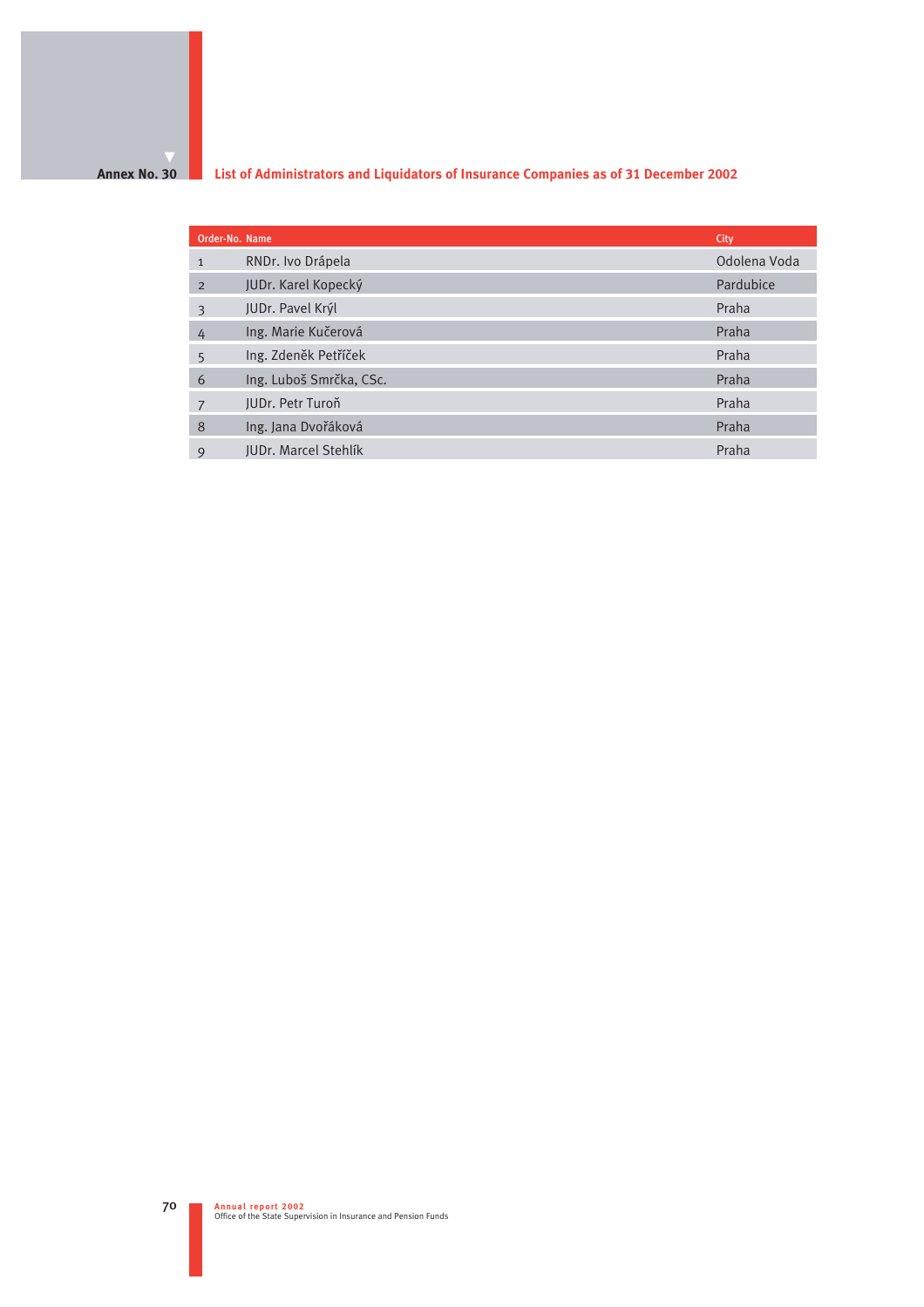## Annex No. 30

## List of Administrators and Liquidators of Insurance Companies as of 31 December 2002

| Order-No. | Name | City |
|---|---|---|
| 1 | RNDr. Ivo Drápela | Odolena Voda |
| 2 | JUDr. Karel Kopecký | Pardubice |
| 3 | JUDr. Pavel Krýl | Praha |
| 4 | Ing. Marie Kučerová | Praha |
| 5 | Ing. Zdeněk Petříček | Praha |
| 6 | Ing. Luboš Smrčka, CSc. | Praha |
| 7 | JUDr. Petr Turoň | Praha |
| 8 | Ing. Jana Dvořáková | Praha |
| 9 | JUDr. Marcel Stehlík | Praha |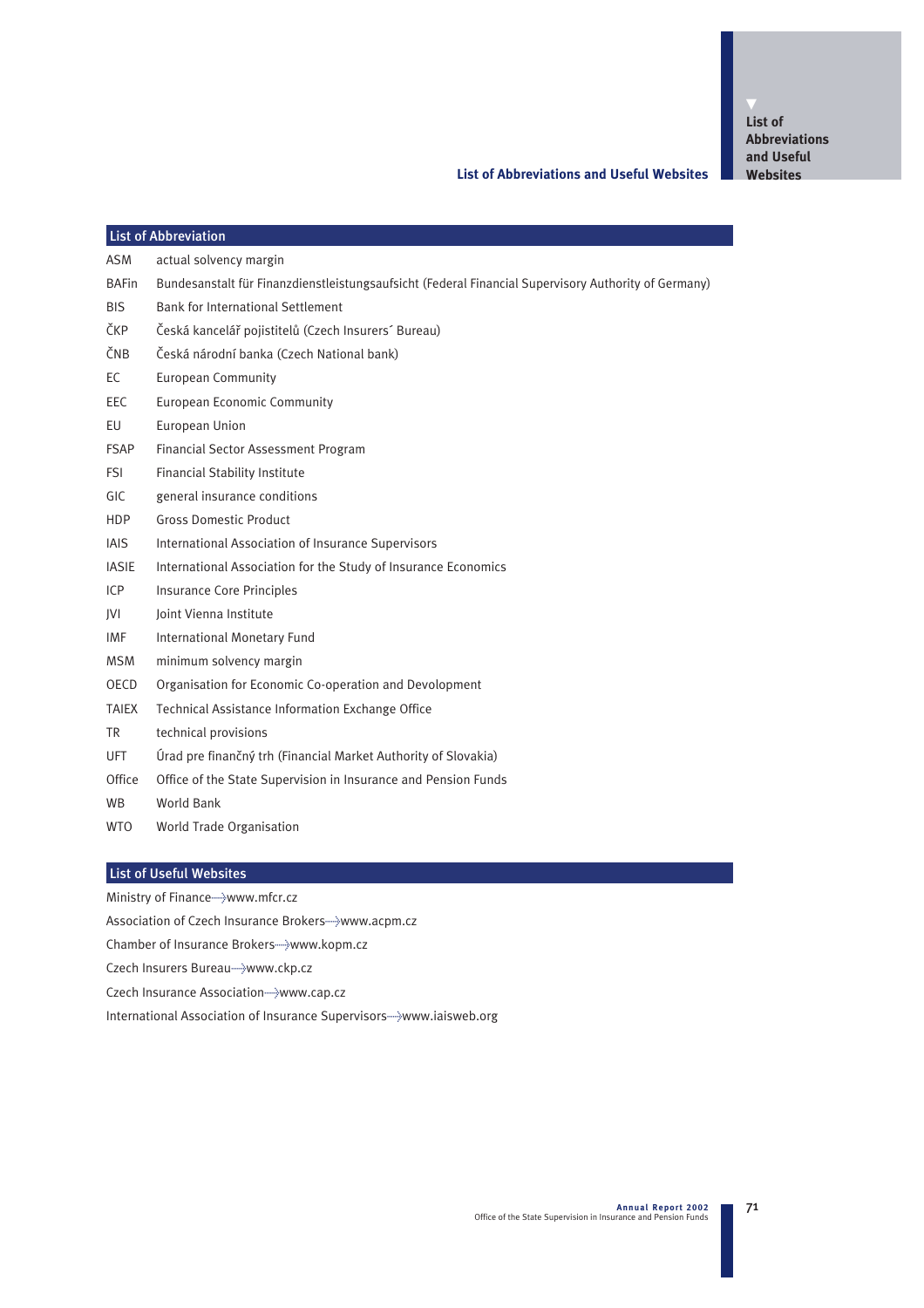# List of Abbreviations and Useful Websites

## List of Abbreviation

| | |
|---|---|
| ASM | actual solvency margin |
| BAFin | Bundesanstalt für Finanzdienstleistungsaufsicht (Federal Financial Supervisory Authority of Germany) |
| BIS | Bank for International Settlement |
| ČKP | Česká kancelář pojistitelů (Czech Insurers´ Bureau) |
| ČNB | Česká národní banka (Czech National bank) |
| EC | European Community |
| EEC | European Economic Community |
| EU | European Union |
| FSAP | Financial Sector Assessment Program |
| FSI | Financial Stability Institute |
| GIC | general insurance conditions |
| HDP | Gross Domestic Product |
| IAIS | International Association of Insurance Supervisors |
| IASIE | International Association for the Study of Insurance Economics |
| ICP | Insurance Core Principles |
| JVI | Joint Vienna Institute |
| IMF | International Monetary Fund |
| MSM | minimum solvency margin |
| OECD | Organisation for Economic Co-operation and Devolopment |
| TAIEX | Technical Assistance Information Exchange Office |
| TR | technical provisions |
| UFT | Úrad pre finančný trh (Financial Market Authority of Slovakia) |
| Office | Office of the State Supervision in Insurance and Pension Funds |
| WB | World Bank |
| WTO | World Trade Organisation |

## List of Useful Websites

Ministry of Finance → www.mfcr.cz

Association of Czech Insurance Brokers → www.acpm.cz

Chamber of Insurance Brokers → www.kopm.cz

Czech Insurers Bureau → www.ckp.cz

Czech Insurance Association → www.cap.cz

International Association of Insurance Supervisors → www.iaisweb.org